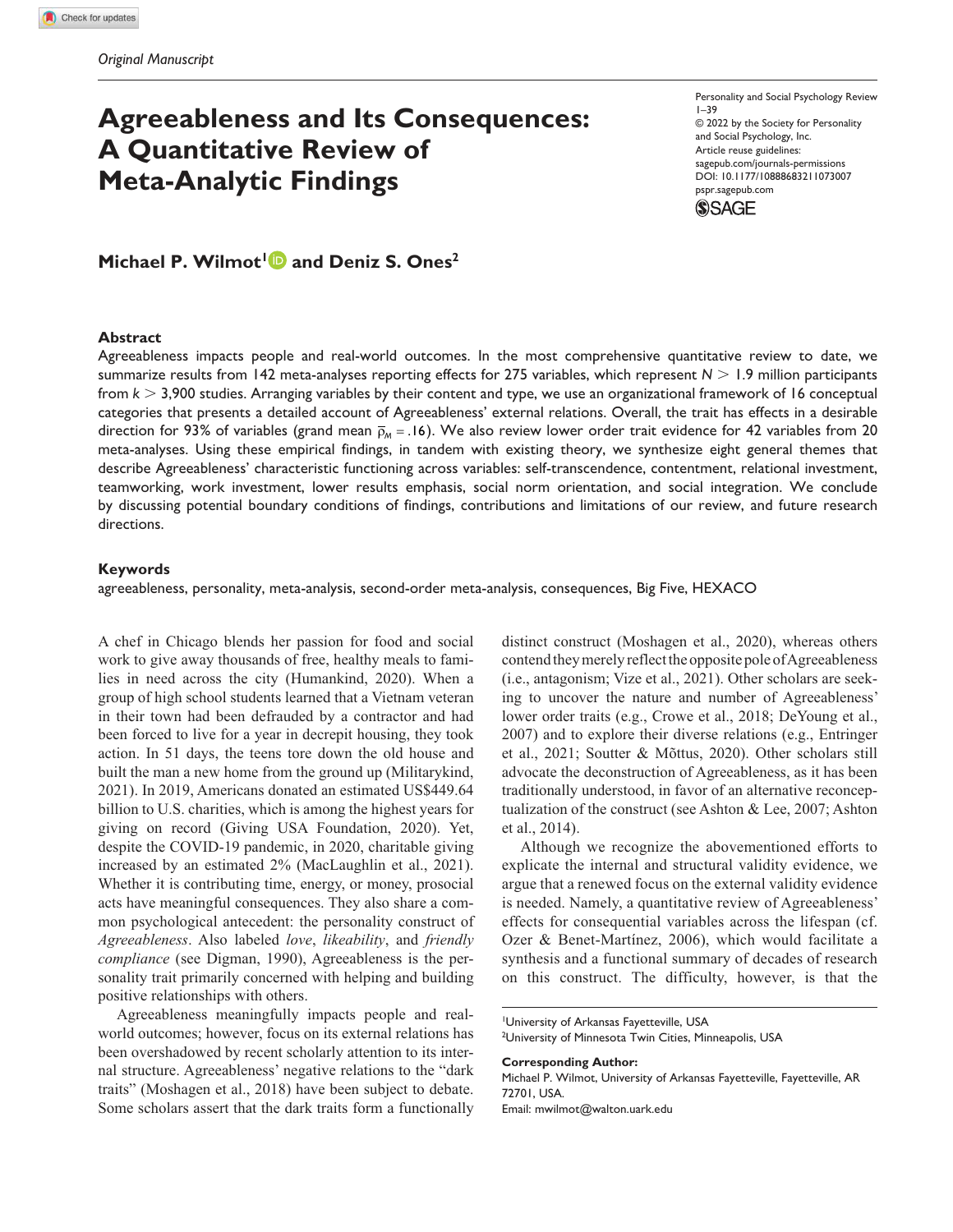*Original Manuscript*

# Agreeableness and Its Consequences: A Quantitative Review of Meta-Analytic Findings

Personality and Social Psychology Review
1–39
© 2022 by the Society for Personality and Social Psychology, Inc.
Article reuse guidelines: sagepub.com/journals-permissions
DOI: 10.1177/10888683211073007
pspr.sagepub.com

**Michael P. Wilmot[1] and Deniz S. Ones[2]**

## Abstract

Agreeableness impacts people and real-world outcomes. In the most comprehensive quantitative review to date, we summarize results from 142 meta-analyses reporting effects for 275 variables, which represent $N > 1.9$ million participants from $k > 3{,}900$ studies. Arranging variables by their content and type, we use an organizational framework of 16 conceptual categories that presents a detailed account of Agreeableness' external relations. Overall, the trait has effects in a desirable direction for 93% of variables (grand mean $\bar{\rho}_M = .16$). We also review lower order trait evidence for 42 variables from 20 meta-analyses. Using these empirical findings, in tandem with existing theory, we synthesize eight general themes that describe Agreeableness' characteristic functioning across variables: self-transcendence, contentment, relational investment, teamworking, work investment, lower results emphasis, social norm orientation, and social integration. We conclude by discussing potential boundary conditions of findings, contributions and limitations of our review, and future research directions.

## Keywords

agreeableness, personality, meta-analysis, second-order meta-analysis, consequences, Big Five, HEXACO

A chef in Chicago blends her passion for food and social work to give away thousands of free, healthy meals to families in need across the city (Humankind, 2020). When a group of high school students learned that a Vietnam veteran in their town had been defrauded by a contractor and had been forced to live for a year in decrepit housing, they took action. In 51 days, the teens tore down the old house and built the man a new home from the ground up (Militarykind, 2021). In 2019, Americans donated an estimated US$449.64 billion to U.S. charities, which is among the highest years for giving on record (Giving USA Foundation, 2020). Yet, despite the COVID-19 pandemic, in 2020, charitable giving increased by an estimated 2% (MacLaughlin et al., 2021). Whether it is contributing time, energy, or money, prosocial acts have meaningful consequences. They also share a common psychological antecedent: the personality construct of *Agreeableness*. Also labeled *love*, *likeability*, and *friendly compliance* (see Digman, 1990), Agreeableness is the personality trait primarily concerned with helping and building positive relationships with others.

Agreeableness meaningfully impacts people and real-world outcomes; however, focus on its external relations has been overshadowed by recent scholarly attention to its internal structure. Agreeableness' negative relations to the "dark traits" (Moshagen et al., 2018) have been subject to debate. Some scholars assert that the dark traits form a functionally distinct construct (Moshagen et al., 2020), whereas others contend they merely reflect the opposite pole of Agreeableness (i.e., antagonism; Vize et al., 2021). Other scholars are seeking to uncover the nature and number of Agreeableness' lower order traits (e.g., Crowe et al., 2018; DeYoung et al., 2007) and to explore their diverse relations (e.g., Entringer et al., 2021; Soutter & Mõttus, 2020). Other scholars still advocate the deconstruction of Agreeableness, as it has been traditionally understood, in favor of an alternative reconceptualization of the construct (see Ashton & Lee, 2007; Ashton et al., 2014).

Although we recognize the abovementioned efforts to explicate the internal and structural validity evidence, we argue that a renewed focus on the external validity evidence is needed. Namely, a quantitative review of Agreeableness' effects for consequential variables across the lifespan (cf. Ozer & Benet-Martínez, 2006), which would facilitate a synthesis and a functional summary of decades of research on this construct. The difficulty, however, is that the

[1]University of Arkansas Fayetteville, USA
[2]University of Minnesota Twin Cities, Minneapolis, USA

**Corresponding Author:**
Michael P. Wilmot, University of Arkansas Fayetteville, Fayetteville, AR 72701, USA.
Email: mwilmot@walton.uark.edu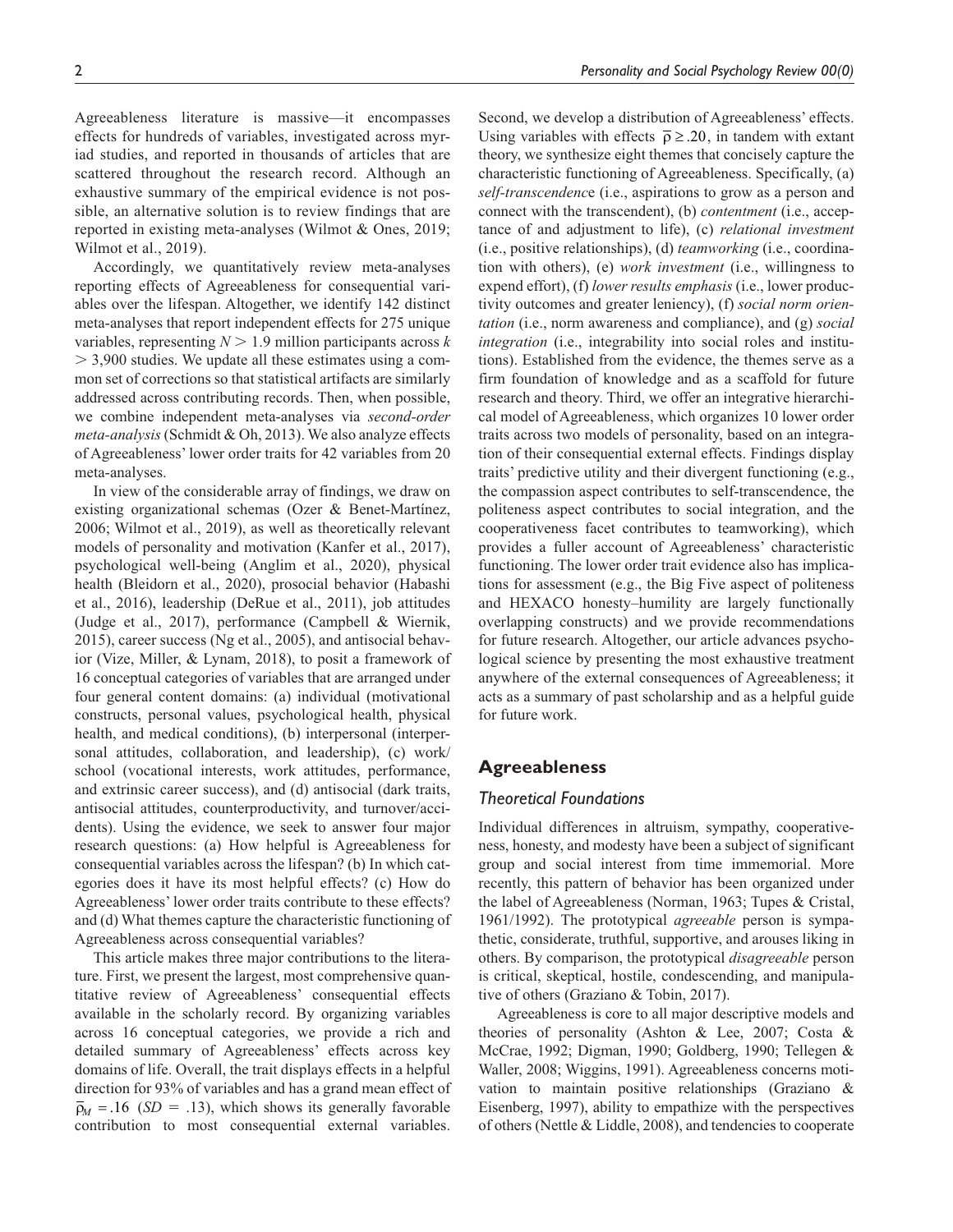Agreeableness literature is massive—it encompasses effects for hundreds of variables, investigated across myriad studies, and reported in thousands of articles that are scattered throughout the research record. Although an exhaustive summary of the empirical evidence is not possible, an alternative solution is to review findings that are reported in existing meta-analyses (Wilmot & Ones, 2019; Wilmot et al., 2019).

Accordingly, we quantitatively review meta-analyses reporting effects of Agreeableness for consequential variables over the lifespan. Altogether, we identify 142 distinct meta-analyses that report independent effects for 275 unique variables, representing $N > 1.9$ million participants across $k > 3{,}900$ studies. We update all these estimates using a common set of corrections so that statistical artifacts are similarly addressed across contributing records. Then, when possible, we combine independent meta-analyses via *second-order meta-analysis* (Schmidt & Oh, 2013). We also analyze effects of Agreeableness' lower order traits for 42 variables from 20 meta-analyses.

In view of the considerable array of findings, we draw on existing organizational schemas (Ozer & Benet-Martínez, 2006; Wilmot et al., 2019), as well as theoretically relevant models of personality and motivation (Kanfer et al., 2017), psychological well-being (Anglim et al., 2020), physical health (Bleidorn et al., 2020), prosocial behavior (Habashi et al., 2016), leadership (DeRue et al., 2011), job attitudes (Judge et al., 2017), performance (Campbell & Wiernik, 2015), career success (Ng et al., 2005), and antisocial behavior (Vize, Miller, & Lynam, 2018), to posit a framework of 16 conceptual categories of variables that are arranged under four general content domains: (a) individual (motivational constructs, personal values, psychological health, physical health, and medical conditions), (b) interpersonal (interpersonal attitudes, collaboration, and leadership), (c) work/school (vocational interests, work attitudes, performance, and extrinsic career success), and (d) antisocial (dark traits, antisocial attitudes, counterproductivity, and turnover/accidents). Using the evidence, we seek to answer four major research questions: (a) How helpful is Agreeableness for consequential variables across the lifespan? (b) In which categories does it have its most helpful effects? (c) How do Agreeableness' lower order traits contribute to these effects? and (d) What themes capture the characteristic functioning of Agreeableness across consequential variables?

This article makes three major contributions to the literature. First, we present the largest, most comprehensive quantitative review of Agreeableness' consequential effects available in the scholarly record. By organizing variables across 16 conceptual categories, we provide a rich and detailed summary of Agreeableness' effects across key domains of life. Overall, the trait displays effects in a helpful direction for 93% of variables and has a grand mean effect of $\bar{\rho}_M = .16$ ($SD = .13$), which shows its generally favorable contribution to most consequential external variables. Second, we develop a distribution of Agreeableness' effects. Using variables with effects $\bar{\rho} \geq .20$, in tandem with extant theory, we synthesize eight themes that concisely capture the characteristic functioning of Agreeableness. Specifically, (a) *self-transcendence* (i.e., aspirations to grow as a person and connect with the transcendent), (b) *contentment* (i.e., acceptance of and adjustment to life), (c) *relational investment* (i.e., positive relationships), (d) *teamworking* (i.e., coordination with others), (e) *work investment* (i.e., willingness to expend effort), (f) *lower results emphasis* (i.e., lower productivity outcomes and greater leniency), (g) *social norm orientation* (i.e., norm awareness and compliance), and (g) *social integration* (i.e., integrability into social roles and institutions). Established from the evidence, the themes serve as a firm foundation of knowledge and as a scaffold for future research and theory. Third, we offer an integrative hierarchical model of Agreeableness, which organizes 10 lower order traits across two models of personality, based on an integration of their consequential external effects. Findings display traits' predictive utility and their divergent functioning (e.g., the compassion aspect contributes to self-transcendence, the politeness aspect contributes to social integration, and the cooperativeness facet contributes to teamworking), which provides a fuller account of Agreeableness' characteristic functioning. The lower order trait evidence also has implications for assessment (e.g., the Big Five aspect of politeness and HEXACO honesty–humility are largely functionally overlapping constructs) and we provide recommendations for future research. Altogether, our article advances psychological science by presenting the most exhaustive treatment anywhere of the external consequences of Agreeableness; it acts as a summary of past scholarship and as a helpful guide for future work.

## Agreeableness

### Theoretical Foundations

Individual differences in altruism, sympathy, cooperativeness, honesty, and modesty have been a subject of significant group and social interest from time immemorial. More recently, this pattern of behavior has been organized under the label of Agreeableness (Norman, 1963; Tupes & Cristal, 1961/1992). The prototypical *agreeable* person is sympathetic, considerate, truthful, supportive, and arouses liking in others. By comparison, the prototypical *disagreeable* person is critical, skeptical, hostile, condescending, and manipulative of others (Graziano & Tobin, 2017).

Agreeableness is core to all major descriptive models and theories of personality (Ashton & Lee, 2007; Costa & McCrae, 1992; Digman, 1990; Goldberg, 1990; Tellegen & Waller, 2008; Wiggins, 1991). Agreeableness concerns motivation to maintain positive relationships (Graziano & Eisenberg, 1997), ability to empathize with the perspectives of others (Nettle & Liddle, 2008), and tendencies to cooperate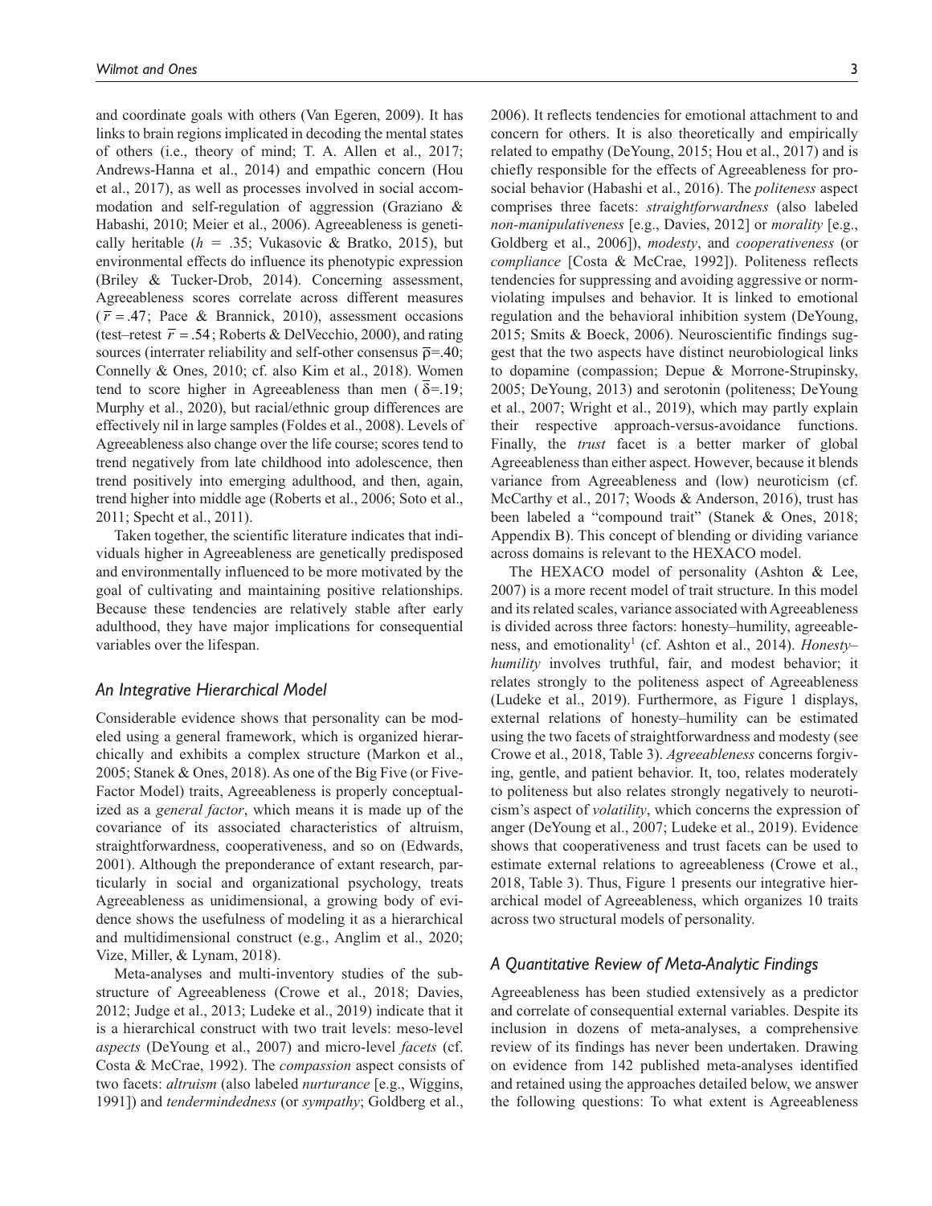and coordinate goals with others (Van Egeren, 2009). It has links to brain regions implicated in decoding the mental states of others (i.e., theory of mind; T. A. Allen et al., 2017; Andrews-Hanna et al., 2014) and empathic concern (Hou et al., 2017), as well as processes involved in social accommodation and self-regulation of aggression (Graziano & Habashi, 2010; Meier et al., 2006). Agreeableness is genetically heritable ($h$ = .35; Vukasovic & Bratko, 2015), but environmental effects do influence its phenotypic expression (Briley & Tucker-Drob, 2014). Concerning assessment, Agreeableness scores correlate across different measures ($\overline{r}$ = .47; Pace & Brannick, 2010), assessment occasions (test–retest $\overline{r}$ = .54; Roberts & DelVecchio, 2000), and rating sources (interrater reliability and self-other consensus $\overline{\rho}$=.40; Connelly & Ones, 2010; cf. also Kim et al., 2018). Women tend to score higher in Agreeableness than men ($\overline{\delta}$=.19; Murphy et al., 2020), but racial/ethnic group differences are effectively nil in large samples (Foldes et al., 2008). Levels of Agreeableness also change over the life course; scores tend to trend negatively from late childhood into adolescence, then trend positively into emerging adulthood, and then, again, trend higher into middle age (Roberts et al., 2006; Soto et al., 2011; Specht et al., 2011).

Taken together, the scientific literature indicates that individuals higher in Agreeableness are genetically predisposed and environmentally influenced to be more motivated by the goal of cultivating and maintaining positive relationships. Because these tendencies are relatively stable after early adulthood, they have major implications for consequential variables over the lifespan.

### An Integrative Hierarchical Model

Considerable evidence shows that personality can be modeled using a general framework, which is organized hierarchically and exhibits a complex structure (Markon et al., 2005; Stanek & Ones, 2018). As one of the Big Five (or Five-Factor Model) traits, Agreeableness is properly conceptualized as a *general factor*, which means it is made up of the covariance of its associated characteristics of altruism, straightforwardness, cooperativeness, and so on (Edwards, 2001). Although the preponderance of extant research, particularly in social and organizational psychology, treats Agreeableness as unidimensional, a growing body of evidence shows the usefulness of modeling it as a hierarchical and multidimensional construct (e.g., Anglim et al., 2020; Vize, Miller, & Lynam, 2018).

Meta-analyses and multi-inventory studies of the substructure of Agreeableness (Crowe et al., 2018; Davies, 2012; Judge et al., 2013; Ludeke et al., 2019) indicate that it is a hierarchical construct with two trait levels: meso-level *aspects* (DeYoung et al., 2007) and micro-level *facets* (cf. Costa & McCrae, 1992). The *compassion* aspect consists of two facets: *altruism* (also labeled *nurturance* [e.g., Wiggins, 1991]) and *tendermindedness* (or *sympathy*; Goldberg et al., 2006). It reflects tendencies for emotional attachment to and concern for others. It is also theoretically and empirically related to empathy (DeYoung, 2015; Hou et al., 2017) and is chiefly responsible for the effects of Agreeableness for prosocial behavior (Habashi et al., 2016). The *politeness* aspect comprises three facets: *straightforwardness* (also labeled *non-manipulativeness* [e.g., Davies, 2012] or *morality* [e.g., Goldberg et al., 2006]), *modesty*, and *cooperativeness* (or *compliance* [Costa & McCrae, 1992]). Politeness reflects tendencies for suppressing and avoiding aggressive or norm-violating impulses and behavior. It is linked to emotional regulation and the behavioral inhibition system (DeYoung, 2015; Smits & Boeck, 2006). Neuroscientific findings suggest that the two aspects have distinct neurobiological links to dopamine (compassion; Depue & Morrone-Strupinsky, 2005; DeYoung, 2013) and serotonin (politeness; DeYoung et al., 2007; Wright et al., 2019), which may partly explain their respective approach-versus-avoidance functions. Finally, the *trust* facet is a better marker of global Agreeableness than either aspect. However, because it blends variance from Agreeableness and (low) neuroticism (cf. McCarthy et al., 2017; Woods & Anderson, 2016), trust has been labeled a "compound trait" (Stanek & Ones, 2018; Appendix B). This concept of blending or dividing variance across domains is relevant to the HEXACO model.

The HEXACO model of personality (Ashton & Lee, 2007) is a more recent model of trait structure. In this model and its related scales, variance associated with Agreeableness is divided across three factors: honesty–humility, agreeableness, and emotionality[1] (cf. Ashton et al., 2014). *Honesty–humility* involves truthful, fair, and modest behavior; it relates strongly to the politeness aspect of Agreeableness (Ludeke et al., 2019). Furthermore, as Figure 1 displays, external relations of honesty–humility can be estimated using the two facets of straightforwardness and modesty (see Crowe et al., 2018, Table 3). *Agreeableness* concerns forgiving, gentle, and patient behavior. It, too, relates moderately to politeness but also relates strongly negatively to neuroticism's aspect of *volatility*, which concerns the expression of anger (DeYoung et al., 2007; Ludeke et al., 2019). Evidence shows that cooperativeness and trust facets can be used to estimate external relations to agreeableness (Crowe et al., 2018, Table 3). Thus, Figure 1 presents our integrative hierarchical model of Agreeableness, which organizes 10 traits across two structural models of personality.

### A Quantitative Review of Meta-Analytic Findings

Agreeableness has been studied extensively as a predictor and correlate of consequential external variables. Despite its inclusion in dozens of meta-analyses, a comprehensive review of its findings has never been undertaken. Drawing on evidence from 142 published meta-analyses identified and retained using the approaches detailed below, we answer the following questions: To what extent is Agreeableness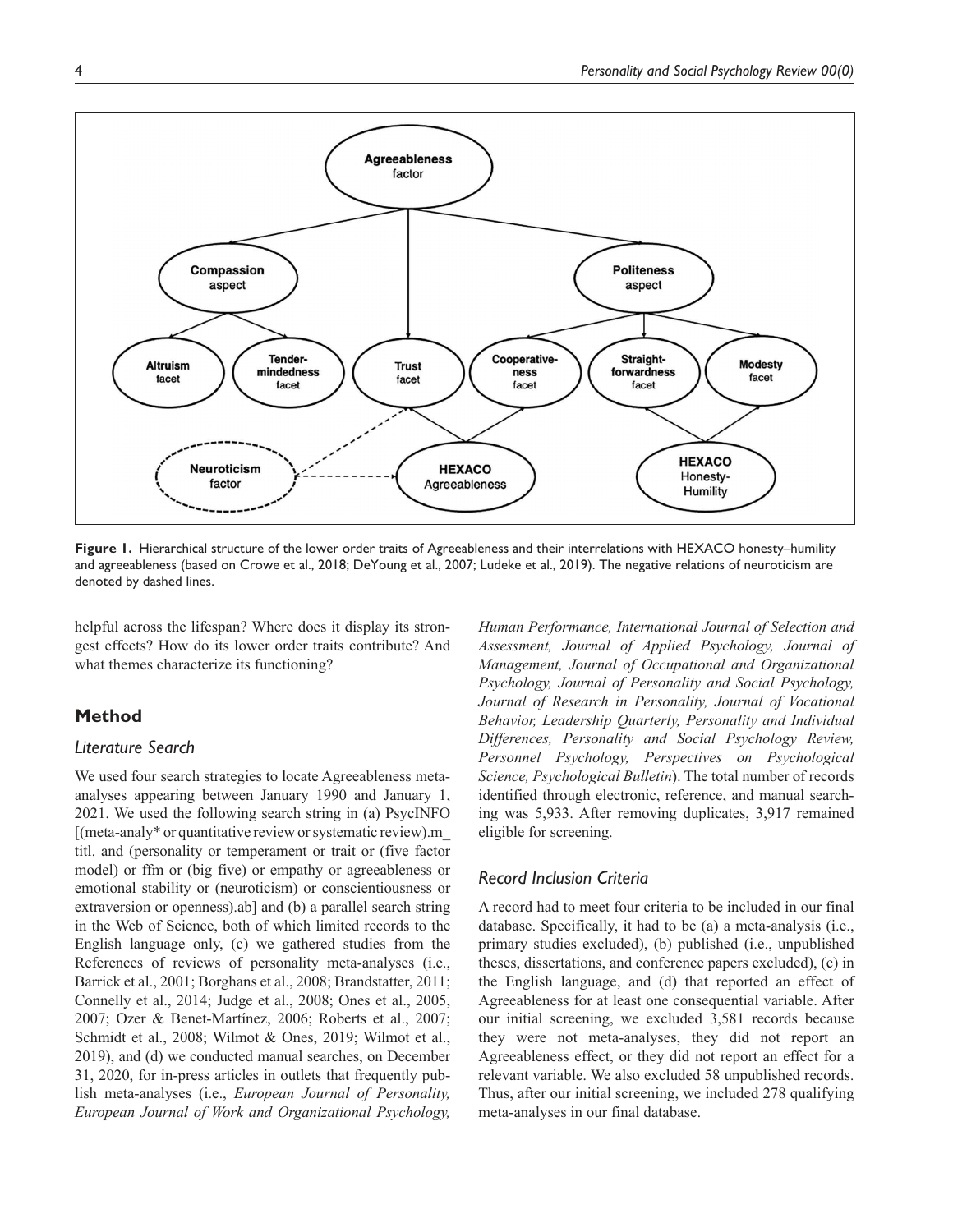**Figure 1.** Hierarchical structure of the lower order traits of Agreeableness and their interrelations with HEXACO honesty–humility and agreeableness (based on Crowe et al., 2018; DeYoung et al., 2007; Ludeke et al., 2019). The negative relations of neuroticism are denoted by dashed lines.

helpful across the lifespan? Where does it display its strongest effects? How do its lower order traits contribute? And what themes characterize its functioning?

## Method

### Literature Search

We used four search strategies to locate Agreeableness meta-analyses appearing between January 1990 and January 1, 2021. We used the following search string in (a) PsycINFO [(meta-analy* or quantitative review or systematic review).m_titl. and (personality or temperament or trait or (five factor model) or ffm or (big five) or empathy or agreeableness or emotional stability or (neuroticism) or conscientiousness or extraversion or openness).ab] and (b) a parallel search string in the Web of Science, both of which limited records to the English language only, (c) we gathered studies from the References of reviews of personality meta-analyses (i.e., Barrick et al., 2001; Borghans et al., 2008; Brandstatter, 2011; Connelly et al., 2014; Judge et al., 2008; Ones et al., 2005, 2007; Ozer & Benet-Martínez, 2006; Roberts et al., 2007; Schmidt et al., 2008; Wilmot & Ones, 2019; Wilmot et al., 2019), and (d) we conducted manual searches, on December 31, 2020, for in-press articles in outlets that frequently publish meta-analyses (i.e., *European Journal of Personality, European Journal of Work and Organizational Psychology, Human Performance, International Journal of Selection and Assessment, Journal of Applied Psychology, Journal of Management, Journal of Occupational and Organizational Psychology, Journal of Personality and Social Psychology, Journal of Research in Personality, Journal of Vocational Behavior, Leadership Quarterly, Personality and Individual Differences, Personality and Social Psychology Review, Personnel Psychology, Perspectives on Psychological Science, Psychological Bulletin*). The total number of records identified through electronic, reference, and manual searching was 5,933. After removing duplicates, 3,917 remained eligible for screening.

### Record Inclusion Criteria

A record had to meet four criteria to be included in our final database. Specifically, it had to be (a) a meta-analysis (i.e., primary studies excluded), (b) published (i.e., unpublished theses, dissertations, and conference papers excluded), (c) in the English language, and (d) that reported an effect of Agreeableness for at least one consequential variable. After our initial screening, we excluded 3,581 records because they were not meta-analyses, they did not report an Agreeableness effect, or they did not report an effect for a relevant variable. We also excluded 58 unpublished records. Thus, after our initial screening, we included 278 qualifying meta-analyses in our final database.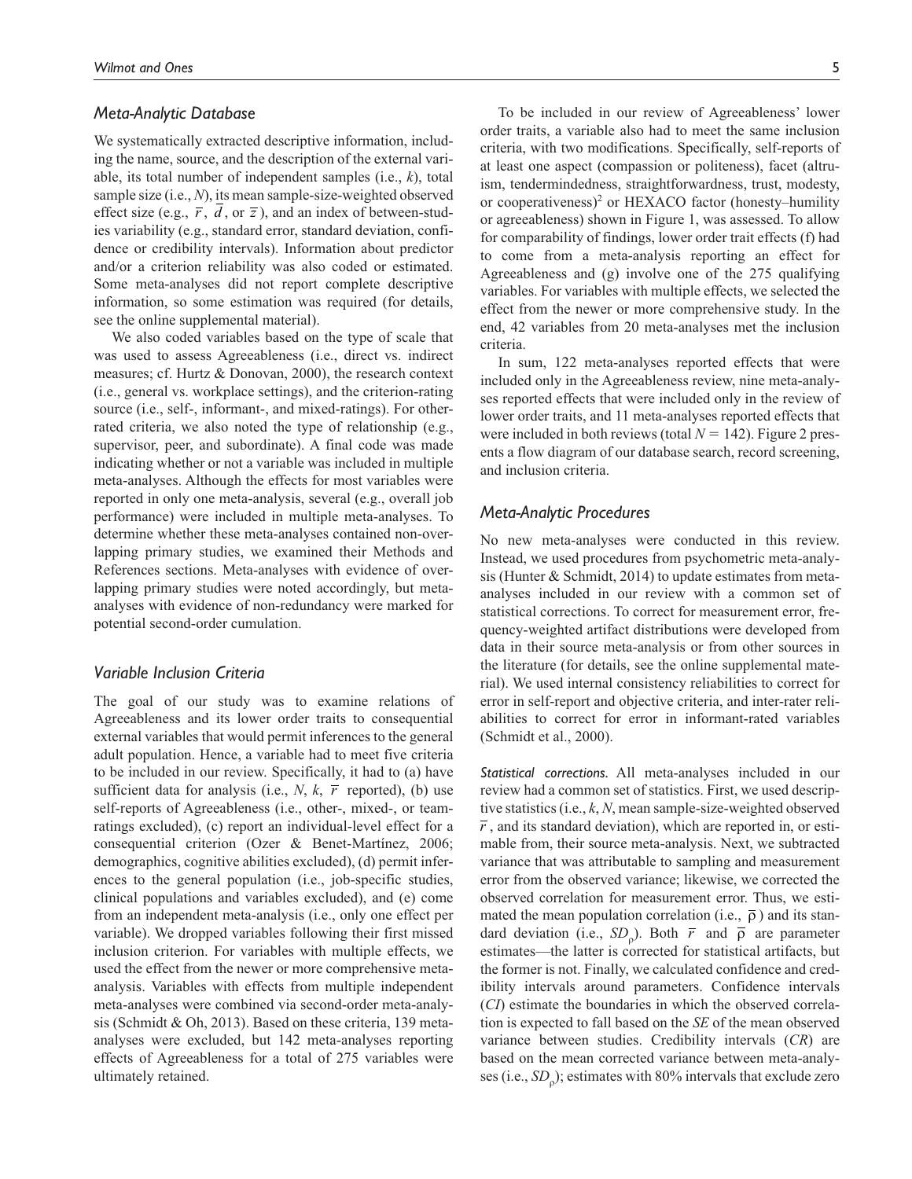### *Meta-Analytic Database*

We systematically extracted descriptive information, including the name, source, and the description of the external variable, its total number of independent samples (i.e., *k*), total sample size (i.e., *N*), its mean sample-size-weighted observed effect size (e.g., $\bar{r}$, $\bar{d}$, or $\bar{z}$), and an index of between-studies variability (e.g., standard error, standard deviation, confidence or credibility intervals). Information about predictor and/or a criterion reliability was also coded or estimated. Some meta-analyses did not report complete descriptive information, so some estimation was required (for details, see the online supplemental material).

We also coded variables based on the type of scale that was used to assess Agreeableness (i.e., direct vs. indirect measures; cf. Hurtz & Donovan, 2000), the research context (i.e., general vs. workplace settings), and the criterion-rating source (i.e., self-, informant-, and mixed-ratings). For other-rated criteria, we also noted the type of relationship (e.g., supervisor, peer, and subordinate). A final code was made indicating whether or not a variable was included in multiple meta-analyses. Although the effects for most variables were reported in only one meta-analysis, several (e.g., overall job performance) were included in multiple meta-analyses. To determine whether these meta-analyses contained non-overlapping primary studies, we examined their Methods and References sections. Meta-analyses with evidence of overlapping primary studies were noted accordingly, but meta-analyses with evidence of non-redundancy were marked for potential second-order cumulation.

### *Variable Inclusion Criteria*

The goal of our study was to examine relations of Agreeableness and its lower order traits to consequential external variables that would permit inferences to the general adult population. Hence, a variable had to meet five criteria to be included in our review. Specifically, it had to (a) have sufficient data for analysis (i.e., *N*, *k*, $\bar{r}$ reported), (b) use self-reports of Agreeableness (i.e., other-, mixed-, or team-ratings excluded), (c) report an individual-level effect for a consequential criterion (Ozer & Benet-Martínez, 2006; demographics, cognitive abilities excluded), (d) permit inferences to the general population (i.e., job-specific studies, clinical populations and variables excluded), and (e) come from an independent meta-analysis (i.e., only one effect per variable). We dropped variables following their first missed inclusion criterion. For variables with multiple effects, we used the effect from the newer or more comprehensive meta-analysis. Variables with effects from multiple independent meta-analyses were combined via second-order meta-analysis (Schmidt & Oh, 2013). Based on these criteria, 139 meta-analyses were excluded, but 142 meta-analyses reporting effects of Agreeableness for a total of 275 variables were ultimately retained.

To be included in our review of Agreeableness' lower order traits, a variable also had to meet the same inclusion criteria, with two modifications. Specifically, self-reports of at least one aspect (compassion or politeness), facet (altruism, tendermindedness, straightforwardness, trust, modesty, or cooperativeness)[2] or HEXACO factor (honesty–humility or agreeableness) shown in Figure 1, was assessed. To allow for comparability of findings, lower order trait effects (f) had to come from a meta-analysis reporting an effect for Agreeableness and (g) involve one of the 275 qualifying variables. For variables with multiple effects, we selected the effect from the newer or more comprehensive study. In the end, 42 variables from 20 meta-analyses met the inclusion criteria.

In sum, 122 meta-analyses reported effects that were included only in the Agreeableness review, nine meta-analyses reported effects that were included only in the review of lower order traits, and 11 meta-analyses reported effects that were included in both reviews (total $N = 142$). Figure 2 presents a flow diagram of our database search, record screening, and inclusion criteria.

### *Meta-Analytic Procedures*

No new meta-analyses were conducted in this review. Instead, we used procedures from psychometric meta-analysis (Hunter & Schmidt, 2014) to update estimates from meta-analyses included in our review with a common set of statistical corrections. To correct for measurement error, frequency-weighted artifact distributions were developed from data in their source meta-analysis or from other sources in the literature (for details, see the online supplemental material). We used internal consistency reliabilities to correct for error in self-report and objective criteria, and inter-rater reliabilities to correct for error in informant-rated variables (Schmidt et al., 2000).

*Statistical corrections.* All meta-analyses included in our review had a common set of statistics. First, we used descriptive statistics (i.e., *k*, *N*, mean sample-size-weighted observed $\bar{r}$, and its standard deviation), which are reported in, or estimable from, their source meta-analysis. Next, we subtracted variance that was attributable to sampling and measurement error from the observed variance; likewise, we corrected the observed correlation for measurement error. Thus, we estimated the mean population correlation (i.e., $\bar{\rho}$) and its standard deviation (i.e., $SD_{\rho}$). Both $\bar{r}$ and $\bar{\rho}$ are parameter estimates—the latter is corrected for statistical artifacts, but the former is not. Finally, we calculated confidence and credibility intervals around parameters. Confidence intervals (*CI*) estimate the boundaries in which the observed correlation is expected to fall based on the *SE* of the mean observed variance between studies. Credibility intervals (*CR*) are based on the mean corrected variance between meta-analyses (i.e., $SD_{\rho}$); estimates with 80% intervals that exclude zero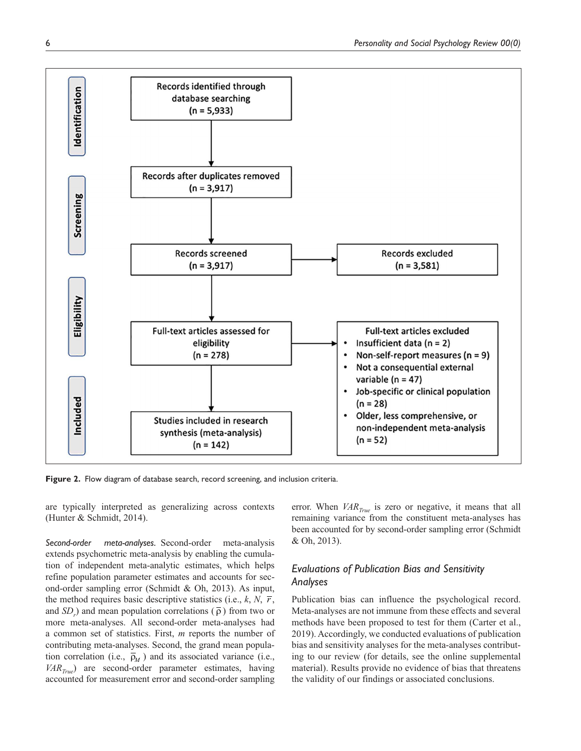Identification

Records identified through database searching (n = 5,933)

Screening

Records after duplicates removed (n = 3,917)

Records screened (n = 3,917)

Records excluded (n = 3,581)

Eligibility

Full-text articles assessed for eligibility (n = 278)

Full-text articles excluded
- Insufficient data (n = 2)
- Non-self-report measures (n = 9)
- Not a consequential external variable (n = 47)
- Job-specific or clinical population (n = 28)
- Older, less comprehensive, or non-independent meta-analysis (n = 52)

Included

Studies included in research synthesis (meta-analysis) (n = 142)

**Figure 2.** Flow diagram of database search, record screening, and inclusion criteria.

are typically interpreted as generalizing across contexts (Hunter & Schmidt, 2014).

*Second-order meta-analyses.* Second-order meta-analysis extends psychometric meta-analysis by enabling the cumulation of independent meta-analytic estimates, which helps refine population parameter estimates and accounts for second-order sampling error (Schmidt & Oh, 2013). As input, the method requires basic descriptive statistics (i.e., $k$, $N$, $\bar{r}$, and $SD_r$) and mean population correlations ($\bar{\rho}$) from two or more meta-analyses. All second-order meta-analyses had a common set of statistics. First, $m$ reports the number of contributing meta-analyses. Second, the grand mean population correlation (i.e., $\bar{\rho}_M$) and its associated variance (i.e., $VAR_{True}$) are second-order parameter estimates, having accounted for measurement error and second-order sampling error. When $VAR_{True}$ is zero or negative, it means that all remaining variance from the constituent meta-analyses has been accounted for by second-order sampling error (Schmidt & Oh, 2013).

### *Evaluations of Publication Bias and Sensitivity Analyses*

Publication bias can influence the psychological record. Meta-analyses are not immune from these effects and several methods have been proposed to test for them (Carter et al., 2019). Accordingly, we conducted evaluations of publication bias and sensitivity analyses for the meta-analyses contributing to our review (for details, see the online supplemental material). Results provide no evidence of bias that threatens the validity of our findings or associated conclusions.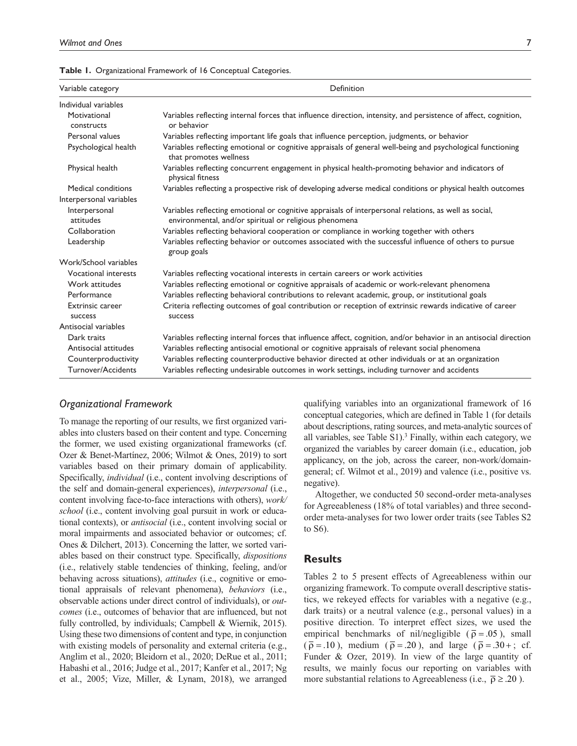**Table 1.** Organizational Framework of 16 Conceptual Categories.

| Variable category | Definition |
|---|---|
| Individual variables | |
| Motivational constructs | Variables reflecting internal forces that influence direction, intensity, and persistence of affect, cognition, or behavior |
| Personal values | Variables reflecting important life goals that influence perception, judgments, or behavior |
| Psychological health | Variables reflecting emotional or cognitive appraisals of general well-being and psychological functioning that promotes wellness |
| Physical health | Variables reflecting concurrent engagement in physical health-promoting behavior and indicators of physical fitness |
| Medical conditions | Variables reflecting a prospective risk of developing adverse medical conditions or physical health outcomes |
| Interpersonal variables | |
| Interpersonal attitudes | Variables reflecting emotional or cognitive appraisals of interpersonal relations, as well as social, environmental, and/or spiritual or religious phenomena |
| Collaboration | Variables reflecting behavioral cooperation or compliance in working together with others |
| Leadership | Variables reflecting behavior or outcomes associated with the successful influence of others to pursue group goals |
| Work/School variables | |
| Vocational interests | Variables reflecting vocational interests in certain careers or work activities |
| Work attitudes | Variables reflecting emotional or cognitive appraisals of academic or work-relevant phenomena |
| Performance | Variables reflecting behavioral contributions to relevant academic, group, or institutional goals |
| Extrinsic career success | Criteria reflecting outcomes of goal contribution or reception of extrinsic rewards indicative of career success |
| Antisocial variables | |
| Dark traits | Variables reflecting internal forces that influence affect, cognition, and/or behavior in an antisocial direction |
| Antisocial attitudes | Variables reflecting antisocial emotional or cognitive appraisals of relevant social phenomena |
| Counterproductivity | Variables reflecting counterproductive behavior directed at other individuals or at an organization |
| Turnover/Accidents | Variables reflecting undesirable outcomes in work settings, including turnover and accidents |

### *Organizational Framework*

To manage the reporting of our results, we first organized variables into clusters based on their content and type. Concerning the former, we used existing organizational frameworks (cf. Ozer & Benet-Martínez, 2006; Wilmot & Ones, 2019) to sort variables based on their primary domain of applicability. Specifically, *individual* (i.e., content involving descriptions of the self and domain-general experiences), *interpersonal* (i.e., content involving face-to-face interactions with others), *work/school* (i.e., content involving goal pursuit in work or educational contexts), or *antisocial* (i.e., content involving social or moral impairments and associated behavior or outcomes; cf. Ones & Dilchert, 2013). Concerning the latter, we sorted variables based on their construct type. Specifically, *dispositions* (i.e., relatively stable tendencies of thinking, feeling, and/or behaving across situations), *attitudes* (i.e., cognitive or emotional appraisals of relevant phenomena), *behaviors* (i.e., observable actions under direct control of individuals), or *outcomes* (i.e., outcomes of behavior that are influenced, but not fully controlled, by individuals; Campbell & Wiernik, 2015). Using these two dimensions of content and type, in conjunction with existing models of personality and external criteria (e.g., Anglim et al., 2020; Bleidorn et al., 2020; DeRue et al., 2011; Habashi et al., 2016; Judge et al., 2017; Kanfer et al., 2017; Ng et al., 2005; Vize, Miller, & Lynam, 2018), we arranged qualifying variables into an organizational framework of 16 conceptual categories, which are defined in Table 1 (for details about descriptions, rating sources, and meta-analytic sources of all variables, see Table S1).[3] Finally, within each category, we organized the variables by career domain (i.e., education, job applicancy, on the job, across the career, non-work/domain-general; cf. Wilmot et al., 2019) and valence (i.e., positive vs. negative).

Altogether, we conducted 50 second-order meta-analyses for Agreeableness (18% of total variables) and three second-order meta-analyses for two lower order traits (see Tables S2 to S6).

## Results

Tables 2 to 5 present effects of Agreeableness within our organizing framework. To compute overall descriptive statistics, we rekeyed effects for variables with a negative (e.g., dark traits) or a neutral valence (e.g., personal values) in a positive direction. To interpret effect sizes, we used the empirical benchmarks of nil/negligible ($\bar{\rho} = .05$), small ($\bar{\rho} = .10$), medium ($\bar{\rho} = .20$), and large ($\bar{\rho} = .30+$; cf. Funder & Ozer, 2019). In view of the large quantity of results, we mainly focus our reporting on variables with more substantial relations to Agreeableness (i.e., $\bar{\rho} \geq .20$).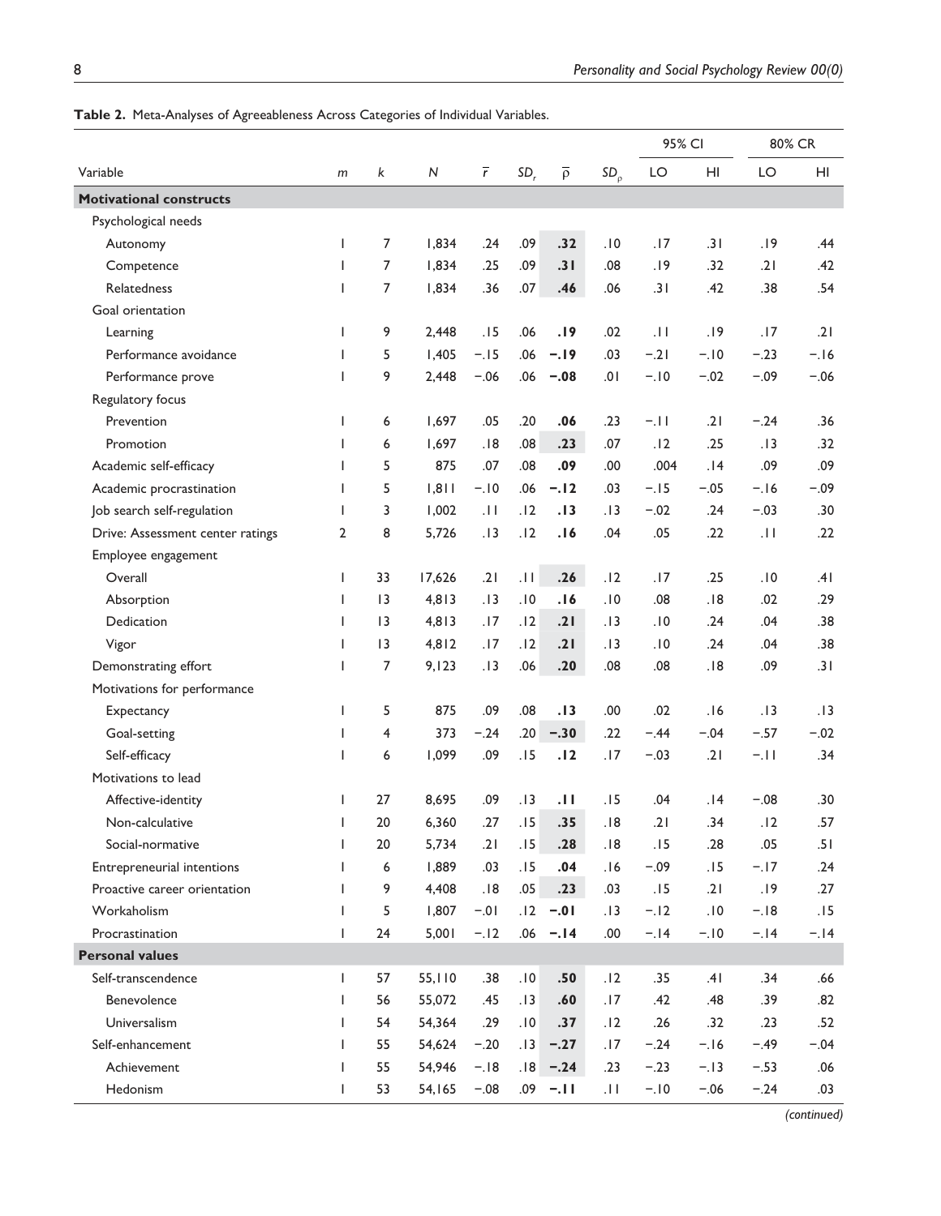**Table 2.** Meta-Analyses of Agreeableness Across Categories of Individual Variables.

| Variable | $m$ | $k$ | $N$ | $\bar{r}$ | $SD_r$ | $\bar{\rho}$ | $SD_\rho$ | 95% CI LO | 95% CI HI | 80% CR LO | 80% CR HI |
|---|---|---|---|---|---|---|---|---|---|---|---|
| **Motivational constructs** | | | | | | | | | | | |
| Psychological needs | | | | | | | | | | | |
| Autonomy | 1 | 7 | 1,834 | .24 | .09 | **.32** | .10 | .17 | .31 | .19 | .44 |
| Competence | 1 | 7 | 1,834 | .25 | .09 | **.31** | .08 | .19 | .32 | .21 | .42 |
| Relatedness | 1 | 7 | 1,834 | .36 | .07 | **.46** | .06 | .31 | .42 | .38 | .54 |
| Goal orientation | | | | | | | | | | | |
| Learning | 1 | 9 | 2,448 | .15 | .06 | **.19** | .02 | .11 | .19 | .17 | .21 |
| Performance avoidance | 1 | 5 | 1,405 | −.15 | .06 | **−.19** | .03 | −.21 | −.10 | −.23 | −.16 |
| Performance prove | 1 | 9 | 2,448 | −.06 | .06 | **−.08** | .01 | −.10 | −.02 | −.09 | −.06 |
| Regulatory focus | | | | | | | | | | | |
| Prevention | 1 | 6 | 1,697 | .05 | .20 | **.06** | .23 | −.11 | .21 | −.24 | .36 |
| Promotion | 1 | 6 | 1,697 | .18 | .08 | **.23** | .07 | .12 | .25 | .13 | .32 |
| Academic self-efficacy | 1 | 5 | 875 | .07 | .08 | **.09** | .00 | .004 | .14 | .09 | .09 |
| Academic procrastination | 1 | 5 | 1,811 | −.10 | .06 | **−.12** | .03 | −.15 | −.05 | −.16 | −.09 |
| Job search self-regulation | 1 | 3 | 1,002 | .11 | .12 | **.13** | .13 | −.02 | .24 | −.03 | .30 |
| Drive: Assessment center ratings | 2 | 8 | 5,726 | .13 | .12 | **.16** | .04 | .05 | .22 | .11 | .22 |
| Employee engagement | | | | | | | | | | | |
| Overall | 1 | 33 | 17,626 | .21 | .11 | **.26** | .12 | .17 | .25 | .10 | .41 |
| Absorption | 1 | 13 | 4,813 | .13 | .10 | **.16** | .10 | .08 | .18 | .02 | .29 |
| Dedication | 1 | 13 | 4,813 | .17 | .12 | **.21** | .13 | .10 | .24 | .04 | .38 |
| Vigor | 1 | 13 | 4,812 | .17 | .12 | **.21** | .13 | .10 | .24 | .04 | .38 |
| Demonstrating effort | 1 | 7 | 9,123 | .13 | .06 | **.20** | .08 | .08 | .18 | .09 | .31 |
| Motivations for performance | | | | | | | | | | | |
| Expectancy | 1 | 5 | 875 | .09 | .08 | **.13** | .00 | .02 | .16 | .13 | .13 |
| Goal-setting | 1 | 4 | 373 | −.24 | .20 | **−.30** | .22 | −.44 | −.04 | −.57 | −.02 |
| Self-efficacy | 1 | 6 | 1,099 | .09 | .15 | **.12** | .17 | −.03 | .21 | −.11 | .34 |
| Motivations to lead | | | | | | | | | | | |
| Affective-identity | 1 | 27 | 8,695 | .09 | .13 | **.11** | .15 | .04 | .14 | −.08 | .30 |
| Non-calculative | 1 | 20 | 6,360 | .27 | .15 | **.35** | .18 | .21 | .34 | .12 | .57 |
| Social-normative | 1 | 20 | 5,734 | .21 | .15 | **.28** | .18 | .15 | .28 | .05 | .51 |
| Entrepreneurial intentions | 1 | 6 | 1,889 | .03 | .15 | **.04** | .16 | −.09 | .15 | −.17 | .24 |
| Proactive career orientation | 1 | 9 | 4,408 | .18 | .05 | **.23** | .03 | .15 | .21 | .19 | .27 |
| Workaholism | 1 | 5 | 1,807 | −.01 | .12 | **−.01** | .13 | −.12 | .10 | −.18 | .15 |
| Procrastination | 1 | 24 | 5,001 | −.12 | .06 | **−.14** | .00 | −.14 | −.10 | −.14 | −.14 |
| **Personal values** | | | | | | | | | | | |
| Self-transcendence | 1 | 57 | 55,110 | .38 | .10 | **.50** | .12 | .35 | .41 | .34 | .66 |
| Benevolence | 1 | 56 | 55,072 | .45 | .13 | **.60** | .17 | .42 | .48 | .39 | .82 |
| Universalism | 1 | 54 | 54,364 | .29 | .10 | **.37** | .12 | .26 | .32 | .23 | .52 |
| Self-enhancement | 1 | 55 | 54,624 | −.20 | .13 | **−.27** | .17 | −.24 | −.16 | −.49 | −.04 |
| Achievement | 1 | 55 | 54,946 | −.18 | .18 | **−.24** | .23 | −.23 | −.13 | −.53 | .06 |
| Hedonism | 1 | 53 | 54,165 | −.08 | .09 | **−.11** | .11 | −.10 | −.06 | −.24 | .03 |

*(continued)*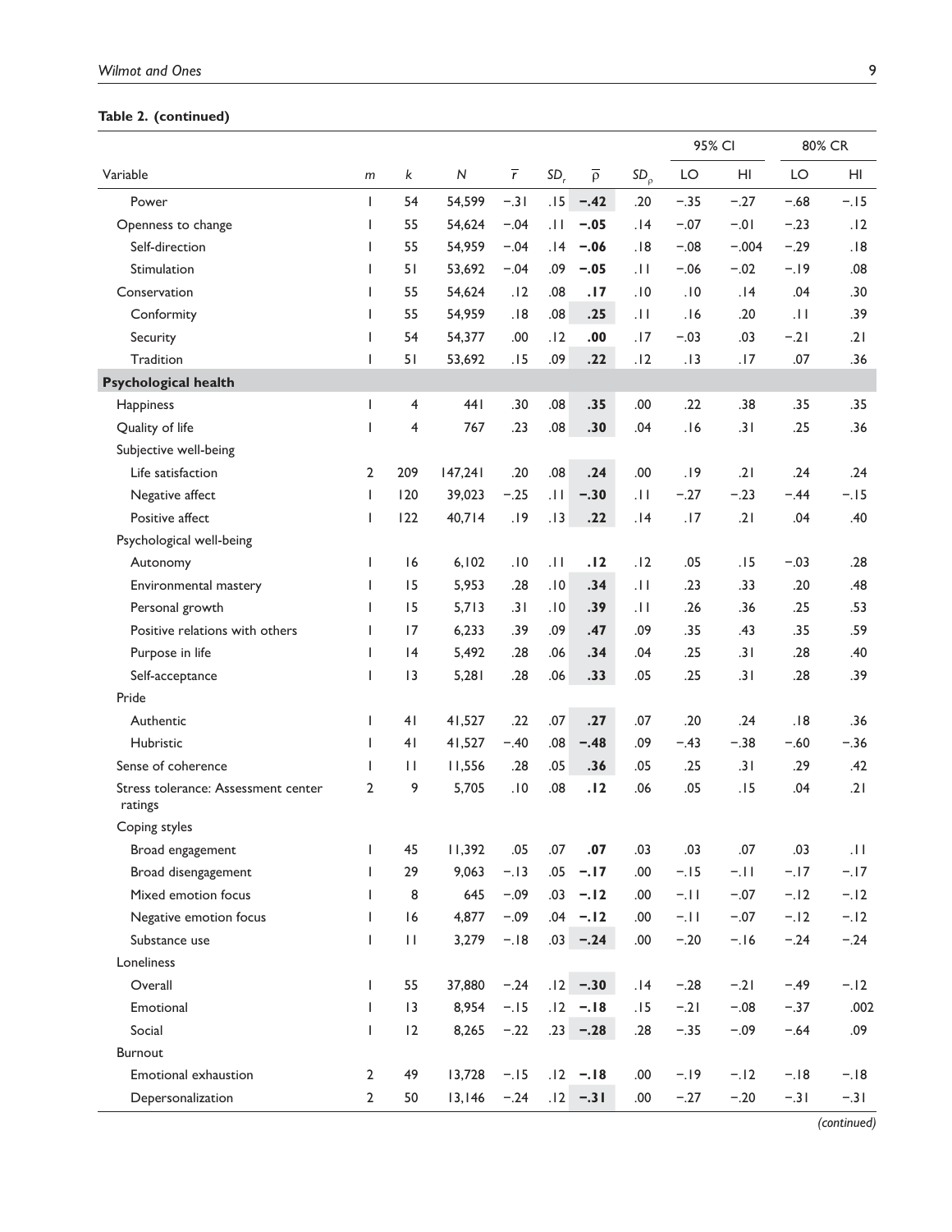**Table 2. (continued)**

| Variable | $m$ | $k$ | $N$ | $\bar{r}$ | $SD_r$ | $\bar{\rho}$ | $SD_\rho$ | 95% CI LO | 95% CI HI | 80% CR LO | 80% CR HI |
|---|---|---|---|---|---|---|---|---|---|---|---|
| Power | 1 | 54 | 54,599 | −.31 | .15 | **−.42** | .20 | −.35 | −.27 | −.68 | −.15 |
| Openness to change | 1 | 55 | 54,624 | −.04 | .11 | **−.05** | .14 | −.07 | −.01 | −.23 | .12 |
| Self-direction | 1 | 55 | 54,959 | −.04 | .14 | **−.06** | .18 | −.08 | −.004 | −.29 | .18 |
| Stimulation | 1 | 51 | 53,692 | −.04 | .09 | **−.05** | .11 | −.06 | −.02 | −.19 | .08 |
| Conservation | 1 | 55 | 54,624 | .12 | .08 | **.17** | .10 | .10 | .14 | .04 | .30 |
| Conformity | 1 | 55 | 54,959 | .18 | .08 | **.25** | .11 | .16 | .20 | .11 | .39 |
| Security | 1 | 54 | 54,377 | .00 | .12 | **.00** | .17 | −.03 | .03 | −.21 | .21 |
| Tradition | 1 | 51 | 53,692 | .15 | .09 | **.22** | .12 | .13 | .17 | .07 | .36 |
| **Psychological health** | | | | | | | | | | | |
| Happiness | 1 | 4 | 441 | .30 | .08 | **.35** | .00 | .22 | .38 | .35 | .35 |
| Quality of life | 1 | 4 | 767 | .23 | .08 | **.30** | .04 | .16 | .31 | .25 | .36 |
| Subjective well-being | | | | | | | | | | | |
| Life satisfaction | 2 | 209 | 147,241 | .20 | .08 | **.24** | .00 | .19 | .21 | .24 | .24 |
| Negative affect | 1 | 120 | 39,023 | −.25 | .11 | **−.30** | .11 | −.27 | −.23 | −.44 | −.15 |
| Positive affect | 1 | 122 | 40,714 | .19 | .13 | **.22** | .14 | .17 | .21 | .04 | .40 |
| Psychological well-being | | | | | | | | | | | |
| Autonomy | 1 | 16 | 6,102 | .10 | .11 | **.12** | .12 | .05 | .15 | −.03 | .28 |
| Environmental mastery | 1 | 15 | 5,953 | .28 | .10 | **.34** | .11 | .23 | .33 | .20 | .48 |
| Personal growth | 1 | 15 | 5,713 | .31 | .10 | **.39** | .11 | .26 | .36 | .25 | .53 |
| Positive relations with others | 1 | 17 | 6,233 | .39 | .09 | **.47** | .09 | .35 | .43 | .35 | .59 |
| Purpose in life | 1 | 14 | 5,492 | .28 | .06 | **.34** | .04 | .25 | .31 | .28 | .40 |
| Self-acceptance | 1 | 13 | 5,281 | .28 | .06 | **.33** | .05 | .25 | .31 | .28 | .39 |
| Pride | | | | | | | | | | | |
| Authentic | 1 | 41 | 41,527 | .22 | .07 | **.27** | .07 | .20 | .24 | .18 | .36 |
| Hubristic | 1 | 41 | 41,527 | −.40 | .08 | **−.48** | .09 | −.43 | −.38 | −.60 | −.36 |
| Sense of coherence | 1 | 11 | 11,556 | .28 | .05 | **.36** | .05 | .25 | .31 | .29 | .42 |
| Stress tolerance: Assessment center ratings | 2 | 9 | 5,705 | .10 | .08 | **.12** | .06 | .05 | .15 | .04 | .21 |
| Coping styles | | | | | | | | | | | |
| Broad engagement | 1 | 45 | 11,392 | .05 | .07 | **.07** | .03 | .03 | .07 | .03 | .11 |
| Broad disengagement | 1 | 29 | 9,063 | −.13 | .05 | **−.17** | .00 | −.15 | −.11 | −.17 | −.17 |
| Mixed emotion focus | 1 | 8 | 645 | −.09 | .03 | **−.12** | .00 | −.11 | −.07 | −.12 | −.12 |
| Negative emotion focus | 1 | 16 | 4,877 | −.09 | .04 | **−.12** | .00 | −.11 | −.07 | −.12 | −.12 |
| Substance use | 1 | 11 | 3,279 | −.18 | .03 | **−.24** | .00 | −.20 | −.16 | −.24 | −.24 |
| Loneliness | | | | | | | | | | | |
| Overall | 1 | 55 | 37,880 | −.24 | .12 | **−.30** | .14 | −.28 | −.21 | −.49 | −.12 |
| Emotional | 1 | 13 | 8,954 | −.15 | .12 | **−.18** | .15 | −.21 | −.08 | −.37 | .002 |
| Social | 1 | 12 | 8,265 | −.22 | .23 | **−.28** | .28 | −.35 | −.09 | −.64 | .09 |
| Burnout | | | | | | | | | | | |
| Emotional exhaustion | 2 | 49 | 13,728 | −.15 | .12 | **−.18** | .00 | −.19 | −.12 | −.18 | −.18 |
| Depersonalization | 2 | 50 | 13,146 | −.24 | .12 | **−.31** | .00 | −.27 | −.20 | −.31 | −.31 |

*(continued)*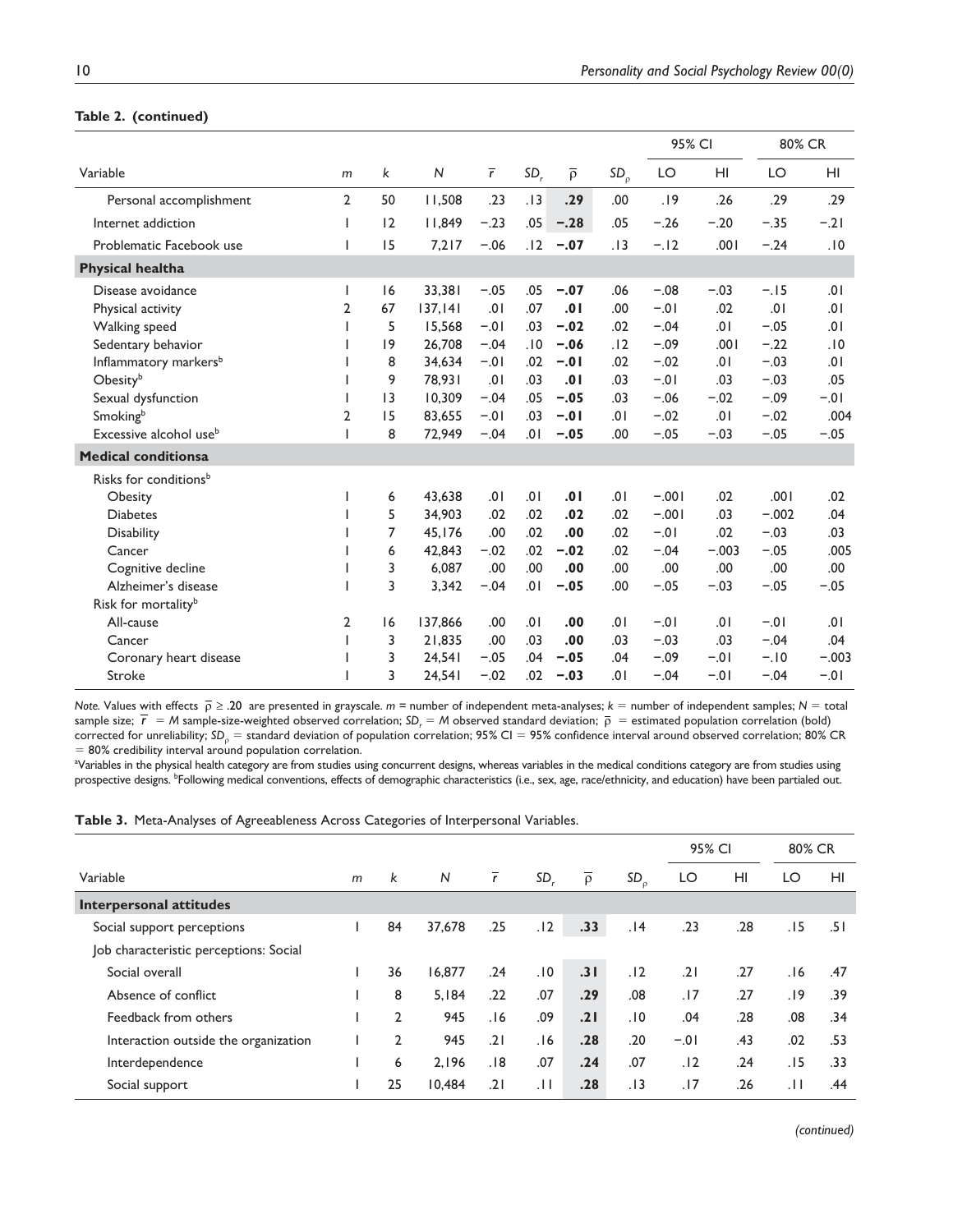**Table 2. (continued)**

| Variable | $m$ | $k$ | $N$ | $\bar{r}$ | $SD_r$ | $\bar{\rho}$ | $SD_\rho$ | 95% CI LO | 95% CI HI | 80% CR LO | 80% CR HI |
|---|---|---|---|---|---|---|---|---|---|---|---|
| Personal accomplishment | 2 | 50 | 11,508 | .23 | .13 | **.29** | .00 | .19 | .26 | .29 | .29 |
| Internet addiction | 1 | 12 | 11,849 | −.23 | .05 | **−.28** | .05 | −.26 | −.20 | −.35 | −.21 |
| Problematic Facebook use | 1 | 15 | 7,217 | −.06 | .12 | **−.07** | .13 | −.12 | .001 | −.24 | .10 |
| **Physical health[a]** | | | | | | | | | | | |
| Disease avoidance | 1 | 16 | 33,381 | −.05 | .05 | **−.07** | .06 | −.08 | −.03 | −.15 | .01 |
| Physical activity | 2 | 67 | 137,141 | .01 | .07 | **.01** | .00 | −.01 | .02 | .01 | .01 |
| Walking speed | 1 | 5 | 15,568 | −.01 | .03 | **−.02** | .02 | −.04 | .01 | −.05 | .01 |
| Sedentary behavior | 1 | 19 | 26,708 | −.04 | .10 | **−.06** | .12 | −.09 | .001 | −.22 | .10 |
| Inflammatory markers[b] | 1 | 8 | 34,634 | −.01 | .02 | **−.01** | .02 | −.02 | .01 | −.03 | .01 |
| Obesity[b] | 1 | 9 | 78,931 | .01 | .03 | **.01** | .03 | −.01 | .03 | −.03 | .05 |
| Sexual dysfunction | 1 | 13 | 10,309 | −.04 | .05 | **−.05** | .03 | −.06 | −.02 | −.09 | −.01 |
| Smoking[b] | 2 | 15 | 83,655 | −.01 | .03 | **−.01** | .01 | −.02 | .01 | −.02 | .004 |
| Excessive alcohol use[b] | 1 | 8 | 72,949 | −.04 | .01 | **−.05** | .00 | −.05 | −.03 | −.05 | −.05 |
| **Medical conditions[a]** | | | | | | | | | | | |
| Risks for conditions[b] | | | | | | | | | | | |
| Obesity | 1 | 6 | 43,638 | .01 | .01 | **.01** | .01 | −.001 | .02 | .001 | .02 |
| Diabetes | 1 | 5 | 34,903 | .02 | .02 | **.02** | .02 | −.001 | .03 | −.002 | .04 |
| Disability | 1 | 7 | 45,176 | .00 | .02 | **.00** | .02 | −.01 | .02 | −.03 | .03 |
| Cancer | 1 | 6 | 42,843 | −.02 | .02 | **−.02** | .02 | −.04 | −.003 | −.05 | .005 |
| Cognitive decline | 1 | 3 | 6,087 | .00 | .00 | **.00** | .00 | .00 | .00 | .00 | .00 |
| Alzheimer's disease | 1 | 3 | 3,342 | −.04 | .01 | **−.05** | .00 | −.05 | −.03 | −.05 | −.05 |
| Risk for mortality[b] | | | | | | | | | | | |
| All-cause | 2 | 16 | 137,866 | .00 | .01 | **.00** | .01 | −.01 | .01 | −.01 | .01 |
| Cancer | 1 | 3 | 21,835 | .00 | .03 | **.00** | .03 | −.03 | .03 | −.04 | .04 |
| Coronary heart disease | 1 | 3 | 24,541 | −.05 | .04 | **−.05** | .04 | −.09 | −.01 | −.10 | −.003 |
| Stroke | 1 | 3 | 24,541 | −.02 | .02 | **−.03** | .01 | −.04 | −.01 | −.04 | −.01 |

*Note.* Values with effects $\bar{\rho} \geq .20$ are presented in grayscale. $m$ = number of independent meta-analyses; $k$ = number of independent samples; $N$ = total sample size; $\bar{r}$ = $M$ sample-size-weighted observed correlation; $SD_r$ = $M$ observed standard deviation; $\bar{\rho}$ = estimated population correlation (bold) corrected for unreliability; $SD_\rho$ = standard deviation of population correlation; 95% CI = 95% confidence interval around observed correlation; 80% CR = 80% credibility interval around population correlation.

[a]Variables in the physical health category are from studies using concurrent designs, whereas variables in the medical conditions category are from studies using prospective designs. [b]Following medical conventions, effects of demographic characteristics (i.e., sex, age, race/ethnicity, and education) have been partialed out.

**Table 3.** Meta-Analyses of Agreeableness Across Categories of Interpersonal Variables.

| Variable | $m$ | $k$ | $N$ | $\bar{r}$ | $SD_r$ | $\bar{\rho}$ | $SD_\rho$ | 95% CI LO | 95% CI HI | 80% CR LO | 80% CR HI |
|---|---|---|---|---|---|---|---|---|---|---|---|
| **Interpersonal attitudes** | | | | | | | | | | | |
| Social support perceptions | 1 | 84 | 37,678 | .25 | .12 | **.33** | .14 | .23 | .28 | .15 | .51 |
| Job characteristic perceptions: Social | | | | | | | | | | | |
| Social overall | 1 | 36 | 16,877 | .24 | .10 | **.31** | .12 | .21 | .27 | .16 | .47 |
| Absence of conflict | 1 | 8 | 5,184 | .22 | .07 | **.29** | .08 | .17 | .27 | .19 | .39 |
| Feedback from others | 1 | 2 | 945 | .16 | .09 | **.21** | .10 | .04 | .28 | .08 | .34 |
| Interaction outside the organization | 1 | 2 | 945 | .21 | .16 | **.28** | .20 | −.01 | .43 | .02 | .53 |
| Interdependence | 1 | 6 | 2,196 | .18 | .07 | **.24** | .07 | .12 | .24 | .15 | .33 |
| Social support | 1 | 25 | 10,484 | .21 | .11 | **.28** | .13 | .17 | .26 | .11 | .44 |

*(continued)*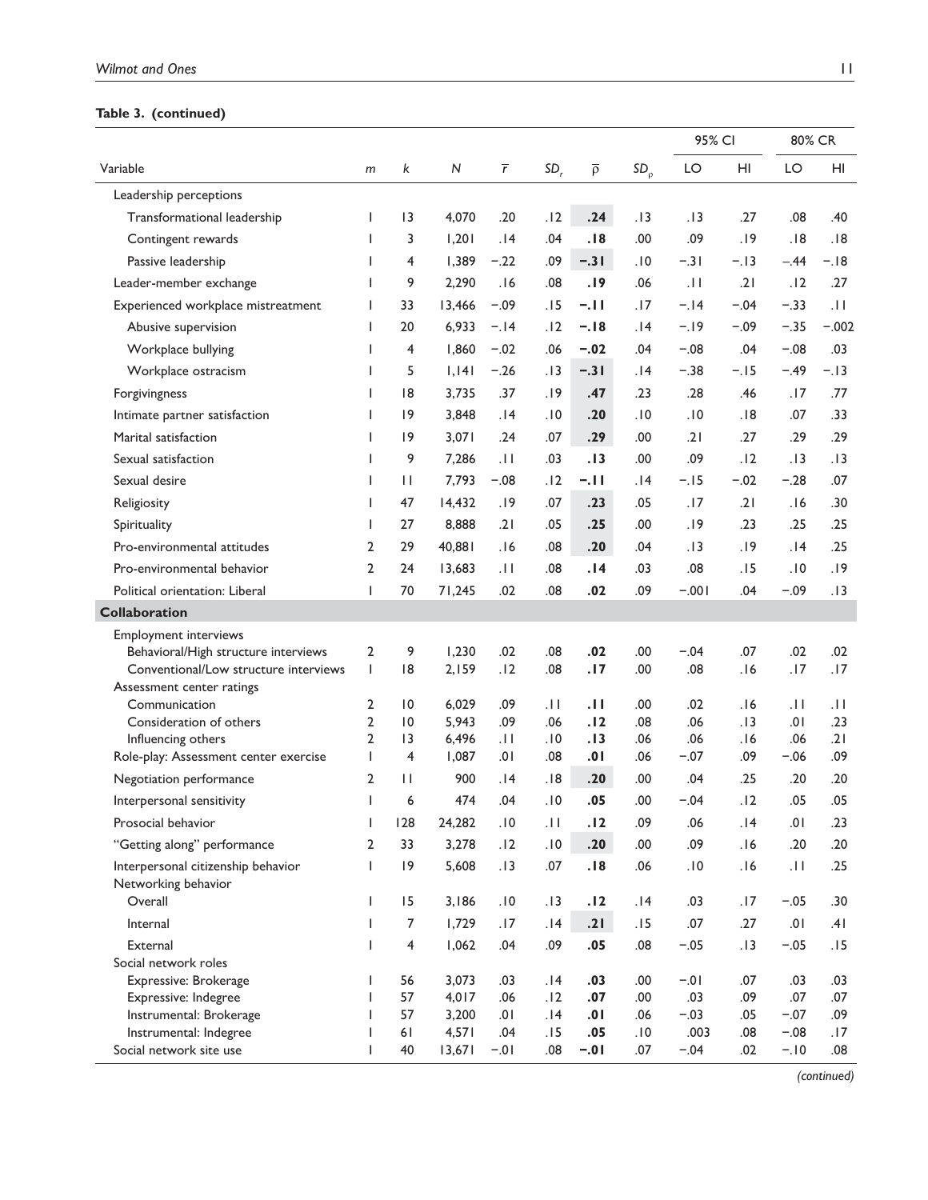**Table 3. (continued)**

| Variable | $m$ | $k$ | $N$ | $\bar{r}$ | $SD_r$ | $\bar{\rho}$ | $SD_\rho$ | 95% CI LO | 95% CI HI | 80% CR LO | 80% CR HI |
|---|---|---|---|---|---|---|---|---|---|---|---|
| Leadership perceptions | | | | | | | | | | | |
| Transformational leadership | 1 | 13 | 4,070 | .20 | .12 | **.24** | .13 | .13 | .27 | .08 | .40 |
| Contingent rewards | 1 | 3 | 1,201 | .14 | .04 | **.18** | .00 | .09 | .19 | .18 | .18 |
| Passive leadership | 1 | 4 | 1,389 | −.22 | .09 | **−.31** | .10 | −.31 | −.13 | −.44 | −.18 |
| Leader-member exchange | 1 | 9 | 2,290 | .16 | .08 | **.19** | .06 | .11 | .21 | .12 | .27 |
| Experienced workplace mistreatment | 1 | 33 | 13,466 | −.09 | .15 | **−.11** | .17 | −.14 | −.04 | −.33 | .11 |
| Abusive supervision | 1 | 20 | 6,933 | −.14 | .12 | **−.18** | .14 | −.19 | −.09 | −.35 | −.002 |
| Workplace bullying | 1 | 4 | 1,860 | −.02 | .06 | **−.02** | .04 | −.08 | .04 | −.08 | .03 |
| Workplace ostracism | 1 | 5 | 1,141 | −.26 | .13 | **−.31** | .14 | −.38 | −.15 | −.49 | −.13 |
| Forgivingness | 1 | 18 | 3,735 | .37 | .19 | **.47** | .23 | .28 | .46 | .17 | .77 |
| Intimate partner satisfaction | 1 | 19 | 3,848 | .14 | .10 | **.20** | .10 | .10 | .18 | .07 | .33 |
| Marital satisfaction | 1 | 19 | 3,071 | .24 | .07 | **.29** | .00 | .21 | .27 | .29 | .29 |
| Sexual satisfaction | 1 | 9 | 7,286 | .11 | .03 | **.13** | .00 | .09 | .12 | .13 | .13 |
| Sexual desire | 1 | 11 | 7,793 | −.08 | .12 | **−.11** | .14 | −.15 | −.02 | −.28 | .07 |
| Religiosity | 1 | 47 | 14,432 | .19 | .07 | **.23** | .05 | .17 | .21 | .16 | .30 |
| Spirituality | 1 | 27 | 8,888 | .21 | .05 | **.25** | .00 | .19 | .23 | .25 | .25 |
| Pro-environmental attitudes | 2 | 29 | 40,881 | .16 | .08 | **.20** | .04 | .13 | .19 | .14 | .25 |
| Pro-environmental behavior | 2 | 24 | 13,683 | .11 | .08 | **.14** | .03 | .08 | .15 | .10 | .19 |
| Political orientation: Liberal | 1 | 70 | 71,245 | .02 | .08 | **.02** | .09 | −.001 | .04 | −.09 | .13 |
| **Collaboration** | | | | | | | | | | | |
| Employment interviews | | | | | | | | | | | |
| Behavioral/High structure interviews | 2 | 9 | 1,230 | .02 | .08 | **.02** | .00 | −.04 | .07 | .02 | .02 |
| Conventional/Low structure interviews | 1 | 18 | 2,159 | .12 | .08 | **.17** | .00 | .08 | .16 | .17 | .17 |
| Assessment center ratings | | | | | | | | | | | |
| Communication | 2 | 10 | 6,029 | .09 | .11 | **.11** | .00 | .02 | .16 | .11 | .11 |
| Consideration of others | 2 | 10 | 5,943 | .09 | .06 | **.12** | .08 | .06 | .13 | .01 | .23 |
| Influencing others | 2 | 13 | 6,496 | .11 | .10 | **.13** | .06 | .06 | .16 | .06 | .21 |
| Role-play: Assessment center exercise | 1 | 4 | 1,087 | .01 | .08 | **.01** | .06 | −.07 | .09 | −.06 | .09 |
| Negotiation performance | 2 | 11 | 900 | .14 | .18 | **.20** | .00 | .04 | .25 | .20 | .20 |
| Interpersonal sensitivity | 1 | 6 | 474 | .04 | .10 | **.05** | .00 | −.04 | .12 | .05 | .05 |
| Prosocial behavior | 1 | 128 | 24,282 | .10 | .11 | **.12** | .09 | .06 | .14 | .01 | .23 |
| "Getting along" performance | 2 | 33 | 3,278 | .12 | .10 | **.20** | .00 | .09 | .16 | .20 | .20 |
| Interpersonal citizenship behavior | 1 | 19 | 5,608 | .13 | .07 | **.18** | .06 | .10 | .16 | .11 | .25 |
| Networking behavior | | | | | | | | | | | |
| Overall | 1 | 15 | 3,186 | .10 | .13 | **.12** | .14 | .03 | .17 | −.05 | .30 |
| Internal | 1 | 7 | 1,729 | .17 | .14 | **.21** | .15 | .07 | .27 | .01 | .41 |
| External | 1 | 4 | 1,062 | .04 | .09 | **.05** | .08 | −.05 | .13 | −.05 | .15 |
| Social network roles | | | | | | | | | | | |
| Expressive: Brokerage | 1 | 56 | 3,073 | .03 | .14 | **.03** | .00 | −.01 | .07 | .03 | .03 |
| Expressive: Indegree | 1 | 57 | 4,017 | .06 | .12 | **.07** | .00 | .03 | .09 | .07 | .07 |
| Instrumental: Brokerage | 1 | 57 | 3,200 | .01 | .14 | **.01** | .06 | −.03 | .05 | −.07 | .09 |
| Instrumental: Indegree | 1 | 61 | 4,571 | .04 | .15 | **.05** | .10 | .003 | .08 | −.08 | .17 |
| Social network site use | 1 | 40 | 13,671 | −.01 | .08 | **−.01** | .07 | −.04 | .02 | −.10 | .08 |

*(continued)*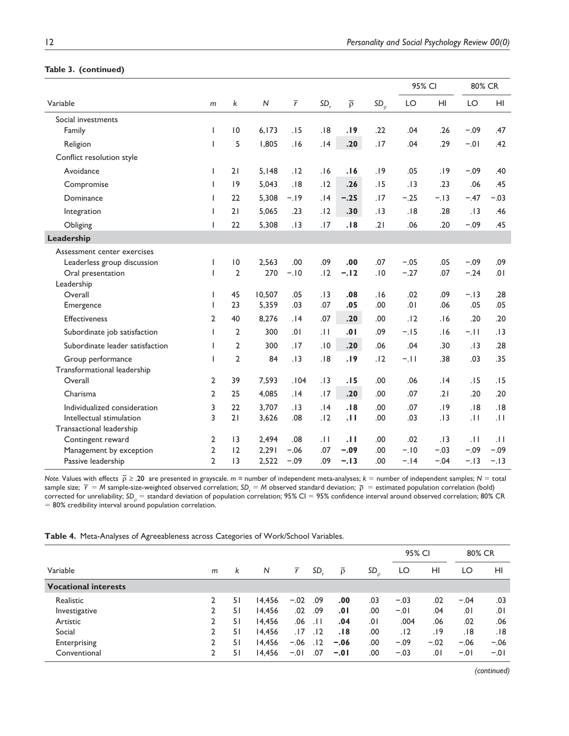**Table 3. (continued)**

| Variable | $m$ | $k$ | $N$ | $\bar{r}$ | $SD_r$ | $\bar{\rho}$ | $SD_\rho$ | 95% CI LO | 95% CI HI | 80% CR LO | 80% CR HI |
|---|---|---|---|---|---|---|---|---|---|---|---|
| Social investments | | | | | | | | | | | |
| Family | 1 | 10 | 6,173 | .15 | .18 | **.19** | .22 | .04 | .26 | −.09 | .47 |
| Religion | 1 | 5 | 1,805 | .16 | .14 | **.20** | .17 | .04 | .29 | −.01 | .42 |
| Conflict resolution style | | | | | | | | | | | |
| Avoidance | 1 | 21 | 5,148 | .12 | .16 | **.16** | .19 | .05 | .19 | −.09 | .40 |
| Compromise | 1 | 19 | 5,043 | .18 | .12 | **.26** | .15 | .13 | .23 | .06 | .45 |
| Dominance | 1 | 22 | 5,308 | −.19 | .14 | **−.25** | .17 | −.25 | −.13 | −.47 | −.03 |
| Integration | 1 | 21 | 5,065 | .23 | .12 | **.30** | .13 | .18 | .28 | .13 | .46 |
| Obliging | 1 | 22 | 5,308 | .13 | .17 | **.18** | .21 | .06 | .20 | −.09 | .45 |
| **Leadership** | | | | | | | | | | | |
| Assessment center exercises | | | | | | | | | | | |
| Leaderless group discussion | 1 | 10 | 2,563 | .00 | .09 | **.00** | .07 | −.05 | .05 | −.09 | .09 |
| Oral presentation | 1 | 2 | 270 | −.10 | .12 | **−.12** | .10 | −.27 | .07 | −.24 | .01 |
| Leadership | | | | | | | | | | | |
| Overall | 1 | 45 | 10,507 | .05 | .13 | **.08** | .16 | .02 | .09 | −.13 | .28 |
| Emergence | 1 | 23 | 5,359 | .03 | .07 | **.05** | .00 | .01 | .06 | .05 | .05 |
| Effectiveness | 2 | 40 | 8,276 | .14 | .07 | **.20** | .00 | .12 | .16 | .20 | .20 |
| Subordinate job satisfaction | 1 | 2 | 300 | .01 | .11 | **.01** | .09 | −.15 | .16 | −.11 | .13 |
| Subordinate leader satisfaction | 1 | 2 | 300 | .17 | .10 | **.20** | .06 | .04 | .30 | .13 | .28 |
| Group performance | 1 | 2 | 84 | .13 | .18 | **.19** | .12 | −.11 | .38 | .03 | .35 |
| Transformational leadership | | | | | | | | | | | |
| Overall | 2 | 39 | 7,593 | .104 | .13 | **.15** | .00 | .06 | .14 | .15 | .15 |
| Charisma | 2 | 25 | 4,085 | .14 | .17 | **.20** | .00 | .07 | .21 | .20 | .20 |
| Individualized consideration | 3 | 22 | 3,707 | .13 | .14 | **.18** | .00 | .07 | .19 | .18 | .18 |
| Intellectual stimulation | 3 | 21 | 3,626 | .08 | .12 | **.11** | .00 | .03 | .13 | .11 | .11 |
| Transactional leadership | | | | | | | | | | | |
| Contingent reward | 2 | 13 | 2,494 | .08 | .11 | **.11** | .00 | .02 | .13 | .11 | .11 |
| Management by exception | 2 | 12 | 2,291 | −.06 | .07 | **−.09** | .00 | −.10 | −.03 | −.09 | −.09 |
| Passive leadership | 2 | 13 | 2,522 | −.09 | .09 | **−.13** | .00 | −.14 | −.04 | −.13 | −.13 |

*Note.* Values with effects $\bar{\rho} \geq .20$ are presented in grayscale. $m$ = number of independent meta-analyses; $k$ = number of independent samples; $N$ = total sample size; $\bar{r}$ = $M$ sample-size-weighted observed correlation; $SD_r$ = $M$ observed standard deviation; $\bar{\rho}$ = estimated population correlation (bold) corrected for unreliability; $SD_\rho$ = standard deviation of population correlation; 95% CI = 95% confidence interval around observed correlation; 80% CR = 80% credibility interval around population correlation.

**Table 4.** Meta-Analyses of Agreeableness across Categories of Work/School Variables.

| Variable | $m$ | $k$ | $N$ | $\bar{r}$ | $SD_r$ | $\bar{\rho}$ | $SD_\rho$ | 95% CI LO | 95% CI HI | 80% CR LO | 80% CR HI |
|---|---|---|---|---|---|---|---|---|---|---|---|
| **Vocational interests** | | | | | | | | | | | |
| Realistic | 2 | 51 | 14,456 | −.02 | .09 | **.00** | .03 | −.03 | .02 | −.04 | .03 |
| Investigative | 2 | 51 | 14,456 | .02 | .09 | **.01** | .00 | −.01 | .04 | .01 | .01 |
| Artistic | 2 | 51 | 14,456 | .06 | .11 | **.04** | .01 | .004 | .06 | .02 | .06 |
| Social | 2 | 51 | 14,456 | .17 | .12 | **.18** | .00 | .12 | .19 | .18 | .18 |
| Enterprising | 2 | 51 | 14,456 | −.06 | .12 | **−.06** | .00 | −.09 | −.02 | −.06 | −.06 |
| Conventional | 2 | 51 | 14,456 | −.01 | .07 | **−.01** | .00 | −.03 | .01 | −.01 | −.01 |

*(continued)*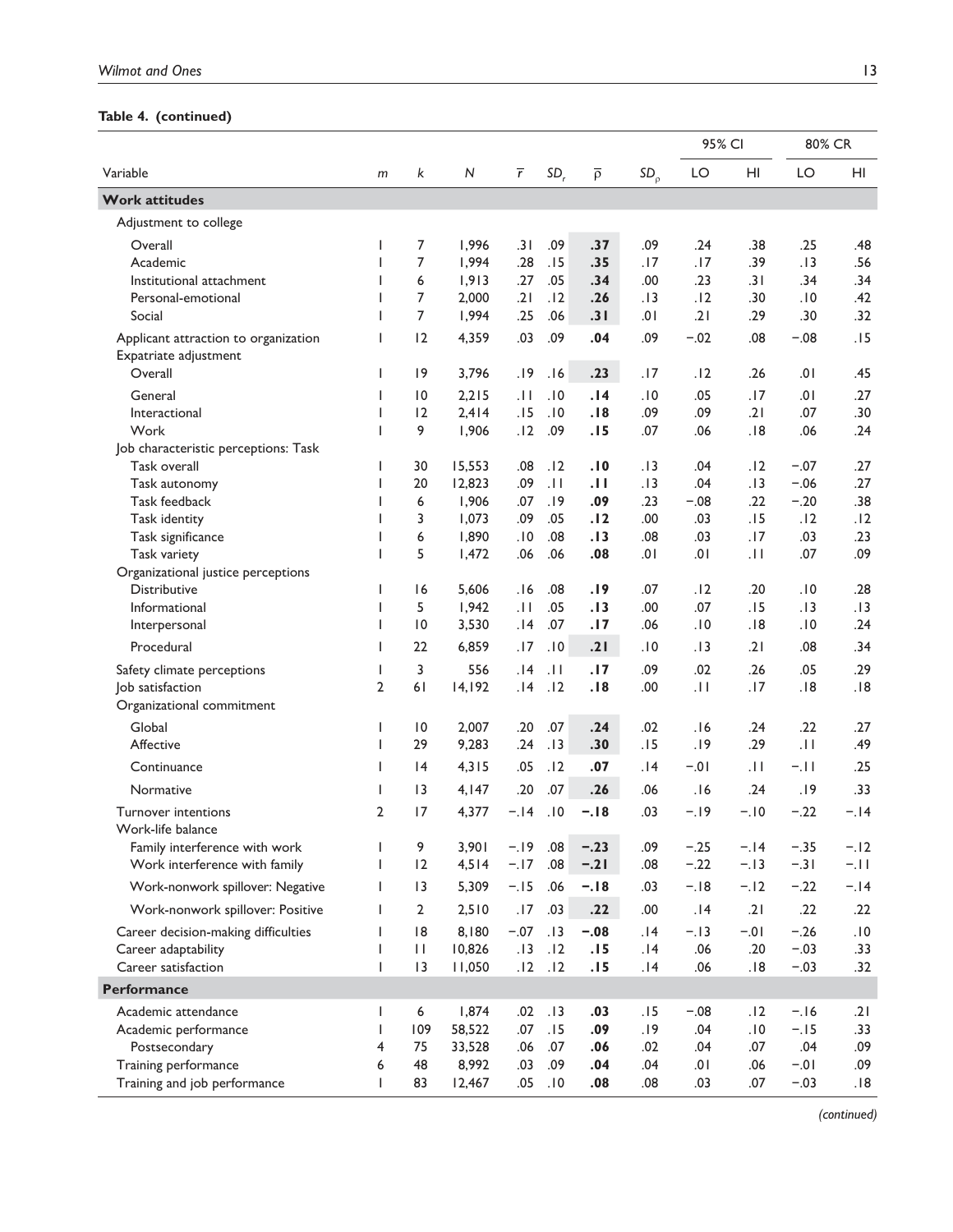**Table 4. (continued)**

| Variable | $m$ | $k$ | $N$ | $\bar{r}$ | $SD_r$ | $\bar{\rho}$ | $SD_\rho$ | 95% CI LO | 95% CI HI | 80% CR LO | 80% CR HI |
|---|---|---|---|---|---|---|---|---|---|---|---|
| **Work attitudes** | | | | | | | | | | | |
| Adjustment to college | | | | | | | | | | | |
| Overall | 1 | 7 | 1,996 | .31 | .09 | **.37** | .09 | .24 | .38 | .25 | .48 |
| Academic | 1 | 7 | 1,994 | .28 | .15 | **.35** | .17 | .17 | .39 | .13 | .56 |
| Institutional attachment | 1 | 6 | 1,913 | .27 | .05 | **.34** | .00 | .23 | .31 | .34 | .34 |
| Personal-emotional | 1 | 7 | 2,000 | .21 | .12 | **.26** | .13 | .12 | .30 | .10 | .42 |
| Social | 1 | 7 | 1,994 | .25 | .06 | **.31** | .01 | .21 | .29 | .30 | .32 |
| Applicant attraction to organization | 1 | 12 | 4,359 | .03 | .09 | **.04** | .09 | −.02 | .08 | −.08 | .15 |
| Expatriate adjustment | | | | | | | | | | | |
| Overall | 1 | 19 | 3,796 | .19 | .16 | **.23** | .17 | .12 | .26 | .01 | .45 |
| General | 1 | 10 | 2,215 | .11 | .10 | **.14** | .10 | .05 | .17 | .01 | .27 |
| Interactional | 1 | 12 | 2,414 | .15 | .10 | **.18** | .09 | .09 | .21 | .07 | .30 |
| Work | 1 | 9 | 1,906 | .12 | .09 | **.15** | .07 | .06 | .18 | .06 | .24 |
| Job characteristic perceptions: Task | | | | | | | | | | | |
| Task overall | 1 | 30 | 15,553 | .08 | .12 | **.10** | .13 | .04 | .12 | −.07 | .27 |
| Task autonomy | 1 | 20 | 12,823 | .09 | .11 | **.11** | .13 | .04 | .13 | −.06 | .27 |
| Task feedback | 1 | 6 | 1,906 | .07 | .19 | **.09** | .23 | −.08 | .22 | −.20 | .38 |
| Task identity | 1 | 3 | 1,073 | .09 | .05 | **.12** | .00 | .03 | .15 | .12 | .12 |
| Task significance | 1 | 6 | 1,890 | .10 | .08 | **.13** | .08 | .03 | .17 | .03 | .23 |
| Task variety | 1 | 5 | 1,472 | .06 | .06 | **.08** | .01 | .01 | .11 | .07 | .09 |
| Organizational justice perceptions | | | | | | | | | | | |
| Distributive | 1 | 16 | 5,606 | .16 | .08 | **.19** | .07 | .12 | .20 | .10 | .28 |
| Informational | 1 | 5 | 1,942 | .11 | .05 | **.13** | .00 | .07 | .15 | .13 | .13 |
| Interpersonal | 1 | 10 | 3,530 | .14 | .07 | **.17** | .06 | .10 | .18 | .10 | .24 |
| Procedural | 1 | 22 | 6,859 | .17 | .10 | **.21** | .10 | .13 | .21 | .08 | .34 |
| Safety climate perceptions | 1 | 3 | 556 | .14 | .11 | **.17** | .09 | .02 | .26 | .05 | .29 |
| Job satisfaction | 2 | 61 | 14,192 | .14 | .12 | **.18** | .00 | .11 | .17 | .18 | .18 |
| Organizational commitment | | | | | | | | | | | |
| Global | 1 | 10 | 2,007 | .20 | .07 | **.24** | .02 | .16 | .24 | .22 | .27 |
| Affective | 1 | 29 | 9,283 | .24 | .13 | **.30** | .15 | .19 | .29 | .11 | .49 |
| Continuance | 1 | 14 | 4,315 | .05 | .12 | **.07** | .14 | −.01 | .11 | −.11 | .25 |
| Normative | 1 | 13 | 4,147 | .20 | .07 | **.26** | .06 | .16 | .24 | .19 | .33 |
| Turnover intentions | 2 | 17 | 4,377 | −.14 | .10 | **−.18** | .03 | −.19 | −.10 | −.22 | −.14 |
| Work-life balance | | | | | | | | | | | |
| Family interference with work | 1 | 9 | 3,901 | −.19 | .08 | **−.23** | .09 | −.25 | −.14 | −.35 | −.12 |
| Work interference with family | 1 | 12 | 4,514 | −.17 | .08 | **−.21** | .08 | −.22 | −.13 | −.31 | −.11 |
| Work-nonwork spillover: Negative | 1 | 13 | 5,309 | −.15 | .06 | **−.18** | .03 | −.18 | −.12 | −.22 | −.14 |
| Work-nonwork spillover: Positive | 1 | 2 | 2,510 | .17 | .03 | **.22** | .00 | .14 | .21 | .22 | .22 |
| Career decision-making difficulties | 1 | 18 | 8,180 | −.07 | .13 | **−.08** | .14 | −.13 | −.01 | −.26 | .10 |
| Career adaptability | 1 | 11 | 10,826 | .13 | .12 | **.15** | .14 | .06 | .20 | −.03 | .33 |
| Career satisfaction | 1 | 13 | 11,050 | .12 | .12 | **.15** | .14 | .06 | .18 | −.03 | .32 |
| **Performance** | | | | | | | | | | | |
| Academic attendance | 1 | 6 | 1,874 | .02 | .13 | **.03** | .15 | −.08 | .12 | −.16 | .21 |
| Academic performance | 1 | 109 | 58,522 | .07 | .15 | **.09** | .19 | .04 | .10 | −.15 | .33 |
| Postsecondary | 4 | 75 | 33,528 | .06 | .07 | **.06** | .02 | .04 | .07 | .04 | .09 |
| Training performance | 6 | 48 | 8,992 | .03 | .09 | **.04** | .04 | .01 | .06 | −.01 | .09 |
| Training and job performance | 1 | 83 | 12,467 | .05 | .10 | **.08** | .08 | .03 | .07 | −.03 | .18 |

*(continued)*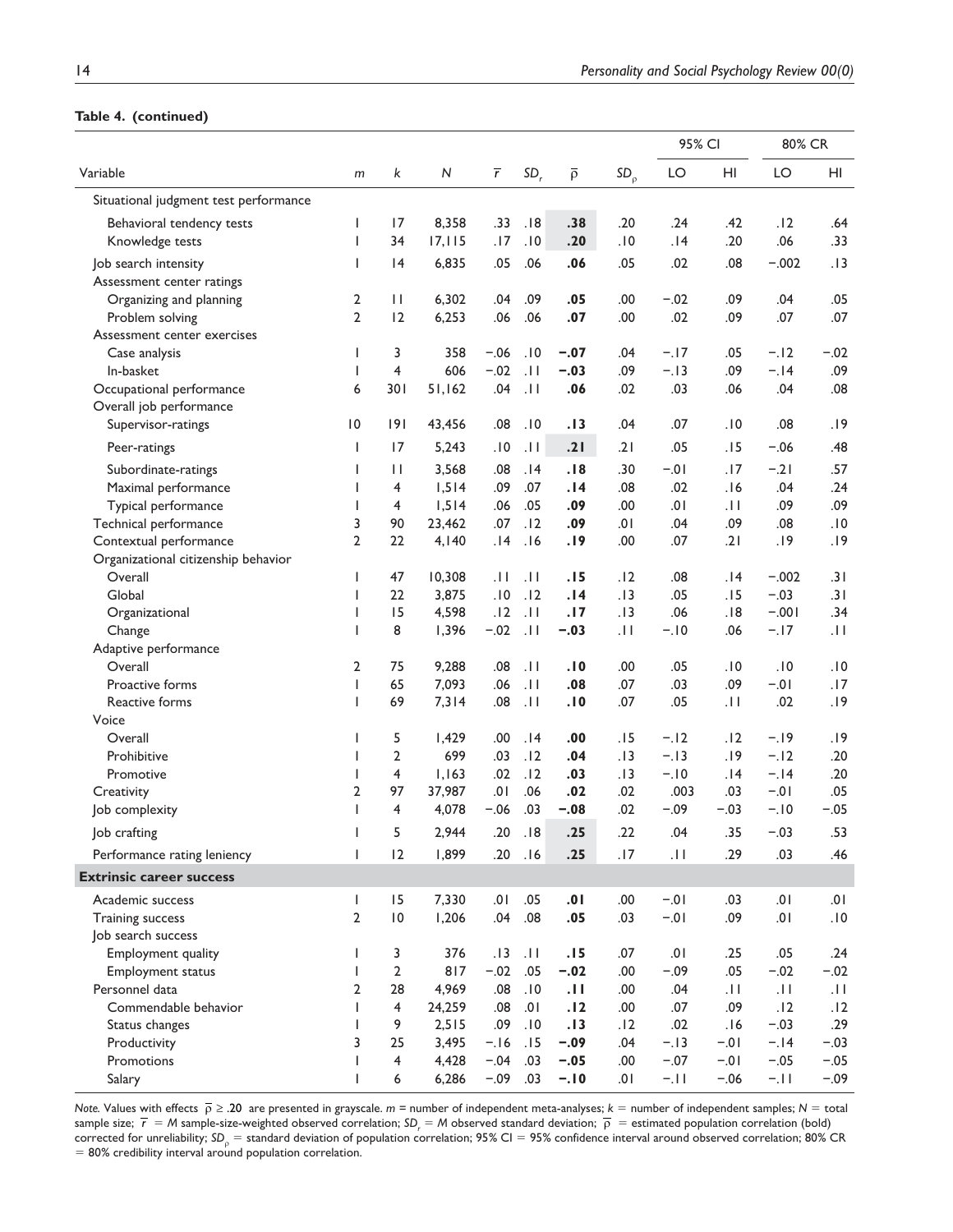**Table 4. (continued)**

| Variable | $m$ | $k$ | $N$ | $\bar{r}$ | $SD_r$ | $\bar{\rho}$ | $SD_\rho$ | 95% CI LO | 95% CI HI | 80% CR LO | 80% CR HI |
|---|---|---|---|---|---|---|---|---|---|---|---|
| Situational judgment test performance | | | | | | | | | | | |
| Behavioral tendency tests | 1 | 17 | 8,358 | .33 | .18 | **.38** | .20 | .24 | .42 | .12 | .64 |
| Knowledge tests | 1 | 34 | 17,115 | .17 | .10 | **.20** | .10 | .14 | .20 | .06 | .33 |
| Job search intensity | 1 | 14 | 6,835 | .05 | .06 | **.06** | .05 | .02 | .08 | −.002 | .13 |
| Assessment center ratings | | | | | | | | | | | |
| Organizing and planning | 2 | 11 | 6,302 | .04 | .09 | **.05** | .00 | −.02 | .09 | .04 | .05 |
| Problem solving | 2 | 12 | 6,253 | .06 | .06 | **.07** | .00 | .02 | .09 | .07 | .07 |
| Assessment center exercises | | | | | | | | | | | |
| Case analysis | 1 | 3 | 358 | −.06 | .10 | **−.07** | .04 | −.17 | .05 | −.12 | −.02 |
| In-basket | 1 | 4 | 606 | −.02 | .11 | **−.03** | .09 | −.13 | .09 | −.14 | .09 |
| Occupational performance | 6 | 301 | 51,162 | .04 | .11 | **.06** | .02 | .03 | .06 | .04 | .08 |
| Overall job performance | | | | | | | | | | | |
| Supervisor-ratings | 10 | 191 | 43,456 | .08 | .10 | **.13** | .04 | .07 | .10 | .08 | .19 |
| Peer-ratings | 1 | 17 | 5,243 | .10 | .11 | **.21** | .21 | .05 | .15 | −.06 | .48 |
| Subordinate-ratings | 1 | 11 | 3,568 | .08 | .14 | **.18** | .30 | −.01 | .17 | −.21 | .57 |
| Maximal performance | 1 | 4 | 1,514 | .09 | .07 | **.14** | .08 | .02 | .16 | .04 | .24 |
| Typical performance | 1 | 4 | 1,514 | .06 | .05 | **.09** | .00 | .01 | .11 | .09 | .09 |
| Technical performance | 3 | 90 | 23,462 | .07 | .12 | **.09** | .01 | .04 | .09 | .08 | .10 |
| Contextual performance | 2 | 22 | 4,140 | .14 | .16 | **.19** | .00 | .07 | .21 | .19 | .19 |
| Organizational citizenship behavior | | | | | | | | | | | |
| Overall | 1 | 47 | 10,308 | .11 | .11 | **.15** | .12 | .08 | .14 | −.002 | .31 |
| Global | 1 | 22 | 3,875 | .10 | .12 | **.14** | .13 | .05 | .15 | −.03 | .31 |
| Organizational | 1 | 15 | 4,598 | .12 | .11 | **.17** | .13 | .06 | .18 | −.001 | .34 |
| Change | 1 | 8 | 1,396 | −.02 | .11 | **−.03** | .11 | −.10 | .06 | −.17 | .11 |
| Adaptive performance | | | | | | | | | | | |
| Overall | 2 | 75 | 9,288 | .08 | .11 | **.10** | .00 | .05 | .10 | .10 | .10 |
| Proactive forms | 1 | 65 | 7,093 | .06 | .11 | **.08** | .07 | .03 | .09 | −.01 | .17 |
| Reactive forms | 1 | 69 | 7,314 | .08 | .11 | **.10** | .07 | .05 | .11 | .02 | .19 |
| Voice | | | | | | | | | | | |
| Overall | 1 | 5 | 1,429 | .00 | .14 | **.00** | .15 | −.12 | .12 | −.19 | .19 |
| Prohibitive | 1 | 2 | 699 | .03 | .12 | **.04** | .13 | −.13 | .19 | −.12 | .20 |
| Promotive | 1 | 4 | 1,163 | .02 | .12 | **.03** | .13 | −.10 | .14 | −.14 | .20 |
| Creativity | 2 | 97 | 37,987 | .01 | .06 | **.02** | .02 | .003 | .03 | −.01 | .05 |
| Job complexity | 1 | 4 | 4,078 | −.06 | .03 | **−.08** | .02 | −.09 | −.03 | −.10 | −.05 |
| Job crafting | 1 | 5 | 2,944 | .20 | .18 | **.25** | .22 | .04 | .35 | −.03 | .53 |
| Performance rating leniency | 1 | 12 | 1,899 | .20 | .16 | **.25** | .17 | .11 | .29 | .03 | .46 |
| **Extrinsic career success** | | | | | | | | | | | |
| Academic success | 1 | 15 | 7,330 | .01 | .05 | **.01** | .00 | −.01 | .03 | .01 | .01 |
| Training success | 2 | 10 | 1,206 | .04 | .08 | **.05** | .03 | −.01 | .09 | .01 | .10 |
| Job search success | | | | | | | | | | | |
| Employment quality | 1 | 3 | 376 | .13 | .11 | **.15** | .07 | .01 | .25 | .05 | .24 |
| Employment status | 1 | 2 | 817 | −.02 | .05 | **−.02** | .00 | −.09 | .05 | −.02 | −.02 |
| Personnel data | 2 | 28 | 4,969 | .08 | .10 | **.11** | .00 | .04 | .11 | .11 | .11 |
| Commendable behavior | 1 | 4 | 24,259 | .08 | .01 | **.12** | .00 | .07 | .09 | .12 | .12 |
| Status changes | 1 | 9 | 2,515 | .09 | .10 | **.13** | .12 | .02 | .16 | −.03 | .29 |
| Productivity | 3 | 25 | 3,495 | −.16 | .15 | **−.09** | .04 | −.13 | −.01 | −.14 | −.03 |
| Promotions | 1 | 4 | 4,428 | −.04 | .03 | **−.05** | .00 | −.07 | −.01 | −.05 | −.05 |
| Salary | 1 | 6 | 6,286 | −.09 | .03 | **−.10** | .01 | −.11 | −.06 | −.11 | −.09 |

*Note.* Values with effects $\bar{\rho} \geq .20$ are presented in grayscale. $m$ = number of independent meta-analyses; $k$ = number of independent samples; $N$ = total sample size; $\bar{r}$ = $M$ sample-size-weighted observed correlation; $SD_r$ = $M$ observed standard deviation; $\bar{\rho}$ = estimated population correlation (bold) corrected for unreliability; $SD_\rho$ = standard deviation of population correlation; 95% CI = 95% confidence interval around observed correlation; 80% CR = 80% credibility interval around population correlation.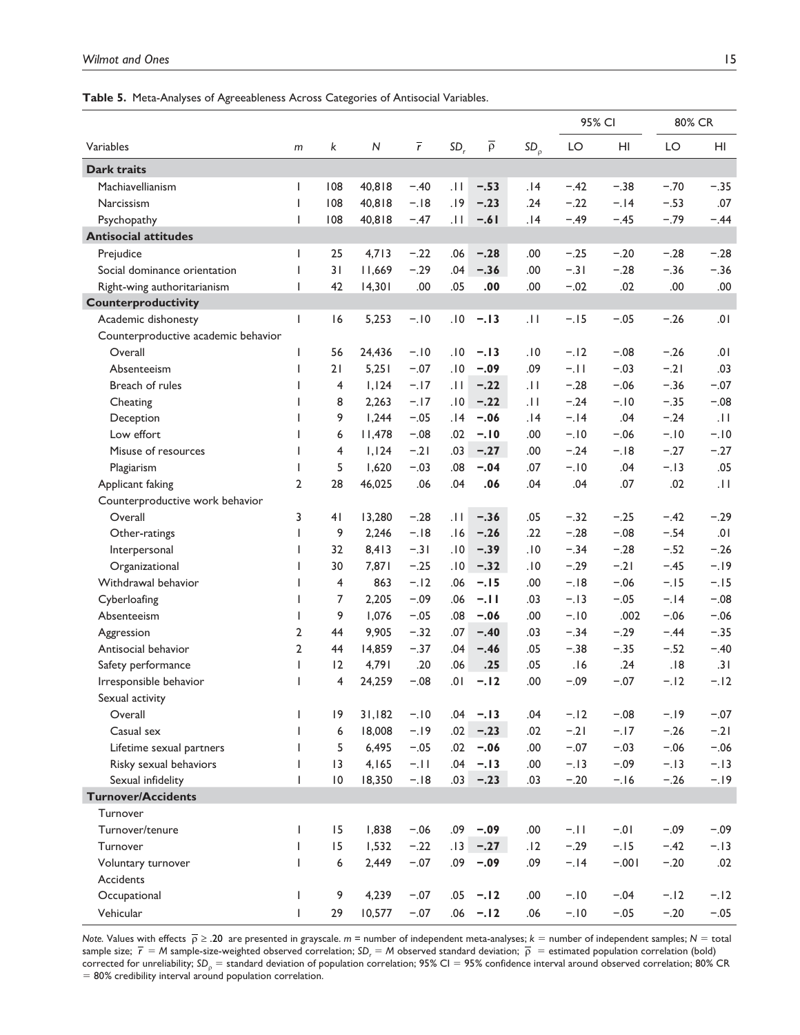**Table 5.** Meta-Analyses of Agreeableness Across Categories of Antisocial Variables.

| | | | | | | | | 95% CI | | 80% CR | |
|---|---|---|---|---|---|---|---|---|---|---|---|
| Variables | $m$ | $k$ | $N$ | $\bar{r}$ | $SD_r$ | $\bar{\rho}$ | $SD_\rho$ | LO | HI | LO | HI |
| **Dark traits** | | | | | | | | | | | |
| Machiavellianism | 1 | 108 | 40,818 | −.40 | .11 | **−.53** | .14 | −.42 | −.38 | −.70 | −.35 |
| Narcissism | 1 | 108 | 40,818 | −.18 | .19 | **−.23** | .24 | −.22 | −.14 | −.53 | .07 |
| Psychopathy | 1 | 108 | 40,818 | −.47 | .11 | **−.61** | .14 | −.49 | −.45 | −.79 | −.44 |
| **Antisocial attitudes** | | | | | | | | | | | |
| Prejudice | 1 | 25 | 4,713 | −.22 | .06 | **−.28** | .00 | −.25 | −.20 | −.28 | −.28 |
| Social dominance orientation | 1 | 31 | 11,669 | −.29 | .04 | **−.36** | .00 | −.31 | −.28 | −.36 | −.36 |
| Right-wing authoritarianism | 1 | 42 | 14,301 | .00 | .05 | **.00** | .00 | −.02 | .02 | .00 | .00 |
| **Counterproductivity** | | | | | | | | | | | |
| Academic dishonesty | 1 | 16 | 5,253 | −.10 | .10 | **−.13** | .11 | −.15 | −.05 | −.26 | .01 |
| Counterproductive academic behavior | | | | | | | | | | | |
| Overall | 1 | 56 | 24,436 | −.10 | .10 | **−.13** | .10 | −.12 | −.08 | −.26 | .01 |
| Absenteeism | 1 | 21 | 5,251 | −.07 | .10 | **−.09** | .09 | −.11 | −.03 | −.21 | .03 |
| Breach of rules | 1 | 4 | 1,124 | −.17 | .11 | **−.22** | .11 | −.28 | −.06 | −.36 | −.07 |
| Cheating | 1 | 8 | 2,263 | −.17 | .10 | **−.22** | .11 | −.24 | −.10 | −.35 | −.08 |
| Deception | 1 | 9 | 1,244 | −.05 | .14 | **−.06** | .14 | −.14 | .04 | −.24 | .11 |
| Low effort | 1 | 6 | 11,478 | −.08 | .02 | **−.10** | .00 | −.10 | −.06 | −.10 | −.10 |
| Misuse of resources | 1 | 4 | 1,124 | −.21 | .03 | **−.27** | .00 | −.24 | −.18 | −.27 | −.27 |
| Plagiarism | 1 | 5 | 1,620 | −.03 | .08 | **−.04** | .07 | −.10 | .04 | −.13 | .05 |
| Applicant faking | 2 | 28 | 46,025 | .06 | .04 | **.06** | .04 | .04 | .07 | .02 | .11 |
| Counterproductive work behavior | | | | | | | | | | | |
| Overall | 3 | 41 | 13,280 | −.28 | .11 | **−.36** | .05 | −.32 | −.25 | −.42 | −.29 |
| Other-ratings | 1 | 9 | 2,246 | −.18 | .16 | **−.26** | .22 | −.28 | −.08 | −.54 | .01 |
| Interpersonal | 1 | 32 | 8,413 | −.31 | .10 | **−.39** | .10 | −.34 | −.28 | −.52 | −.26 |
| Organizational | 1 | 30 | 7,871 | −.25 | .10 | **−.32** | .10 | −.29 | −.21 | −.45 | −.19 |
| Withdrawal behavior | 1 | 4 | 863 | −.12 | .06 | **−.15** | .00 | −.18 | −.06 | −.15 | −.15 |
| Cyberloafing | 1 | 7 | 2,205 | −.09 | .06 | **−.11** | .03 | −.13 | −.05 | −.14 | −.08 |
| Absenteeism | 1 | 9 | 1,076 | −.05 | .08 | **−.06** | .00 | −.10 | .002 | −.06 | −.06 |
| Aggression | 2 | 44 | 9,905 | −.32 | .07 | **−.40** | .03 | −.34 | −.29 | −.44 | −.35 |
| Antisocial behavior | 2 | 44 | 14,859 | −.37 | .04 | **−.46** | .05 | −.38 | −.35 | −.52 | −.40 |
| Safety performance | 1 | 12 | 4,791 | .20 | .06 | **.25** | .05 | .16 | .24 | .18 | .31 |
| Irresponsible behavior | 1 | 4 | 24,259 | −.08 | .01 | **−.12** | .00 | −.09 | −.07 | −.12 | −.12 |
| Sexual activity | | | | | | | | | | | |
| Overall | 1 | 19 | 31,182 | −.10 | .04 | **−.13** | .04 | −.12 | −.08 | −.19 | −.07 |
| Casual sex | 1 | 6 | 18,008 | −.19 | .02 | **−.23** | .02 | −.21 | −.17 | −.26 | −.21 |
| Lifetime sexual partners | 1 | 5 | 6,495 | −.05 | .02 | **−.06** | .00 | −.07 | −.03 | −.06 | −.06 |
| Risky sexual behaviors | 1 | 13 | 4,165 | −.11 | .04 | **−.13** | .00 | −.13 | −.09 | −.13 | −.13 |
| Sexual infidelity | 1 | 10 | 18,350 | −.18 | .03 | **−.23** | .03 | −.20 | −.16 | −.26 | −.19 |
| **Turnover/Accidents** | | | | | | | | | | | |
| Turnover | | | | | | | | | | | |
| Turnover/tenure | 1 | 15 | 1,838 | −.06 | .09 | **−.09** | .00 | −.11 | −.01 | −.09 | −.09 |
| Turnover | 1 | 15 | 1,532 | −.22 | .13 | **−.27** | .12 | −.29 | −.15 | −.42 | −.13 |
| Voluntary turnover | 1 | 6 | 2,449 | −.07 | .09 | **−.09** | .09 | −.14 | −.001 | −.20 | .02 |
| Accidents | | | | | | | | | | | |
| Occupational | 1 | 9 | 4,239 | −.07 | .05 | **−.12** | .00 | −.10 | −.04 | −.12 | −.12 |
| Vehicular | 1 | 29 | 10,577 | −.07 | .06 | **−.12** | .06 | −.10 | −.05 | −.20 | −.05 |

*Note.* Values with effects $\bar{\rho} \geq .20$ are presented in grayscale. $m$ = number of independent meta-analyses; $k$ = number of independent samples; $N$ = total sample size; $\bar{r}$ = $M$ sample-size-weighted observed correlation; $SD_r$ = $M$ observed standard deviation; $\bar{\rho}$ = estimated population correlation (bold) corrected for unreliability; $SD_\rho$ = standard deviation of population correlation; 95% CI = 95% confidence interval around observed correlation; 80% CR = 80% credibility interval around population correlation.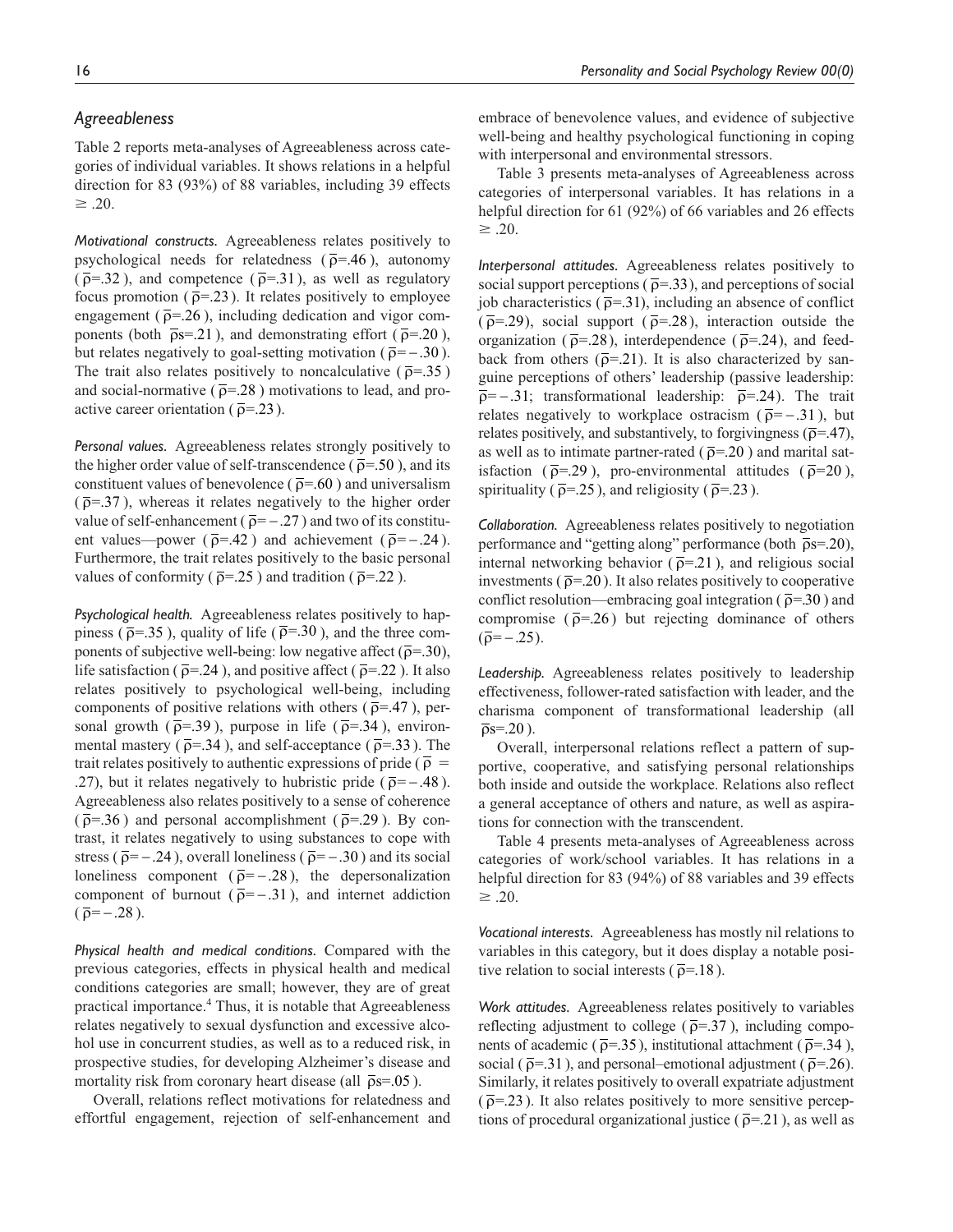## Agreeableness

Table 2 reports meta-analyses of Agreeableness across categories of individual variables. It shows relations in a helpful direction for 83 (93%) of 88 variables, including 39 effects ≥ .20.

*Motivational constructs.* Agreeableness relates positively to psychological needs for relatedness ($\bar{\rho}$=.46), autonomy ($\bar{\rho}$=.32), and competence ($\bar{\rho}$=.31), as well as regulatory focus promotion ($\bar{\rho}$=.23). It relates positively to employee engagement ($\bar{\rho}$=.26), including dedication and vigor components (both $\bar{\rho}$s=.21), and demonstrating effort ($\bar{\rho}$=.20), but relates negatively to goal-setting motivation ($\bar{\rho}$=−.30). The trait also relates positively to noncalculative ($\bar{\rho}$=.35) and social-normative ($\bar{\rho}$=.28) motivations to lead, and proactive career orientation ($\bar{\rho}$=.23).

*Personal values.* Agreeableness relates strongly positively to the higher order value of self-transcendence ($\bar{\rho}$=.50), and its constituent values of benevolence ($\bar{\rho}$=.60) and universalism ($\bar{\rho}$=.37), whereas it relates negatively to the higher order value of self-enhancement ($\bar{\rho}$=−.27) and two of its constituent values—power ($\bar{\rho}$=.42) and achievement ($\bar{\rho}$=−.24). Furthermore, the trait relates positively to the basic personal values of conformity ($\bar{\rho}$=.25) and tradition ($\bar{\rho}$=.22).

*Psychological health.* Agreeableness relates positively to happiness ($\bar{\rho}$=.35), quality of life ($\bar{\rho}$=.30), and the three components of subjective well-being: low negative affect ($\bar{\rho}$=.30), life satisfaction ($\bar{\rho}$=.24), and positive affect ($\bar{\rho}$=.22). It also relates positively to psychological well-being, including components of positive relations with others ($\bar{\rho}$=.47), personal growth ($\bar{\rho}$=.39), purpose in life ($\bar{\rho}$=.34), environmental mastery ($\bar{\rho}$=.34), and self-acceptance ($\bar{\rho}$=.33). The trait relates positively to authentic expressions of pride ($\bar{\rho}$ = .27), but it relates negatively to hubristic pride ($\bar{\rho}$=−.48). Agreeableness also relates positively to a sense of coherence ($\bar{\rho}$=.36) and personal accomplishment ($\bar{\rho}$=.29). By contrast, it relates negatively to using substances to cope with stress ($\bar{\rho}$=−.24), overall loneliness ($\bar{\rho}$=−.30) and its social loneliness component ($\bar{\rho}$=−.28), the depersonalization component of burnout ($\bar{\rho}$=−.31), and internet addiction ($\bar{\rho}$=−.28).

*Physical health and medical conditions.* Compared with the previous categories, effects in physical health and medical conditions categories are small; however, they are of great practical importance.[4] Thus, it is notable that Agreeableness relates negatively to sexual dysfunction and excessive alcohol use in concurrent studies, as well as to a reduced risk, in prospective studies, for developing Alzheimer's disease and mortality risk from coronary heart disease (all $\bar{\rho}$s=.05).

Overall, relations reflect motivations for relatedness and effortful engagement, rejection of self-enhancement and embrace of benevolence values, and evidence of subjective well-being and healthy psychological functioning in coping with interpersonal and environmental stressors.

Table 3 presents meta-analyses of Agreeableness across categories of interpersonal variables. It has relations in a helpful direction for 61 (92%) of 66 variables and 26 effects ≥ .20.

*Interpersonal attitudes.* Agreeableness relates positively to social support perceptions ($\bar{\rho}$=.33), and perceptions of social job characteristics ($\bar{\rho}$=.31), including an absence of conflict ($\bar{\rho}$=.29), social support ($\bar{\rho}$=.28), interaction outside the organization ($\bar{\rho}$=.28), interdependence ($\bar{\rho}$=.24), and feedback from others ($\bar{\rho}$=.21). It is also characterized by sanguine perceptions of others' leadership (passive leadership: $\bar{\rho}$=−.31; transformational leadership: $\bar{\rho}$=.24). The trait relates negatively to workplace ostracism ($\bar{\rho}$=−.31), but relates positively, and substantively, to forgivingness ($\bar{\rho}$=.47), as well as to intimate partner-rated ($\bar{\rho}$=.20) and marital satisfaction ($\bar{\rho}$=.29), pro-environmental attitudes ($\bar{\rho}$=20), spirituality ($\bar{\rho}$=.25), and religiosity ($\bar{\rho}$=.23).

*Collaboration.* Agreeableness relates positively to negotiation performance and "getting along" performance (both $\bar{\rho}$s=.20), internal networking behavior ($\bar{\rho}$=.21), and religious social investments ($\bar{\rho}$=.20). It also relates positively to cooperative conflict resolution—embracing goal integration ($\bar{\rho}$=.30) and compromise ($\bar{\rho}$=.26) but rejecting dominance of others ($\bar{\rho}$=−.25).

*Leadership.* Agreeableness relates positively to leadership effectiveness, follower-rated satisfaction with leader, and the charisma component of transformational leadership (all $\bar{\rho}$s=.20).

Overall, interpersonal relations reflect a pattern of supportive, cooperative, and satisfying personal relationships both inside and outside the workplace. Relations also reflect a general acceptance of others and nature, as well as aspirations for connection with the transcendent.

Table 4 presents meta-analyses of Agreeableness across categories of work/school variables. It has relations in a helpful direction for 83 (94%) of 88 variables and 39 effects ≥ .20.

*Vocational interests.* Agreeableness has mostly nil relations to variables in this category, but it does display a notable positive relation to social interests ($\bar{\rho}$=.18).

*Work attitudes.* Agreeableness relates positively to variables reflecting adjustment to college ($\bar{\rho}$=.37), including components of academic ($\bar{\rho}$=.35), institutional attachment ($\bar{\rho}$=.34), social ($\bar{\rho}$=.31), and personal–emotional adjustment ($\bar{\rho}$=.26). Similarly, it relates positively to overall expatriate adjustment ($\bar{\rho}$=.23). It also relates positively to more sensitive perceptions of procedural organizational justice ($\bar{\rho}$=.21), as well as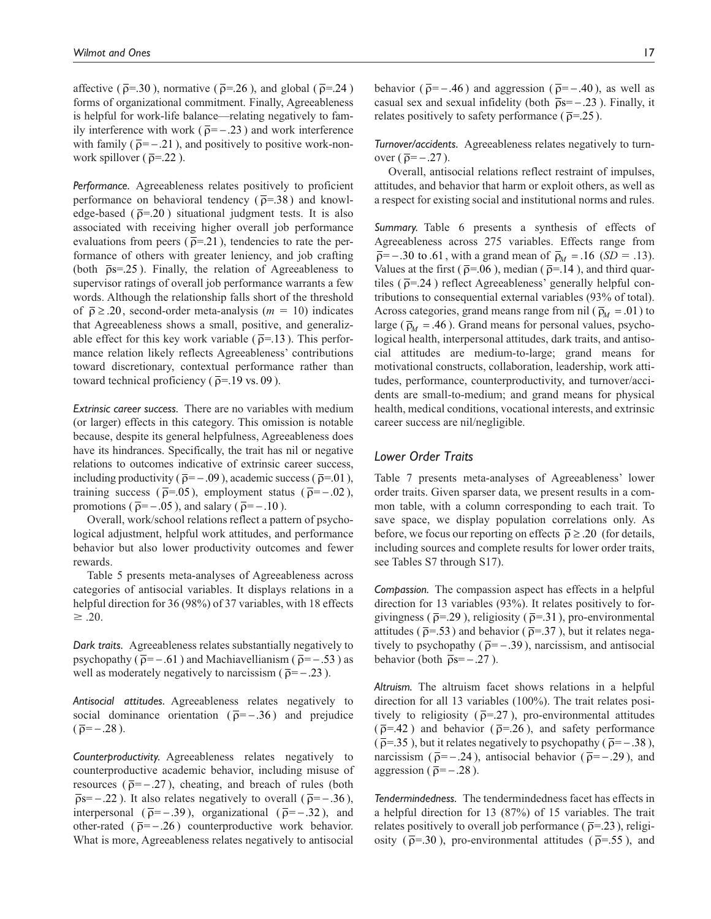affective ($\bar{\rho}$=.30), normative ($\bar{\rho}$=.26), and global ($\bar{\rho}$=.24) forms of organizational commitment. Finally, Agreeableness is helpful for work-life balance—relating negatively to family interference with work ($\bar{\rho}$=−.23) and work interference with family ($\bar{\rho}$=−.21), and positively to positive work-nonwork spillover ($\bar{\rho}$=.22).

*Performance.* Agreeableness relates positively to proficient performance on behavioral tendency ($\bar{\rho}$=.38) and knowledge-based ($\bar{\rho}$=.20) situational judgment tests. It is also associated with receiving higher overall job performance evaluations from peers ($\bar{\rho}$=.21), tendencies to rate the performance of others with greater leniency, and job crafting (both $\bar{\rho}$s=.25). Finally, the relation of Agreeableness to supervisor ratings of overall job performance warrants a few words. Although the relationship falls short of the threshold of $\bar{\rho} \geq .20$, second-order meta-analysis ($m$ = 10) indicates that Agreeableness shows a small, positive, and generalizable effect for this key work variable ($\bar{\rho}$=.13). This performance relation likely reflects Agreeableness' contributions toward discretionary, contextual performance rather than toward technical proficiency ($\bar{\rho}$=.19 vs. 09).

*Extrinsic career success.* There are no variables with medium (or larger) effects in this category. This omission is notable because, despite its general helpfulness, Agreeableness does have its hindrances. Specifically, the trait has nil or negative relations to outcomes indicative of extrinsic career success, including productivity ($\bar{\rho}$=−.09), academic success ($\bar{\rho}$=.01), training success ($\bar{\rho}$=.05), employment status ($\bar{\rho}$=−.02), promotions ($\bar{\rho}$=−.05), and salary ($\bar{\rho}$=−.10).

Overall, work/school relations reflect a pattern of psychological adjustment, helpful work attitudes, and performance behavior but also lower productivity outcomes and fewer rewards.

Table 5 presents meta-analyses of Agreeableness across categories of antisocial variables. It displays relations in a helpful direction for 36 (98%) of 37 variables, with 18 effects ≥ .20.

*Dark traits.* Agreeableness relates substantially negatively to psychopathy ($\bar{\rho}$=−.61) and Machiavellianism ($\bar{\rho}$=−.53) as well as moderately negatively to narcissism ($\bar{\rho}$=−.23).

*Antisocial attitudes.* Agreeableness relates negatively to social dominance orientation ($\bar{\rho}$=−.36) and prejudice ($\bar{\rho}$=−.28).

*Counterproductivity.* Agreeableness relates negatively to counterproductive academic behavior, including misuse of resources ($\bar{\rho}$=−.27), cheating, and breach of rules (both $\bar{\rho}$s=−.22). It also relates negatively to overall ($\bar{\rho}$=−.36), interpersonal ($\bar{\rho}$=−.39), organizational ($\bar{\rho}$=−.32), and other-rated ($\bar{\rho}$=−.26) counterproductive work behavior. What is more, Agreeableness relates negatively to antisocial behavior ($\bar{\rho}$=−.46) and aggression ($\bar{\rho}$=−.40), as well as casual sex and sexual infidelity (both $\bar{\rho}$s=−.23). Finally, it relates positively to safety performance ($\bar{\rho}$=.25).

*Turnover/accidents.* Agreeableness relates negatively to turnover ($\bar{\rho}$=−.27).

Overall, antisocial relations reflect restraint of impulses, attitudes, and behavior that harm or exploit others, as well as a respect for existing social and institutional norms and rules.

*Summary.* Table 6 presents a synthesis of effects of Agreeableness across 275 variables. Effects range from $\bar{\rho}$=−.30 to .61, with a grand mean of $\bar{\rho}_M$ = .16 ($SD$ = .13). Values at the first ($\bar{\rho}$=.06), median ($\bar{\rho}$=.14), and third quartiles ($\bar{\rho}$=.24) reflect Agreeableness' generally helpful contributions to consequential external variables (93% of total). Across categories, grand means range from nil ($\bar{\rho}_M$ = .01) to large ($\bar{\rho}_M$ = .46). Grand means for personal values, psychological health, interpersonal attitudes, dark traits, and antisocial attitudes are medium-to-large; grand means for motivational constructs, collaboration, leadership, work attitudes, performance, counterproductivity, and turnover/accidents are small-to-medium; and grand means for physical health, medical conditions, vocational interests, and extrinsic career success are nil/negligible.

## Lower Order Traits

Table 7 presents meta-analyses of Agreeableness' lower order traits. Given sparser data, we present results in a common table, with a column corresponding to each trait. To save space, we display population correlations only. As before, we focus our reporting on effects $\bar{\rho} \geq .20$ (for details, including sources and complete results for lower order traits, see Tables S7 through S17).

*Compassion.* The compassion aspect has effects in a helpful direction for 13 variables (93%). It relates positively to forgivingness ($\bar{\rho}$=.29), religiosity ($\bar{\rho}$=.31), pro-environmental attitudes ($\bar{\rho}$=.53) and behavior ($\bar{\rho}$=.37), but it relates negatively to psychopathy ($\bar{\rho}$=−.39), narcissism, and antisocial behavior (both $\bar{\rho}$s=−.27).

*Altruism.* The altruism facet shows relations in a helpful direction for all 13 variables (100%). The trait relates positively to religiosity ($\bar{\rho}$=.27), pro-environmental attitudes ($\bar{\rho}$=.42) and behavior ($\bar{\rho}$=.26), and safety performance ($\bar{\rho}$=.35), but it relates negatively to psychopathy ($\bar{\rho}$=−.38), narcissism ($\bar{\rho}$=−.24), antisocial behavior ($\bar{\rho}$=−.29), and aggression ($\bar{\rho}$=−.28).

*Tendermindedness.* The tendermindedness facet has effects in a helpful direction for 13 (87%) of 15 variables. The trait relates positively to overall job performance ($\bar{\rho}$=.23), religiosity ($\bar{\rho}$=.30), pro-environmental attitudes ($\bar{\rho}$=.55), and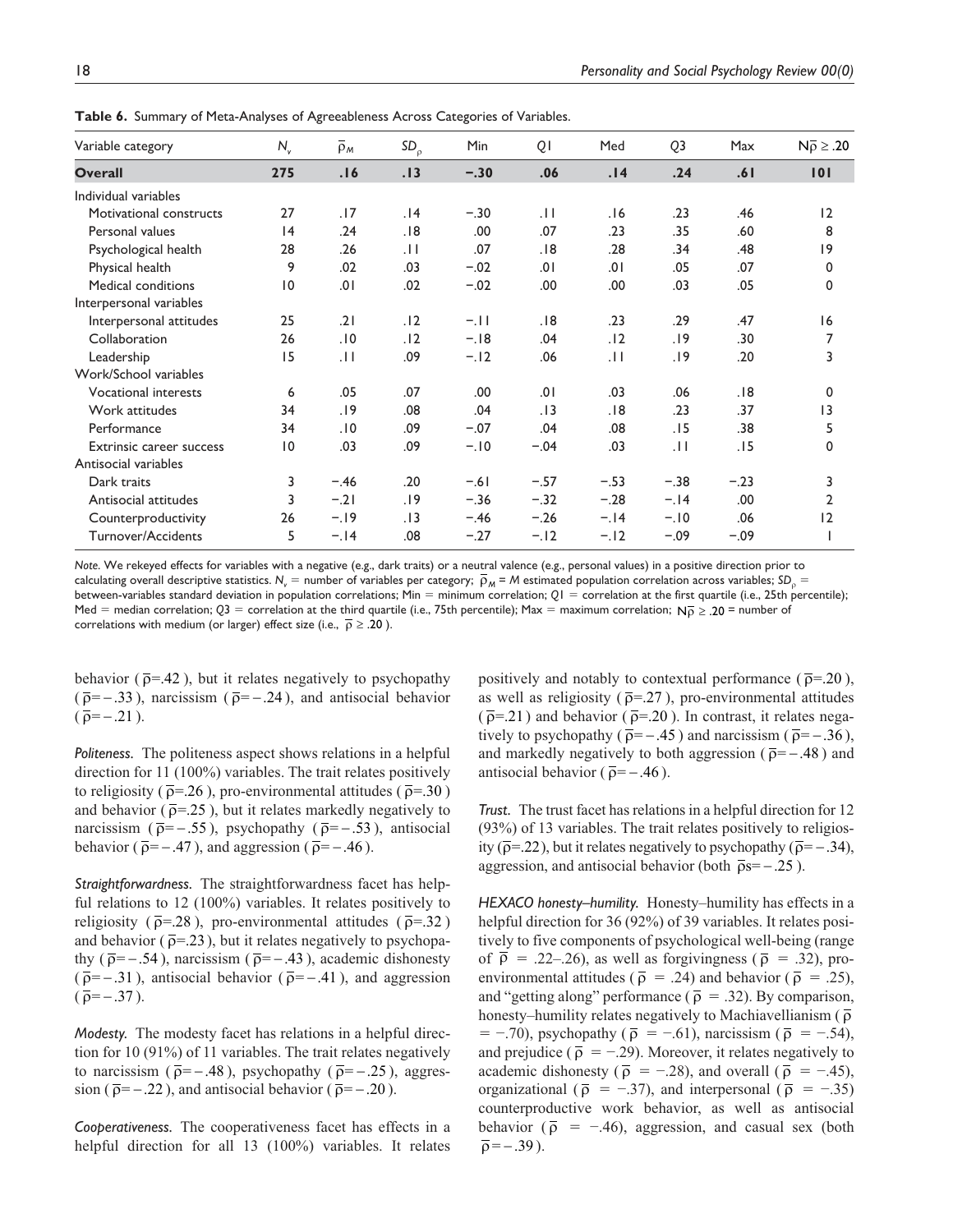**Table 6.** Summary of Meta-Analyses of Agreeableness Across Categories of Variables.

| Variable category | $N_v$ | $\bar{\rho}_M$ | $SD_\rho$ | Min | Q1 | Med | Q3 | Max | $N\bar{\rho} \geq .20$ |
|---|---|---|---|---|---|---|---|---|---|
| **Overall** | **275** | **.16** | **.13** | **−.30** | **.06** | **.14** | **.24** | **.61** | **101** |
| Individual variables | | | | | | | | | |
| Motivational constructs | 27 | .17 | .14 | −.30 | .11 | .16 | .23 | .46 | 12 |
| Personal values | 14 | .24 | .18 | .00 | .07 | .23 | .35 | .60 | 8 |
| Psychological health | 28 | .26 | .11 | .07 | .18 | .28 | .34 | .48 | 19 |
| Physical health | 9 | .02 | .03 | −.02 | .01 | .01 | .05 | .07 | 0 |
| Medical conditions | 10 | .01 | .02 | −.02 | .00 | .00 | .03 | .05 | 0 |
| Interpersonal variables | | | | | | | | | |
| Interpersonal attitudes | 25 | .21 | .12 | −.11 | .18 | .23 | .29 | .47 | 16 |
| Collaboration | 26 | .10 | .12 | −.18 | .04 | .12 | .19 | .30 | 7 |
| Leadership | 15 | .11 | .09 | −.12 | .06 | .11 | .19 | .20 | 3 |
| Work/School variables | | | | | | | | | |
| Vocational interests | 6 | .05 | .07 | .00 | .01 | .03 | .06 | .18 | 0 |
| Work attitudes | 34 | .19 | .08 | .04 | .13 | .18 | .23 | .37 | 13 |
| Performance | 34 | .10 | .09 | −.07 | .04 | .08 | .15 | .38 | 5 |
| Extrinsic career success | 10 | .03 | .09 | −.10 | −.04 | .03 | .11 | .15 | 0 |
| Antisocial variables | | | | | | | | | |
| Dark traits | 3 | −.46 | .20 | −.61 | −.57 | −.53 | −.38 | −.23 | 3 |
| Antisocial attitudes | 3 | −.21 | .19 | −.36 | −.32 | −.28 | −.14 | .00 | 2 |
| Counterproductivity | 26 | −.19 | .13 | −.46 | −.26 | −.14 | −.10 | .06 | 12 |
| Turnover/Accidents | 5 | −.14 | .08 | −.27 | −.12 | −.12 | −.09 | −.09 | 1 |

*Note.* We rekeyed effects for variables with a negative (e.g., dark traits) or a neutral valence (e.g., personal values) in a positive direction prior to calculating overall descriptive statistics. $N_v$ = number of variables per category; $\bar{\rho}_M$ = *M* estimated population correlation across variables; $SD_\rho$ = between-variables standard deviation in population correlations; Min = minimum correlation; *Q*1 = correlation at the first quartile (i.e., 25th percentile); Med = median correlation; *Q*3 = correlation at the third quartile (i.e., 75th percentile); Max = maximum correlation; $N\bar{\rho} \geq .20$ = number of correlations with medium (or larger) effect size (i.e., $\bar{\rho} \geq .20$ ).

behavior ( $\bar{\rho}$=.42 ), but it relates negatively to psychopathy ( $\bar{\rho}$=−.33 ), narcissism ( $\bar{\rho}$=−.24 ), and antisocial behavior ( $\bar{\rho}$=−.21 ).

*Politeness.* The politeness aspect shows relations in a helpful direction for 11 (100%) variables. The trait relates positively to religiosity ( $\bar{\rho}$=.26 ), pro-environmental attitudes ( $\bar{\rho}$=.30 ) and behavior ( $\bar{\rho}$=.25 ), but it relates markedly negatively to narcissism ( $\bar{\rho}$=−.55 ), psychopathy ( $\bar{\rho}$=−.53 ), antisocial behavior ( $\bar{\rho}$=−.47 ), and aggression ( $\bar{\rho}$=−.46 ).

*Straightforwardness.* The straightforwardness facet has helpful relations to 12 (100%) variables. It relates positively to religiosity ( $\bar{\rho}$=.28 ), pro-environmental attitudes ( $\bar{\rho}$=.32 ) and behavior ( $\bar{\rho}$=.23 ), but it relates negatively to psychopathy ( $\bar{\rho}$=−.54 ), narcissism ( $\bar{\rho}$=−.43 ), academic dishonesty ( $\bar{\rho}$=−.31 ), antisocial behavior ( $\bar{\rho}$=−.41 ), and aggression ( $\bar{\rho}$=−.37 ).

*Modesty.* The modesty facet has relations in a helpful direction for 10 (91%) of 11 variables. The trait relates negatively to narcissism ( $\bar{\rho}$=−.48 ), psychopathy ( $\bar{\rho}$=−.25 ), aggression ( $\bar{\rho}$=−.22 ), and antisocial behavior ( $\bar{\rho}$=−.20 ).

*Cooperativeness.* The cooperativeness facet has effects in a helpful direction for all 13 (100%) variables. It relates positively and notably to contextual performance ( $\bar{\rho}$=.20 ), as well as religiosity ( $\bar{\rho}$=.27 ), pro-environmental attitudes ( $\bar{\rho}$=.21 ) and behavior ( $\bar{\rho}$=.20 ). In contrast, it relates negatively to psychopathy ( $\bar{\rho}$=−.45 ) and narcissism ( $\bar{\rho}$=−.36 ), and markedly negatively to both aggression ( $\bar{\rho}$=−.48 ) and antisocial behavior ( $\bar{\rho}$=−.46 ).

*Trust.* The trust facet has relations in a helpful direction for 12 (93%) of 13 variables. The trait relates positively to religiosity ( $\bar{\rho}$=.22 ), but it relates negatively to psychopathy ( $\bar{\rho}$=−.34), aggression, and antisocial behavior (both $\bar{\rho}$s=−.25 ).

*HEXACO honesty–humility.* Honesty–humility has effects in a helpful direction for 36 (92%) of 39 variables. It relates positively to five components of psychological well-being (range of $\bar{\rho}$ = .22–.26), as well as forgivingness ( $\bar{\rho}$ = .32), pro-environmental attitudes ( $\bar{\rho}$ = .24) and behavior ( $\bar{\rho}$ = .25), and "getting along" performance ( $\bar{\rho}$ = .32). By comparison, honesty–humility relates negatively to Machiavellianism ( $\bar{\rho}$ = −.70), psychopathy ( $\bar{\rho}$ = −.61), narcissism ( $\bar{\rho}$ = −.54), and prejudice ( $\bar{\rho}$ = −.29). Moreover, it relates negatively to academic dishonesty ( $\bar{\rho}$ = −.28), and overall ( $\bar{\rho}$ = −.45), organizational ( $\bar{\rho}$ = −.37), and interpersonal ( $\bar{\rho}$ = −.35) counterproductive work behavior, as well as antisocial behavior ( $\bar{\rho}$ = −.46), aggression, and casual sex (both $\bar{\rho}$=−.39 ).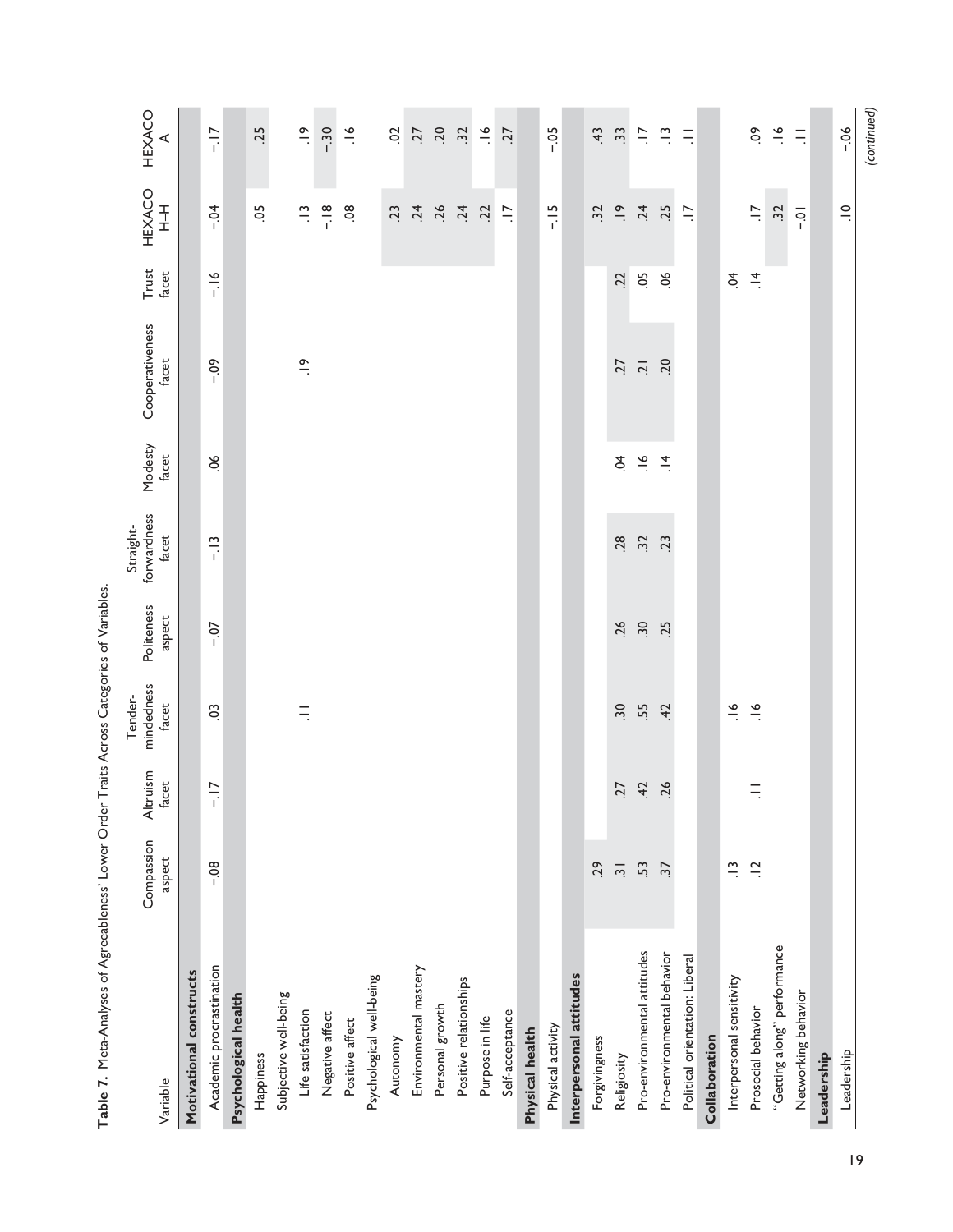**Table 7.** Meta-Analyses of Agreeableness' Lower Order Traits Across Categories of Variables.

| Variable | Compassion aspect | Altruism facet | Tender-mindedness facet | Politeness aspect | Straight-forwardness facet | Modesty facet | Cooperativeness facet | Trust facet | HEXACO H–H | HEXACO A |
|---|---|---|---|---|---|---|---|---|---|---|
| **Motivational constructs** | | | | | | | | | | |
| Academic procrastination | −.08 | −.17 | .03 | −.07 | −.13 | .06 | −.09 | −.16 | −.04 | −.17 |
| **Psychological health** | | | | | | | | | | |
| Happiness | | | | | | | | | .05 | .25 |
| Subjective well-being | | | | | | | | | | |
| Life satisfaction | | | .11 | | | | .19 | | .13 | .19 |
| Negative affect | | | | | | | | | −.18 | −.30 |
| Positive affect | | | | | | | | | .08 | .16 |
| Psychological well-being | | | | | | | | | | |
| Autonomy | | | | | | | | | .23 | .02 |
| Environmental mastery | | | | | | | | | .24 | .27 |
| Personal growth | | | | | | | | | .26 | .20 |
| Positive relationships | | | | | | | | | .24 | .32 |
| Purpose in life | | | | | | | | | .22 | .16 |
| Self-acceptance | | | | | | | | | .17 | .27 |
| **Physical health** | | | | | | | | | | |
| Physical activity | | | | | | | | | −.15 | −.05 |
| **Interpersonal attitudes** | | | | | | | | | | |
| Forgivingness | .29 | | | | | | | | .32 | .43 |
| Religiosity | .31 | .27 | .30 | .26 | .28 | .04 | .27 | .22 | .19 | .33 |
| Pro-environmental attitudes | .53 | .42 | .55 | .30 | .32 | .16 | .21 | .05 | .24 | .17 |
| Pro-environmental behavior | .37 | .26 | .42 | .25 | .23 | .14 | .20 | .06 | .25 | .13 |
| Political orientation: Liberal | | | | | | | | | .17 | .11 |
| **Collaboration** | | | | | | | | | | |
| Interpersonal sensitivity | .13 | | .16 | | | | | .04 | | |
| Prosocial behavior | .12 | .11 | .16 | | | | | .14 | .17 | .09 |
| "Getting along" performance | | | | | | | | | .32 | .16 |
| Networking behavior | | | | | | | | | −.01 | .11 |
| **Leadership** | | | | | | | | | | |
| Leadership | | | | | | | | | .10 | −.06 |

*(continued)*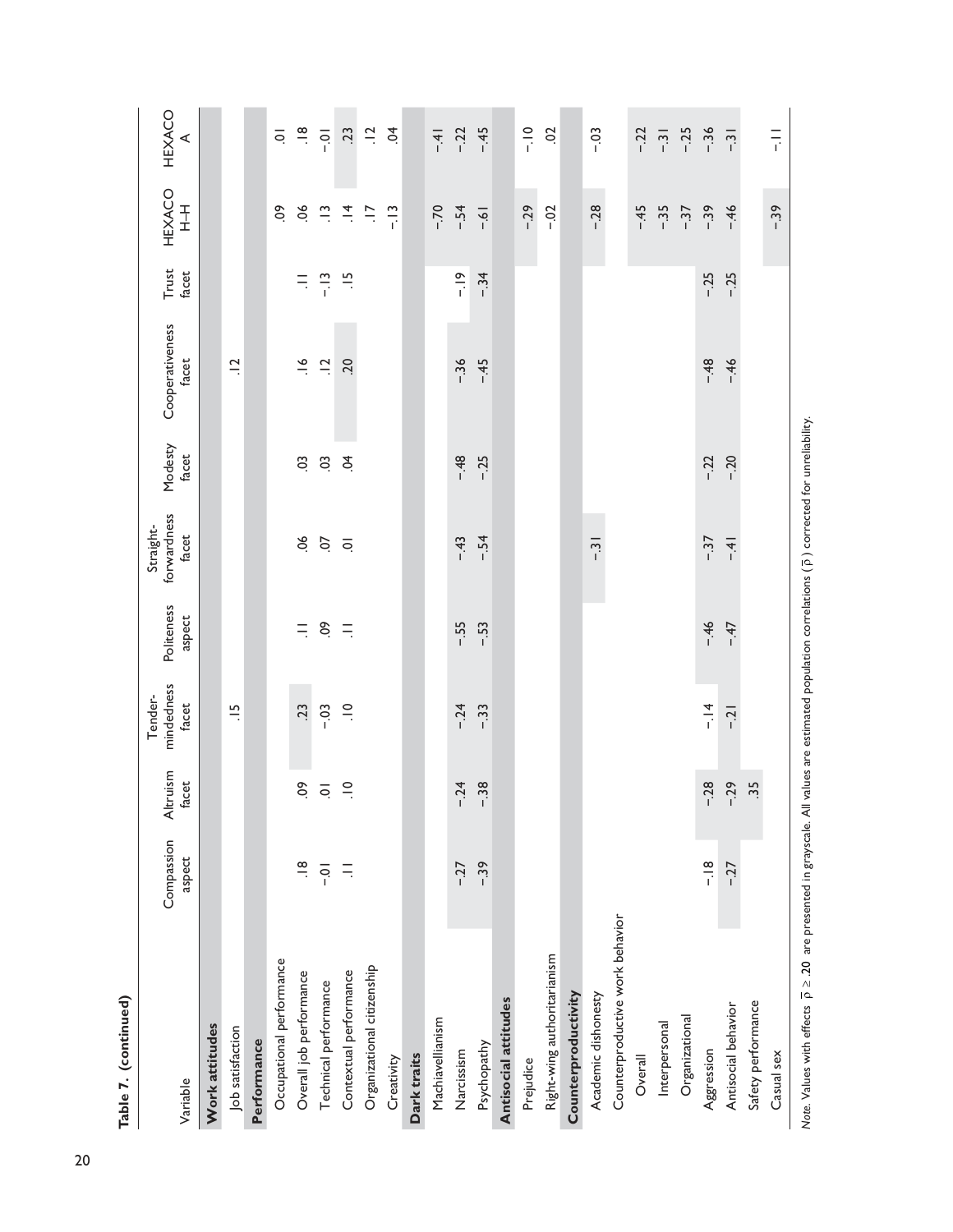**Table 7. (continued)**

| Variable | Compassion aspect | Altruism facet | Tender-mindedness facet | Politeness aspect | Straight-forwardness facet | Modesty facet | Cooperativeness facet | Trust facet | HEXACO H–H | HEXACO A |
|---|---|---|---|---|---|---|---|---|---|---|
| **Work attitudes** | | | | | | | | | | |
| Job satisfaction | | | .15 | | | | .12 | | | |
| **Performance** | | | | | | | | | | |
| Occupational performance | | | | | | | | | .09 | .01 |
| Overall job performance | .18 | .09 | .23 | .11 | .06 | .03 | .16 | .11 | .06 | .18 |
| Technical performance | −.01 | .01 | −.03 | .09 | .07 | .03 | .12 | −.13 | .13 | −.01 |
| Contextual performance | .11 | .10 | .10 | .11 | .01 | .04 | .20 | .15 | .14 | .23 |
| Organizational citizenship | | | | | | | | | .17 | .12 |
| Creativity | | | | | | | | | −.13 | .04 |
| **Dark traits** | | | | | | | | | | |
| Machiavellianism | | | | | | | | | −.70 | −.41 |
| Narcissism | −.27 | −.24 | −.24 | −.55 | −.43 | −.48 | −.36 | −.19 | −.54 | −.22 |
| Psychopathy | −.39 | −.38 | −.33 | −.53 | −.54 | −.25 | −.45 | −.34 | −.61 | −.45 |
| **Antisocial attitudes** | | | | | | | | | | |
| Prejudice | | | | | | | | | −.29 | −.10 |
| Right-wing authoritarianism | | | | | | | | | −.02 | .02 |
| **Counterproductivity** | | | | | | | | | | |
| Academic dishonesty | | | | | −.31 | | | | −.28 | −.03 |
| Counterproductive work behavior | | | | | | | | | | |
| Overall | | | | | | | | | −.45 | −.22 |
| Interpersonal | | | | | | | | | −.35 | −.31 |
| Organizational | | | | | | | | | −.37 | −.25 |
| Aggression | −.18 | −.28 | −.14 | −.46 | −.37 | −.22 | −.48 | −.25 | −.39 | −.36 |
| Antisocial behavior | −.27 | −.29 | −.21 | −.47 | −.41 | −.20 | −.46 | −.25 | −.46 | −.31 |
| Safety performance | | .35 | | | | | | | | |
| Casual sex | | | | | | | | | −.39 | −.11 |

*Note.* Values with effects $\bar{\rho} \geq .20$ are presented in grayscale. All values are estimated population correlations ($\bar{\rho}$) corrected for unreliability.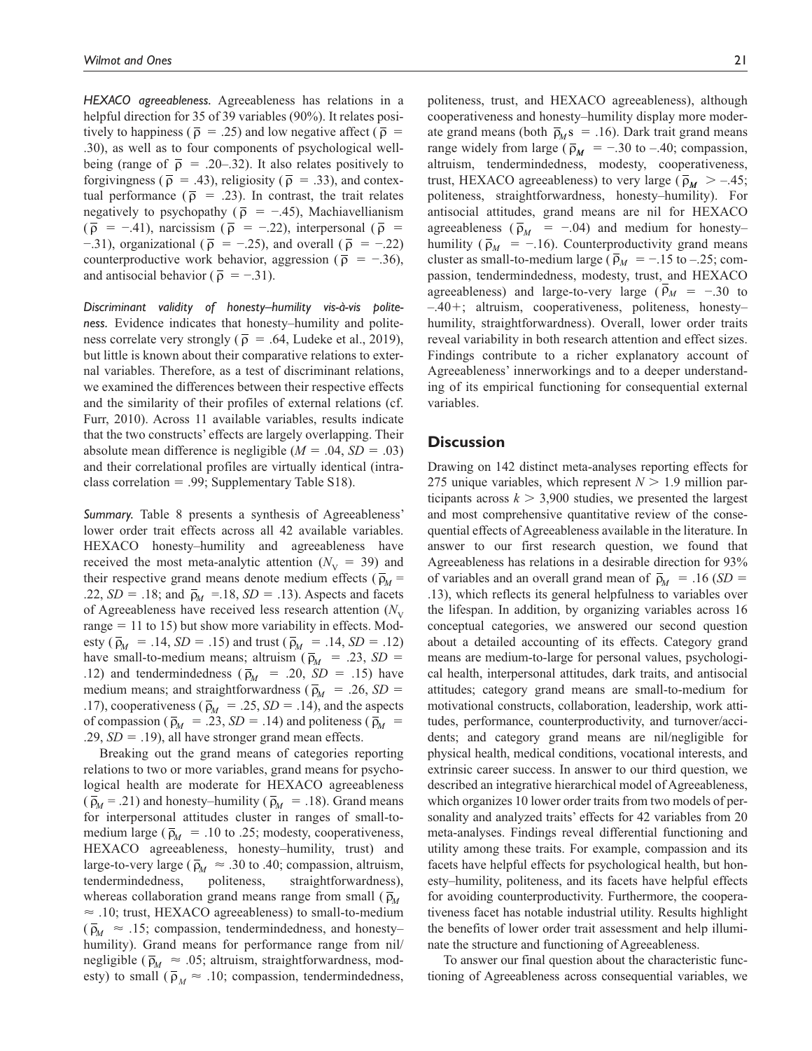*HEXACO agreeableness.* Agreeableness has relations in a helpful direction for 35 of 39 variables (90%). It relates positively to happiness ($\bar{\rho}$ = .25) and low negative affect ($\bar{\rho}$ = .30), as well as to four components of psychological well-being (range of $\bar{\rho}$ = .20–.32). It also relates positively to forgivingness ($\bar{\rho}$ = .43), religiosity ($\bar{\rho}$ = .33), and contextual performance ($\bar{\rho}$ = .23). In contrast, the trait relates negatively to psychopathy ($\bar{\rho}$ = −.45), Machiavellianism ($\bar{\rho}$ = −.41), narcissism ($\bar{\rho}$ = −.22), interpersonal ($\bar{\rho}$ = −.31), organizational ($\bar{\rho}$ = −.25), and overall ($\bar{\rho}$ = −.22) counterproductive work behavior, aggression ($\bar{\rho}$ = −.36), and antisocial behavior ($\bar{\rho}$ = −.31).

*Discriminant validity of honesty–humility vis-à-vis politeness.* Evidence indicates that honesty–humility and politeness correlate very strongly ($\bar{\rho}$ = .64, Ludeke et al., 2019), but little is known about their comparative relations to external variables. Therefore, as a test of discriminant relations, we examined the differences between their respective effects and the similarity of their profiles of external relations (cf. Furr, 2010). Across 11 available variables, results indicate that the two constructs' effects are largely overlapping. Their absolute mean difference is negligible ($M$ = .04, $SD$ = .03) and their correlational profiles are virtually identical (intraclass correlation = .99; Supplementary Table S18).

*Summary.* Table 8 presents a synthesis of Agreeableness' lower order trait effects across all 42 available variables. HEXACO honesty–humility and agreeableness have received the most meta-analytic attention ($N_V$ = 39) and their respective grand means denote medium effects ($\bar{\rho}_M$ = .22, $SD$ = .18; and $\bar{\rho}_M$ =.18, $SD$ = .13). Aspects and facets of Agreeableness have received less research attention ($N_V$ range = 11 to 15) but show more variability in effects. Modesty ($\bar{\rho}_M$ = .14, $SD$ = .15) and trust ($\bar{\rho}_M$ = .14, $SD$ = .12) have small-to-medium means; altruism ($\bar{\rho}_M$ = .23, $SD$ = .12) and tendermindedness ($\bar{\rho}_M$ = .20, $SD$ = .15) have medium means; and straightforwardness ($\bar{\rho}_M$ = .26, $SD$ = .17), cooperativeness ($\bar{\rho}_M$ = .25, $SD$ = .14), and the aspects of compassion ($\bar{\rho}_M$ = .23, $SD$ = .14) and politeness ($\bar{\rho}_M$ = .29, $SD$ = .19), all have stronger grand mean effects.

Breaking out the grand means of categories reporting relations to two or more variables, grand means for psychological health are moderate for HEXACO agreeableness ($\bar{\rho}_M$ = .21) and honesty–humility ($\bar{\rho}_M$ = .18). Grand means for interpersonal attitudes cluster in ranges of small-to-medium large ($\bar{\rho}_M$ = .10 to .25; modesty, cooperativeness, HEXACO agreeableness, honesty–humility, trust) and large-to-very large ($\bar{\rho}_M$ ≈ .30 to .40; compassion, altruism, tendermindedness, politeness, straightforwardness), whereas collaboration grand means range from small ($\bar{\rho}_M$ ≈ .10; trust, HEXACO agreeableness) to small-to-medium ($\bar{\rho}_M$ ≈ .15; compassion, tendermindedness, and honesty–humility). Grand means for performance range from nil/negligible ($\bar{\rho}_M$ ≈ .05; altruism, straightforwardness, modesty) to small ($\bar{\rho}_M$ ≈ .10; compassion, tendermindedness, politeness, trust, and HEXACO agreeableness), although cooperativeness and honesty–humility display more moderate grand means (both $\bar{\rho}_M$s = .16). Dark trait grand means range widely from large ($\bar{\rho}_M$ = −.30 to –.40; compassion, altruism, tendermindedness, modesty, cooperativeness, trust, HEXACO agreeableness) to very large ($\bar{\rho}_M$ > –.45; politeness, straightforwardness, honesty–humility). For antisocial attitudes, grand means are nil for HEXACO agreeableness ($\bar{\rho}_M$ = −.04) and medium for honesty–humility ($\bar{\rho}_M$ = −.16). Counterproductivity grand means cluster as small-to-medium large ($\bar{\rho}_M$ = −.15 to –.25; compassion, tendermindedness, modesty, trust, and HEXACO agreeableness) and large-to-very large ($\bar{\rho}_M$ = −.30 to –.40+; altruism, cooperativeness, politeness, honesty–humility, straightforwardness). Overall, lower order traits reveal variability in both research attention and effect sizes. Findings contribute to a richer explanatory account of Agreeableness' innerworkings and to a deeper understanding of its empirical functioning for consequential external variables.

## Discussion

Drawing on 142 distinct meta-analyses reporting effects for 275 unique variables, which represent $N$ > 1.9 million participants across $k$ > 3,900 studies, we presented the largest and most comprehensive quantitative review of the consequential effects of Agreeableness available in the literature. In answer to our first research question, we found that Agreeableness has relations in a desirable direction for 93% of variables and an overall grand mean of $\bar{\rho}_M$ = .16 ($SD$ = .13), which reflects its general helpfulness to variables over the lifespan. In addition, by organizing variables across 16 conceptual categories, we answered our second question about a detailed accounting of its effects. Category grand means are medium-to-large for personal values, psychological health, interpersonal attitudes, dark traits, and antisocial attitudes; category grand means are small-to-medium for motivational constructs, collaboration, leadership, work attitudes, performance, counterproductivity, and turnover/accidents; and category grand means are nil/negligible for physical health, medical conditions, vocational interests, and extrinsic career success. In answer to our third question, we described an integrative hierarchical model of Agreeableness, which organizes 10 lower order traits from two models of personality and analyzed traits' effects for 42 variables from 20 meta-analyses. Findings reveal differential functioning and utility among these traits. For example, compassion and its facets have helpful effects for psychological health, but honesty–humility, politeness, and its facets have helpful effects for avoiding counterproductivity. Furthermore, the cooperativeness facet has notable industrial utility. Results highlight the benefits of lower order trait assessment and help illuminate the structure and functioning of Agreeableness.

To answer our final question about the characteristic functioning of Agreeableness across consequential variables, we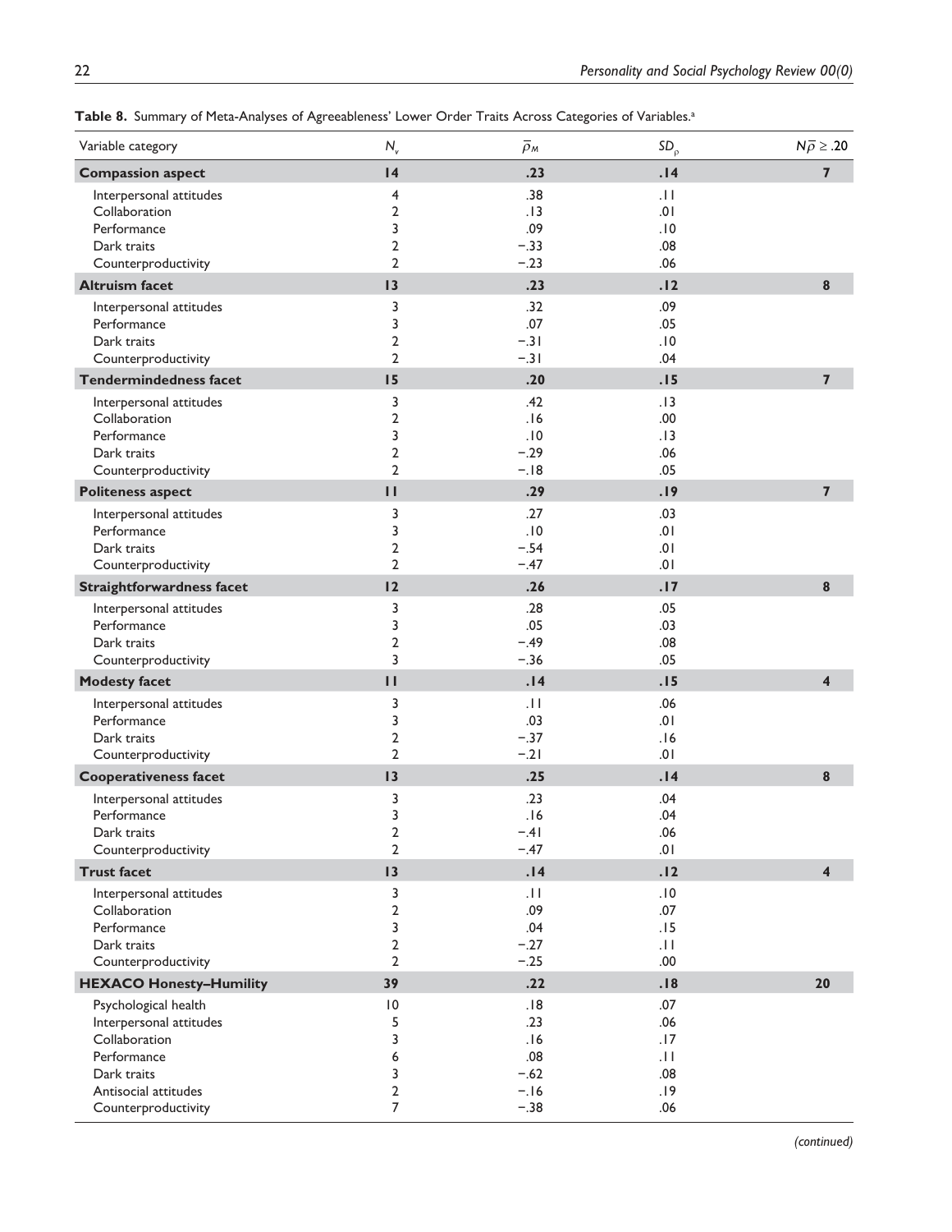**Table 8.** Summary of Meta-Analyses of Agreeableness' Lower Order Traits Across Categories of Variables.[a]

| Variable category | $N_v$ | $\bar{\rho}_M$ | $SD_\rho$ | $N\bar{\rho} \geq .20$ |
|---|---|---|---|---|
| **Compassion aspect** | **14** | **.23** | **.14** | **7** |
| Interpersonal attitudes | 4 | .38 | .11 | |
| Collaboration | 2 | .13 | .01 | |
| Performance | 3 | .09 | .10 | |
| Dark traits | 2 | −.33 | .08 | |
| Counterproductivity | 2 | −.23 | .06 | |
| **Altruism facet** | **13** | **.23** | **.12** | **8** |
| Interpersonal attitudes | 3 | .32 | .09 | |
| Performance | 3 | .07 | .05 | |
| Dark traits | 2 | −.31 | .10 | |
| Counterproductivity | 2 | −.31 | .04 | |
| **Tendermindedness facet** | **15** | **.20** | **.15** | **7** |
| Interpersonal attitudes | 3 | .42 | .13 | |
| Collaboration | 2 | .16 | .00 | |
| Performance | 3 | .10 | .13 | |
| Dark traits | 2 | −.29 | .06 | |
| Counterproductivity | 2 | −.18 | .05 | |
| **Politeness aspect** | **11** | **.29** | **.19** | **7** |
| Interpersonal attitudes | 3 | .27 | .03 | |
| Performance | 3 | .10 | .01 | |
| Dark traits | 2 | −.54 | .01 | |
| Counterproductivity | 2 | −.47 | .01 | |
| **Straightforwardness facet** | **12** | **.26** | **.17** | **8** |
| Interpersonal attitudes | 3 | .28 | .05 | |
| Performance | 3 | .05 | .03 | |
| Dark traits | 2 | −.49 | .08 | |
| Counterproductivity | 3 | −.36 | .05 | |
| **Modesty facet** | **11** | **.14** | **.15** | **4** |
| Interpersonal attitudes | 3 | .11 | .06 | |
| Performance | 3 | .03 | .01 | |
| Dark traits | 2 | −.37 | .16 | |
| Counterproductivity | 2 | −.21 | .01 | |
| **Cooperativeness facet** | **13** | **.25** | **.14** | **8** |
| Interpersonal attitudes | 3 | .23 | .04 | |
| Performance | 3 | .16 | .04 | |
| Dark traits | 2 | −.41 | .06 | |
| Counterproductivity | 2 | −.47 | .01 | |
| **Trust facet** | **13** | **.14** | **.12** | **4** |
| Interpersonal attitudes | 3 | .11 | .10 | |
| Collaboration | 2 | .09 | .07 | |
| Performance | 3 | .04 | .15 | |
| Dark traits | 2 | −.27 | .11 | |
| Counterproductivity | 2 | −.25 | .00 | |
| **HEXACO Honesty–Humility** | **39** | **.22** | **.18** | **20** |
| Psychological health | 10 | .18 | .07 | |
| Interpersonal attitudes | 5 | .23 | .06 | |
| Collaboration | 3 | .16 | .17 | |
| Performance | 6 | .08 | .11 | |
| Dark traits | 3 | −.62 | .08 | |
| Antisocial attitudes | 2 | −.16 | .19 | |
| Counterproductivity | 7 | −.38 | .06 | |

*(continued)*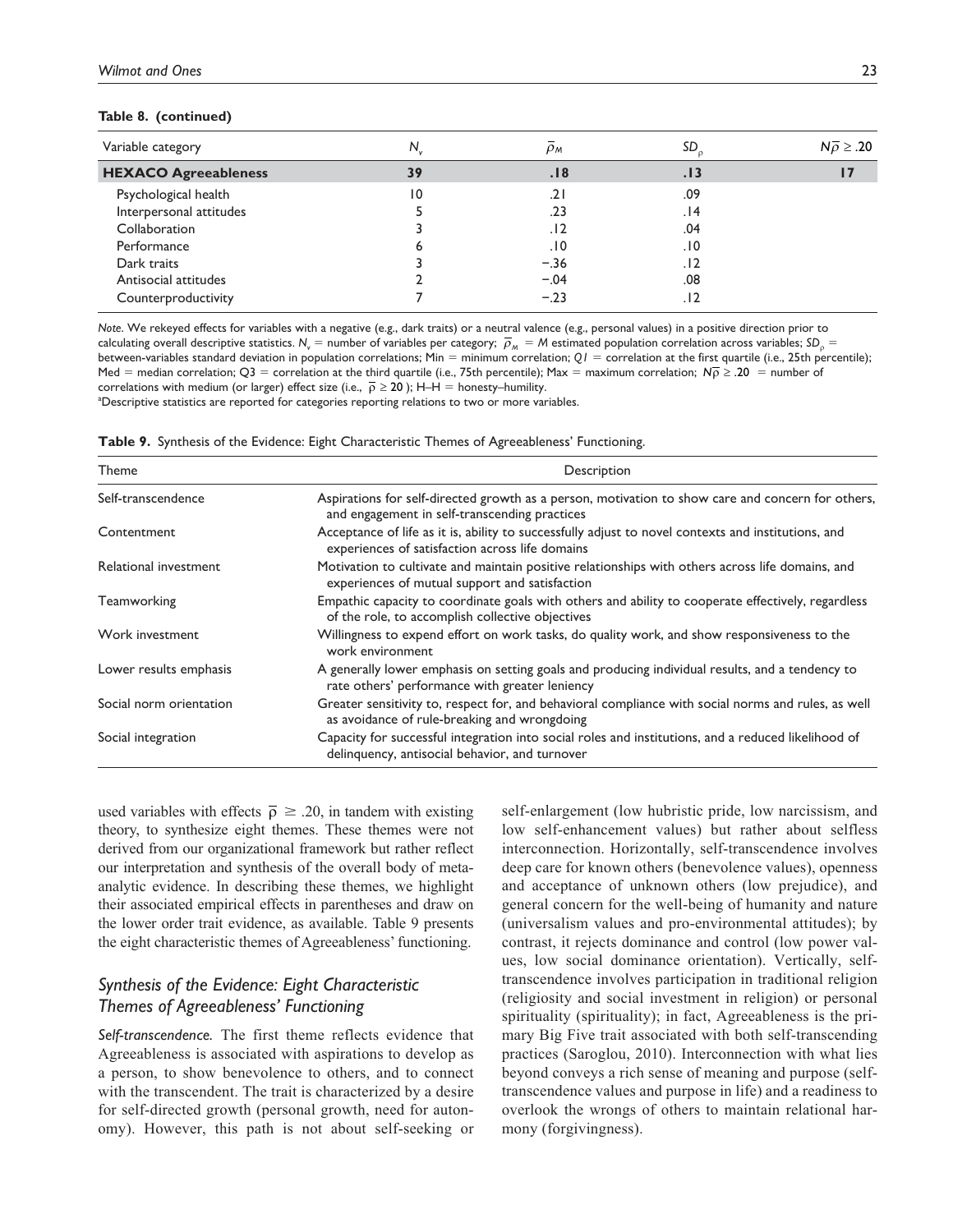**Table 8. (continued)**

| Variable category | $N_v$ | $\bar{\rho}_M$ | $SD_\rho$ | $N\bar{\rho} \geq .20$ |
|---|---|---|---|---|
| **HEXACO Agreeableness** | **39** | **.18** | **.13** | **17** |
| Psychological health | 10 | .21 | .09 | |
| Interpersonal attitudes | 5 | .23 | .14 | |
| Collaboration | 3 | .12 | .04 | |
| Performance | 6 | .10 | .10 | |
| Dark traits | 3 | −.36 | .12 | |
| Antisocial attitudes | 2 | −.04 | .08 | |
| Counterproductivity | 7 | −.23 | .12 | |

*Note*. We rekeyed effects for variables with a negative (e.g., dark traits) or a neutral valence (e.g., personal values) in a positive direction prior to calculating overall descriptive statistics. $N_v$ = number of variables per category; $\bar{\rho}_M$ = *M* estimated population correlation across variables; $SD_\rho$ = between-variables standard deviation in population correlations; Min = minimum correlation; *Q1* = correlation at the first quartile (i.e., 25th percentile); Med = median correlation; Q3 = correlation at the third quartile (i.e., 75th percentile); Max = maximum correlation; $N\bar{\rho} \geq .20$ = number of correlations with medium (or larger) effect size (i.e., $\bar{\rho} \geq 20$ ); H–H = honesty–humility.
[a]Descriptive statistics are reported for categories reporting relations to two or more variables.

**Table 9.** Synthesis of the Evidence: Eight Characteristic Themes of Agreeableness' Functioning.

| Theme | Description |
|---|---|
| Self-transcendence | Aspirations for self-directed growth as a person, motivation to show care and concern for others, and engagement in self-transcending practices |
| Contentment | Acceptance of life as it is, ability to successfully adjust to novel contexts and institutions, and experiences of satisfaction across life domains |
| Relational investment | Motivation to cultivate and maintain positive relationships with others across life domains, and experiences of mutual support and satisfaction |
| Teamworking | Empathic capacity to coordinate goals with others and ability to cooperate effectively, regardless of the role, to accomplish collective objectives |
| Work investment | Willingness to expend effort on work tasks, do quality work, and show responsiveness to the work environment |
| Lower results emphasis | A generally lower emphasis on setting goals and producing individual results, and a tendency to rate others' performance with greater leniency |
| Social norm orientation | Greater sensitivity to, respect for, and behavioral compliance with social norms and rules, as well as avoidance of rule-breaking and wrongdoing |
| Social integration | Capacity for successful integration into social roles and institutions, and a reduced likelihood of delinquency, antisocial behavior, and turnover |

used variables with effects $\bar{\rho} \geq .20$, in tandem with existing theory, to synthesize eight themes. These themes were not derived from our organizational framework but rather reflect our interpretation and synthesis of the overall body of meta-analytic evidence. In describing these themes, we highlight their associated empirical effects in parentheses and draw on the lower order trait evidence, as available. Table 9 presents the eight characteristic themes of Agreeableness' functioning.

## *Synthesis of the Evidence: Eight Characteristic Themes of Agreeableness' Functioning*

*Self-transcendence.* The first theme reflects evidence that Agreeableness is associated with aspirations to develop as a person, to show benevolence to others, and to connect with the transcendent. The trait is characterized by a desire for self-directed growth (personal growth, need for autonomy). However, this path is not about self-seeking or self-enlargement (low hubristic pride, low narcissism, and low self-enhancement values) but rather about selfless interconnection. Horizontally, self-transcendence involves deep care for known others (benevolence values), openness and acceptance of unknown others (low prejudice), and general concern for the well-being of humanity and nature (universalism values and pro-environmental attitudes); by contrast, it rejects dominance and control (low power values, low social dominance orientation). Vertically, self-transcendence involves participation in traditional religion (religiosity and social investment in religion) or personal spirituality (spirituality); in fact, Agreeableness is the primary Big Five trait associated with both self-transcending practices (Saroglou, 2010). Interconnection with what lies beyond conveys a rich sense of meaning and purpose (self-transcendence values and purpose in life) and a readiness to overlook the wrongs of others to maintain relational harmony (forgivingness).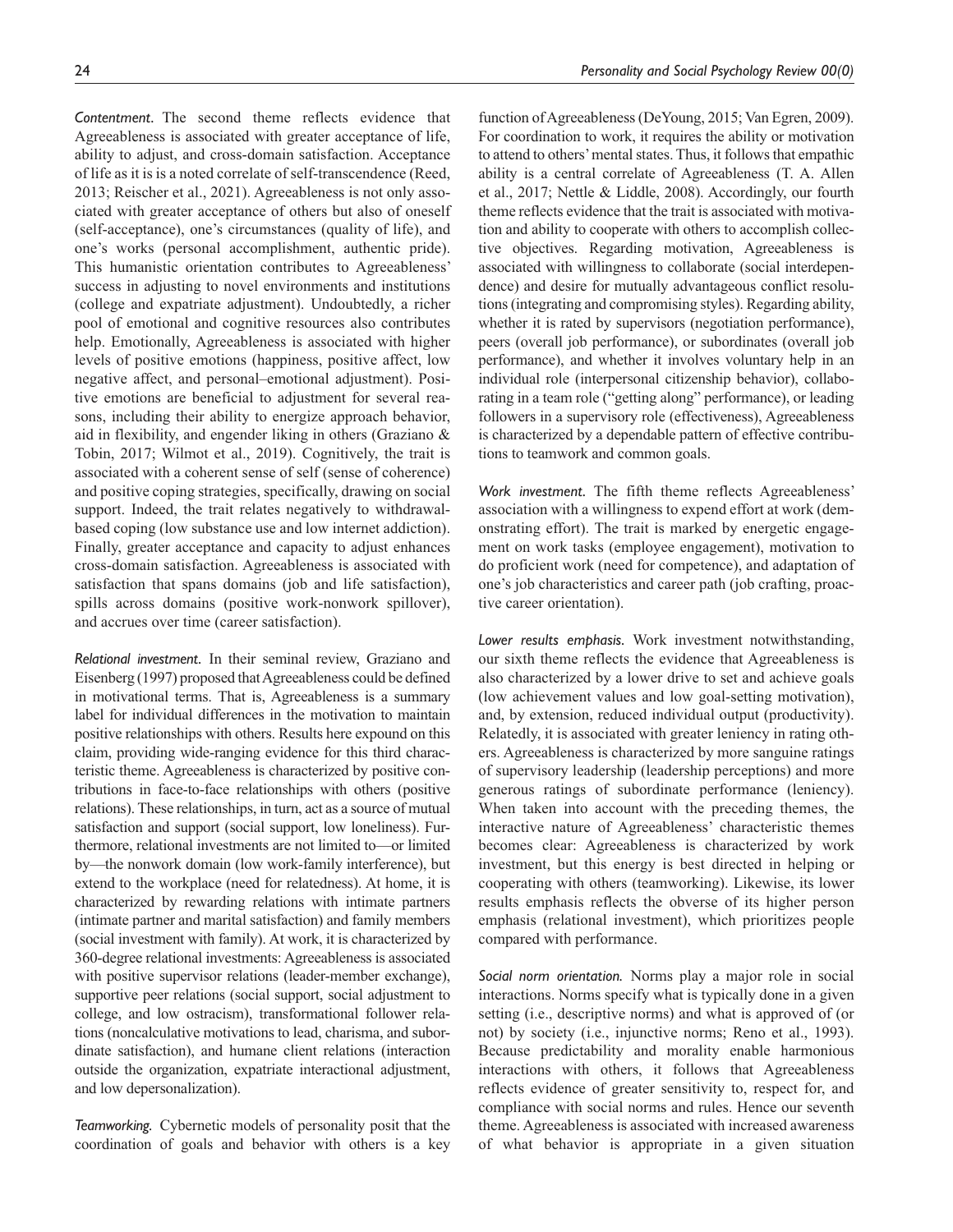*Contentment.* The second theme reflects evidence that Agreeableness is associated with greater acceptance of life, ability to adjust, and cross-domain satisfaction. Acceptance of life as it is is a noted correlate of self-transcendence (Reed, 2013; Reischer et al., 2021). Agreeableness is not only associated with greater acceptance of others but also of oneself (self-acceptance), one's circumstances (quality of life), and one's works (personal accomplishment, authentic pride). This humanistic orientation contributes to Agreeableness' success in adjusting to novel environments and institutions (college and expatriate adjustment). Undoubtedly, a richer pool of emotional and cognitive resources also contributes help. Emotionally, Agreeableness is associated with higher levels of positive emotions (happiness, positive affect, low negative affect, and personal–emotional adjustment). Positive emotions are beneficial to adjustment for several reasons, including their ability to energize approach behavior, aid in flexibility, and engender liking in others (Graziano & Tobin, 2017; Wilmot et al., 2019). Cognitively, the trait is associated with a coherent sense of self (sense of coherence) and positive coping strategies, specifically, drawing on social support. Indeed, the trait relates negatively to withdrawal-based coping (low substance use and low internet addiction). Finally, greater acceptance and capacity to adjust enhances cross-domain satisfaction. Agreeableness is associated with satisfaction that spans domains (job and life satisfaction), spills across domains (positive work-nonwork spillover), and accrues over time (career satisfaction).

*Relational investment.* In their seminal review, Graziano and Eisenberg (1997) proposed that Agreeableness could be defined in motivational terms. That is, Agreeableness is a summary label for individual differences in the motivation to maintain positive relationships with others. Results here expound on this claim, providing wide-ranging evidence for this third characteristic theme. Agreeableness is characterized by positive contributions in face-to-face relationships with others (positive relations). These relationships, in turn, act as a source of mutual satisfaction and support (social support, low loneliness). Furthermore, relational investments are not limited to—or limited by—the nonwork domain (low work-family interference), but extend to the workplace (need for relatedness). At home, it is characterized by rewarding relations with intimate partners (intimate partner and marital satisfaction) and family members (social investment with family). At work, it is characterized by 360-degree relational investments: Agreeableness is associated with positive supervisor relations (leader-member exchange), supportive peer relations (social support, social adjustment to college, and low ostracism), transformational follower relations (noncalculative motivations to lead, charisma, and subordinate satisfaction), and humane client relations (interaction outside the organization, expatriate interactional adjustment, and low depersonalization).

*Teamworking.* Cybernetic models of personality posit that the coordination of goals and behavior with others is a key function of Agreeableness (DeYoung, 2015; Van Egren, 2009). For coordination to work, it requires the ability or motivation to attend to others' mental states. Thus, it follows that empathic ability is a central correlate of Agreeableness (T. A. Allen et al., 2017; Nettle & Liddle, 2008). Accordingly, our fourth theme reflects evidence that the trait is associated with motivation and ability to cooperate with others to accomplish collective objectives. Regarding motivation, Agreeableness is associated with willingness to collaborate (social interdependence) and desire for mutually advantageous conflict resolutions (integrating and compromising styles). Regarding ability, whether it is rated by supervisors (negotiation performance), peers (overall job performance), or subordinates (overall job performance), and whether it involves voluntary help in an individual role (interpersonal citizenship behavior), collaborating in a team role ("getting along" performance), or leading followers in a supervisory role (effectiveness), Agreeableness is characterized by a dependable pattern of effective contributions to teamwork and common goals.

*Work investment.* The fifth theme reflects Agreeableness' association with a willingness to expend effort at work (demonstrating effort). The trait is marked by energetic engagement on work tasks (employee engagement), motivation to do proficient work (need for competence), and adaptation of one's job characteristics and career path (job crafting, proactive career orientation).

*Lower results emphasis.* Work investment notwithstanding, our sixth theme reflects the evidence that Agreeableness is also characterized by a lower drive to set and achieve goals (low achievement values and low goal-setting motivation), and, by extension, reduced individual output (productivity). Relatedly, it is associated with greater leniency in rating others. Agreeableness is characterized by more sanguine ratings of supervisory leadership (leadership perceptions) and more generous ratings of subordinate performance (leniency). When taken into account with the preceding themes, the interactive nature of Agreeableness' characteristic themes becomes clear: Agreeableness is characterized by work investment, but this energy is best directed in helping or cooperating with others (teamworking). Likewise, its lower results emphasis reflects the obverse of its higher person emphasis (relational investment), which prioritizes people compared with performance.

*Social norm orientation.* Norms play a major role in social interactions. Norms specify what is typically done in a given setting (i.e., descriptive norms) and what is approved of (or not) by society (i.e., injunctive norms; Reno et al., 1993). Because predictability and morality enable harmonious interactions with others, it follows that Agreeableness reflects evidence of greater sensitivity to, respect for, and compliance with social norms and rules. Hence our seventh theme. Agreeableness is associated with increased awareness of what behavior is appropriate in a given situation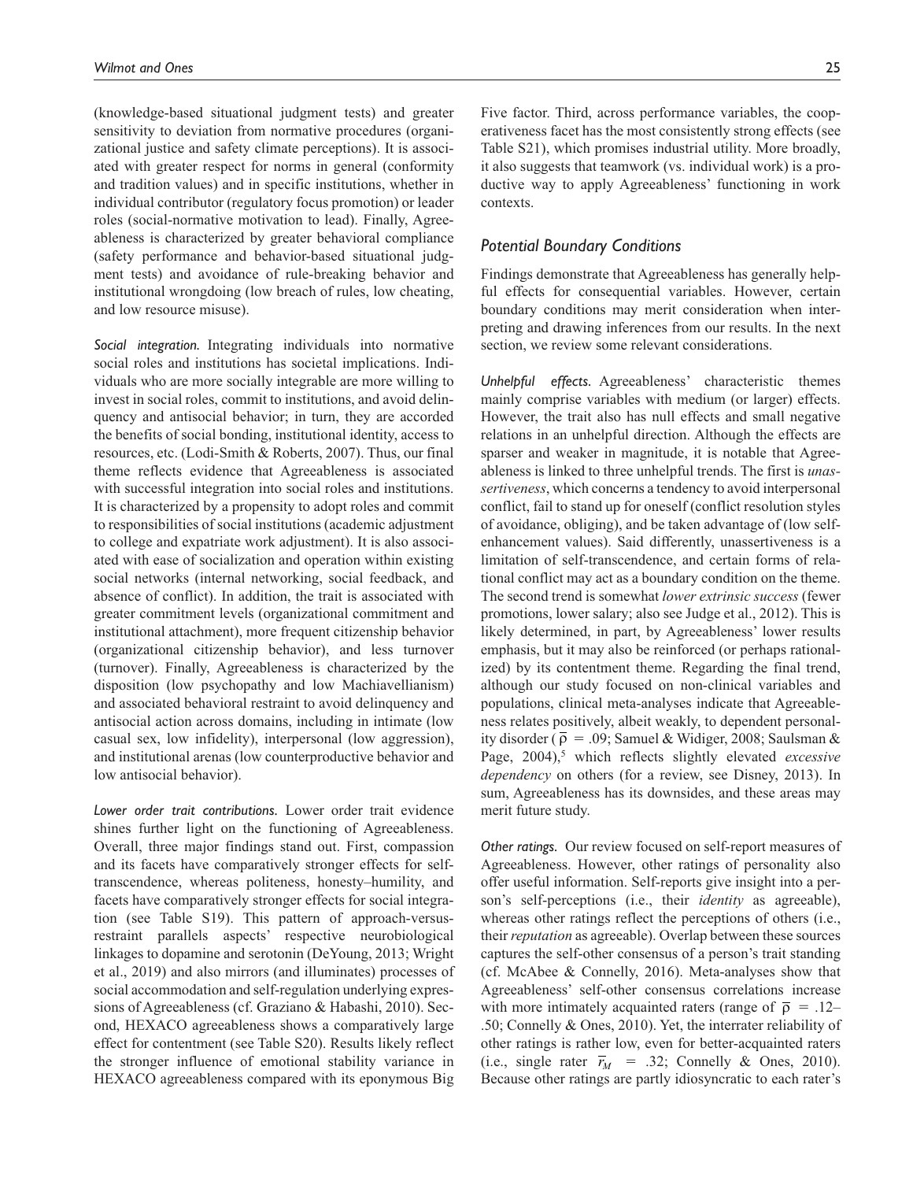(knowledge-based situational judgment tests) and greater sensitivity to deviation from normative procedures (organizational justice and safety climate perceptions). It is associated with greater respect for norms in general (conformity and tradition values) and in specific institutions, whether in individual contributor (regulatory focus promotion) or leader roles (social-normative motivation to lead). Finally, Agreeableness is characterized by greater behavioral compliance (safety performance and behavior-based situational judgment tests) and avoidance of rule-breaking behavior and institutional wrongdoing (low breach of rules, low cheating, and low resource misuse).

*Social integration.* Integrating individuals into normative social roles and institutions has societal implications. Individuals who are more socially integrable are more willing to invest in social roles, commit to institutions, and avoid delinquency and antisocial behavior; in turn, they are accorded the benefits of social bonding, institutional identity, access to resources, etc. (Lodi-Smith & Roberts, 2007). Thus, our final theme reflects evidence that Agreeableness is associated with successful integration into social roles and institutions. It is characterized by a propensity to adopt roles and commit to responsibilities of social institutions (academic adjustment to college and expatriate work adjustment). It is also associated with ease of socialization and operation within existing social networks (internal networking, social feedback, and absence of conflict). In addition, the trait is associated with greater commitment levels (organizational commitment and institutional attachment), more frequent citizenship behavior (organizational citizenship behavior), and less turnover (turnover). Finally, Agreeableness is characterized by the disposition (low psychopathy and low Machiavellianism) and associated behavioral restraint to avoid delinquency and antisocial action across domains, including in intimate (low casual sex, low infidelity), interpersonal (low aggression), and institutional arenas (low counterproductive behavior and low antisocial behavior).

*Lower order trait contributions.* Lower order trait evidence shines further light on the functioning of Agreeableness. Overall, three major findings stand out. First, compassion and its facets have comparatively stronger effects for self-transcendence, whereas politeness, honesty–humility, and facets have comparatively stronger effects for social integration (see Table S19). This pattern of approach-versus-restraint parallels aspects' respective neurobiological linkages to dopamine and serotonin (DeYoung, 2013; Wright et al., 2019) and also mirrors (and illuminates) processes of social accommodation and self-regulation underlying expressions of Agreeableness (cf. Graziano & Habashi, 2010). Second, HEXACO agreeableness shows a comparatively large effect for contentment (see Table S20). Results likely reflect the stronger influence of emotional stability variance in HEXACO agreeableness compared with its eponymous Big Five factor. Third, across performance variables, the cooperativeness facet has the most consistently strong effects (see Table S21), which promises industrial utility. More broadly, it also suggests that teamwork (vs. individual work) is a productive way to apply Agreeableness' functioning in work contexts.

### Potential Boundary Conditions

Findings demonstrate that Agreeableness has generally helpful effects for consequential variables. However, certain boundary conditions may merit consideration when interpreting and drawing inferences from our results. In the next section, we review some relevant considerations.

*Unhelpful effects.* Agreeableness' characteristic themes mainly comprise variables with medium (or larger) effects. However, the trait also has null effects and small negative relations in an unhelpful direction. Although the effects are sparser and weaker in magnitude, it is notable that Agreeableness is linked to three unhelpful trends. The first is *unassertiveness*, which concerns a tendency to avoid interpersonal conflict, fail to stand up for oneself (conflict resolution styles of avoidance, obliging), and be taken advantage of (low self-enhancement values). Said differently, unassertiveness is a limitation of self-transcendence, and certain forms of relational conflict may act as a boundary condition on the theme. The second trend is somewhat *lower extrinsic success* (fewer promotions, lower salary; also see Judge et al., 2012). This is likely determined, in part, by Agreeableness' lower results emphasis, but it may also be reinforced (or perhaps rationalized) by its contentment theme. Regarding the final trend, although our study focused on non-clinical variables and populations, clinical meta-analyses indicate that Agreeableness relates positively, albeit weakly, to dependent personality disorder ($\bar{\rho}$ = .09; Samuel & Widiger, 2008; Saulsman & Page, 2004),[5] which reflects slightly elevated *excessive dependency* on others (for a review, see Disney, 2013). In sum, Agreeableness has its downsides, and these areas may merit future study.

*Other ratings.* Our review focused on self-report measures of Agreeableness. However, other ratings of personality also offer useful information. Self-reports give insight into a person's self-perceptions (i.e., their *identity* as agreeable), whereas other ratings reflect the perceptions of others (i.e., their *reputation* as agreeable). Overlap between these sources captures the self-other consensus of a person's trait standing (cf. McAbee & Connelly, 2016). Meta-analyses show that Agreeableness' self-other consensus correlations increase with more intimately acquainted raters (range of $\bar{\rho}$ = .12–.50; Connelly & Ones, 2010). Yet, the interrater reliability of other ratings is rather low, even for better-acquainted raters (i.e., single rater $\bar{r}_M$ = .32; Connelly & Ones, 2010). Because other ratings are partly idiosyncratic to each rater's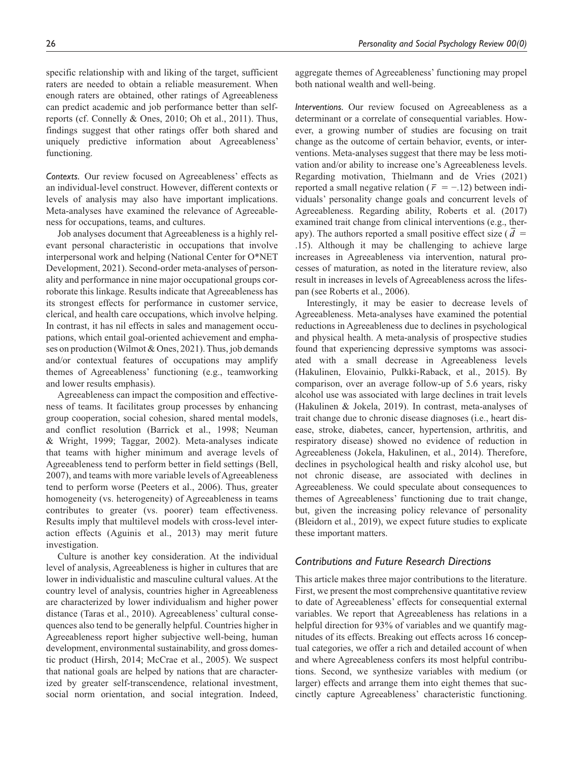specific relationship with and liking of the target, sufficient raters are needed to obtain a reliable measurement. When enough raters are obtained, other ratings of Agreeableness can predict academic and job performance better than self-reports (cf. Connelly & Ones, 2010; Oh et al., 2011). Thus, findings suggest that other ratings offer both shared and uniquely predictive information about Agreeableness' functioning.

*Contexts.* Our review focused on Agreeableness' effects as an individual-level construct. However, different contexts or levels of analysis may also have important implications. Meta-analyses have examined the relevance of Agreeableness for occupations, teams, and cultures.

Job analyses document that Agreeableness is a highly relevant personal characteristic in occupations that involve interpersonal work and helping (National Center for O*NET Development, 2021). Second-order meta-analyses of personality and performance in nine major occupational groups corroborate this linkage. Results indicate that Agreeableness has its strongest effects for performance in customer service, clerical, and health care occupations, which involve helping. In contrast, it has nil effects in sales and management occupations, which entail goal-oriented achievement and emphases on production (Wilmot & Ones, 2021). Thus, job demands and/or contextual features of occupations may amplify themes of Agreeableness' functioning (e.g., teamworking and lower results emphasis).

Agreeableness can impact the composition and effectiveness of teams. It facilitates group processes by enhancing group cooperation, social cohesion, shared mental models, and conflict resolution (Barrick et al., 1998; Neuman & Wright, 1999; Taggar, 2002). Meta-analyses indicate that teams with higher minimum and average levels of Agreeableness tend to perform better in field settings (Bell, 2007), and teams with more variable levels of Agreeableness tend to perform worse (Peeters et al., 2006). Thus, greater homogeneity (vs. heterogeneity) of Agreeableness in teams contributes to greater (vs. poorer) team effectiveness. Results imply that multilevel models with cross-level interaction effects (Aguinis et al., 2013) may merit future investigation.

Culture is another key consideration. At the individual level of analysis, Agreeableness is higher in cultures that are lower in individualistic and masculine cultural values. At the country level of analysis, countries higher in Agreeableness are characterized by lower individualism and higher power distance (Taras et al., 2010). Agreeableness' cultural consequences also tend to be generally helpful. Countries higher in Agreeableness report higher subjective well-being, human development, environmental sustainability, and gross domestic product (Hirsh, 2014; McCrae et al., 2005). We suspect that national goals are helped by nations that are characterized by greater self-transcendence, relational investment, social norm orientation, and social integration. Indeed, aggregate themes of Agreeableness' functioning may propel both national wealth and well-being.

*Interventions.* Our review focused on Agreeableness as a determinant or a correlate of consequential variables. However, a growing number of studies are focusing on trait change as the outcome of certain behavior, events, or interventions. Meta-analyses suggest that there may be less motivation and/or ability to increase one's Agreeableness levels. Regarding motivation, Thielmann and de Vries (2021) reported a small negative relation ($\bar{r}$ = −.12) between individuals' personality change goals and concurrent levels of Agreeableness. Regarding ability, Roberts et al. (2017) examined trait change from clinical interventions (e.g., therapy). The authors reported a small positive effect size ($\bar{d}$ = .15). Although it may be challenging to achieve large increases in Agreeableness via intervention, natural processes of maturation, as noted in the literature review, also result in increases in levels of Agreeableness across the lifespan (see Roberts et al., 2006).

Interestingly, it may be easier to decrease levels of Agreeableness. Meta-analyses have examined the potential reductions in Agreeableness due to declines in psychological and physical health. A meta-analysis of prospective studies found that experiencing depressive symptoms was associated with a small decrease in Agreeableness levels (Hakulinen, Elovainio, Pulkki-Raback, et al., 2015). By comparison, over an average follow-up of 5.6 years, risky alcohol use was associated with large declines in trait levels (Hakulinen & Jokela, 2019). In contrast, meta-analyses of trait change due to chronic disease diagnoses (i.e., heart disease, stroke, diabetes, cancer, hypertension, arthritis, and respiratory disease) showed no evidence of reduction in Agreeableness (Jokela, Hakulinen, et al., 2014). Therefore, declines in psychological health and risky alcohol use, but not chronic disease, are associated with declines in Agreeableness. We could speculate about consequences to themes of Agreeableness' functioning due to trait change, but, given the increasing policy relevance of personality (Bleidorn et al., 2019), we expect future studies to explicate these important matters.

## Contributions and Future Research Directions

This article makes three major contributions to the literature. First, we present the most comprehensive quantitative review to date of Agreeableness' effects for consequential external variables. We report that Agreeableness has relations in a helpful direction for 93% of variables and we quantify magnitudes of its effects. Breaking out effects across 16 conceptual categories, we offer a rich and detailed account of when and where Agreeableness confers its most helpful contributions. Second, we synthesize variables with medium (or larger) effects and arrange them into eight themes that succinctly capture Agreeableness' characteristic functioning.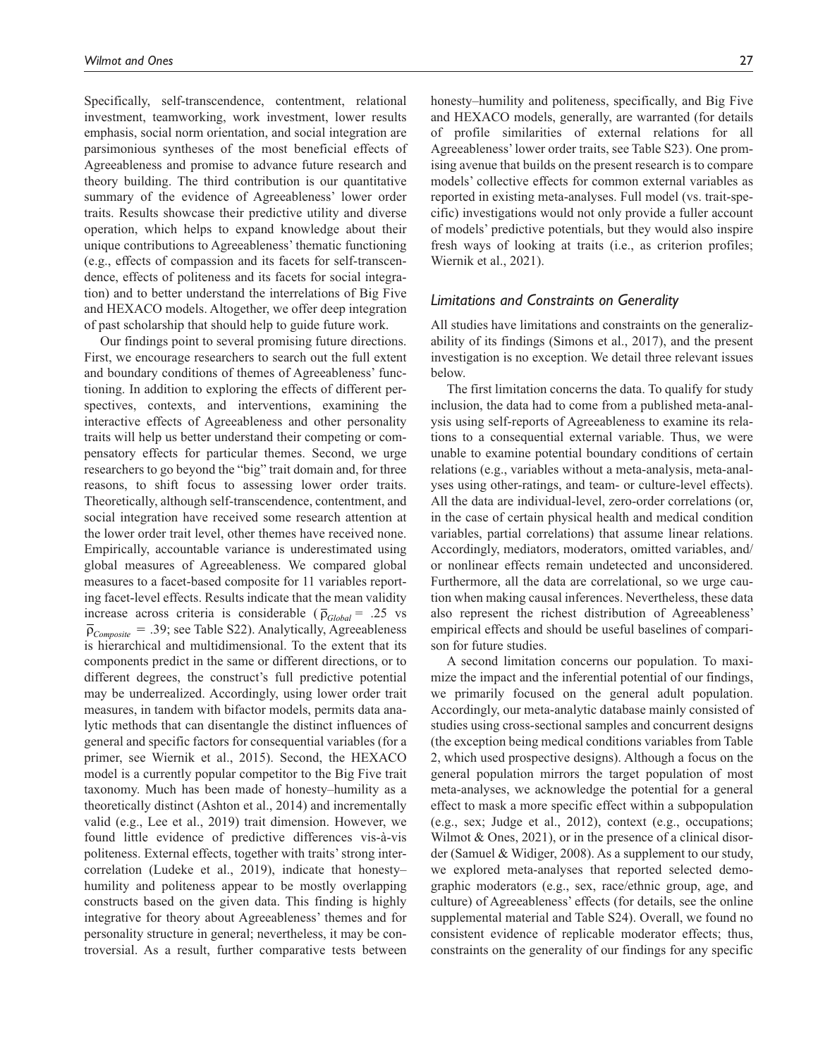Specifically, self-transcendence, contentment, relational investment, teamworking, work investment, lower results emphasis, social norm orientation, and social integration are parsimonious syntheses of the most beneficial effects of Agreeableness and promise to advance future research and theory building. The third contribution is our quantitative summary of the evidence of Agreeableness' lower order traits. Results showcase their predictive utility and diverse operation, which helps to expand knowledge about their unique contributions to Agreeableness' thematic functioning (e.g., effects of compassion and its facets for self-transcendence, effects of politeness and its facets for social integration) and to better understand the interrelations of Big Five and HEXACO models. Altogether, we offer deep integration of past scholarship that should help to guide future work.

Our findings point to several promising future directions. First, we encourage researchers to search out the full extent and boundary conditions of themes of Agreeableness' functioning. In addition to exploring the effects of different perspectives, contexts, and interventions, examining the interactive effects of Agreeableness and other personality traits will help us better understand their competing or compensatory effects for particular themes. Second, we urge researchers to go beyond the "big" trait domain and, for three reasons, to shift focus to assessing lower order traits. Theoretically, although self-transcendence, contentment, and social integration have received some research attention at the lower order trait level, other themes have received none. Empirically, accountable variance is underestimated using global measures of Agreeableness. We compared global measures to a facet-based composite for 11 variables reporting facet-level effects. Results indicate that the mean validity increase across criteria is considerable ($\bar{\rho}_{Global} = .25$ vs $\bar{\rho}_{Composite} = .39$; see Table S22). Analytically, Agreeableness is hierarchical and multidimensional. To the extent that its components predict in the same or different directions, or to different degrees, the construct's full predictive potential may be underrealized. Accordingly, using lower order trait measures, in tandem with bifactor models, permits data analytic methods that can disentangle the distinct influences of general and specific factors for consequential variables (for a primer, see Wiernik et al., 2015). Second, the HEXACO model is a currently popular competitor to the Big Five trait taxonomy. Much has been made of honesty–humility as a theoretically distinct (Ashton et al., 2014) and incrementally valid (e.g., Lee et al., 2019) trait dimension. However, we found little evidence of predictive differences vis-à-vis politeness. External effects, together with traits' strong intercorrelation (Ludeke et al., 2019), indicate that honesty–humility and politeness appear to be mostly overlapping constructs based on the given data. This finding is highly integrative for theory about Agreeableness' themes and for personality structure in general; nevertheless, it may be controversial. As a result, further comparative tests between honesty–humility and politeness, specifically, and Big Five and HEXACO models, generally, are warranted (for details of profile similarities of external relations for all Agreeableness' lower order traits, see Table S23). One promising avenue that builds on the present research is to compare models' collective effects for common external variables as reported in existing meta-analyses. Full model (vs. trait-specific) investigations would not only provide a fuller account of models' predictive potentials, but they would also inspire fresh ways of looking at traits (i.e., as criterion profiles; Wiernik et al., 2021).

### *Limitations and Constraints on Generality*

All studies have limitations and constraints on the generalizability of its findings (Simons et al., 2017), and the present investigation is no exception. We detail three relevant issues below.

The first limitation concerns the data. To qualify for study inclusion, the data had to come from a published meta-analysis using self-reports of Agreeableness to examine its relations to a consequential external variable. Thus, we were unable to examine potential boundary conditions of certain relations (e.g., variables without a meta-analysis, meta-analyses using other-ratings, and team- or culture-level effects). All the data are individual-level, zero-order correlations (or, in the case of certain physical health and medical condition variables, partial correlations) that assume linear relations. Accordingly, mediators, moderators, omitted variables, and/or nonlinear effects remain undetected and unconsidered. Furthermore, all the data are correlational, so we urge caution when making causal inferences. Nevertheless, these data also represent the richest distribution of Agreeableness' empirical effects and should be useful baselines of comparison for future studies.

A second limitation concerns our population. To maximize the impact and the inferential potential of our findings, we primarily focused on the general adult population. Accordingly, our meta-analytic database mainly consisted of studies using cross-sectional samples and concurrent designs (the exception being medical conditions variables from Table 2, which used prospective designs). Although a focus on the general population mirrors the target population of most meta-analyses, we acknowledge the potential for a general effect to mask a more specific effect within a subpopulation (e.g., sex; Judge et al., 2012), context (e.g., occupations; Wilmot & Ones, 2021), or in the presence of a clinical disorder (Samuel & Widiger, 2008). As a supplement to our study, we explored meta-analyses that reported selected demographic moderators (e.g., sex, race/ethnic group, age, and culture) of Agreeableness' effects (for details, see the online supplemental material and Table S24). Overall, we found no consistent evidence of replicable moderator effects; thus, constraints on the generality of our findings for any specific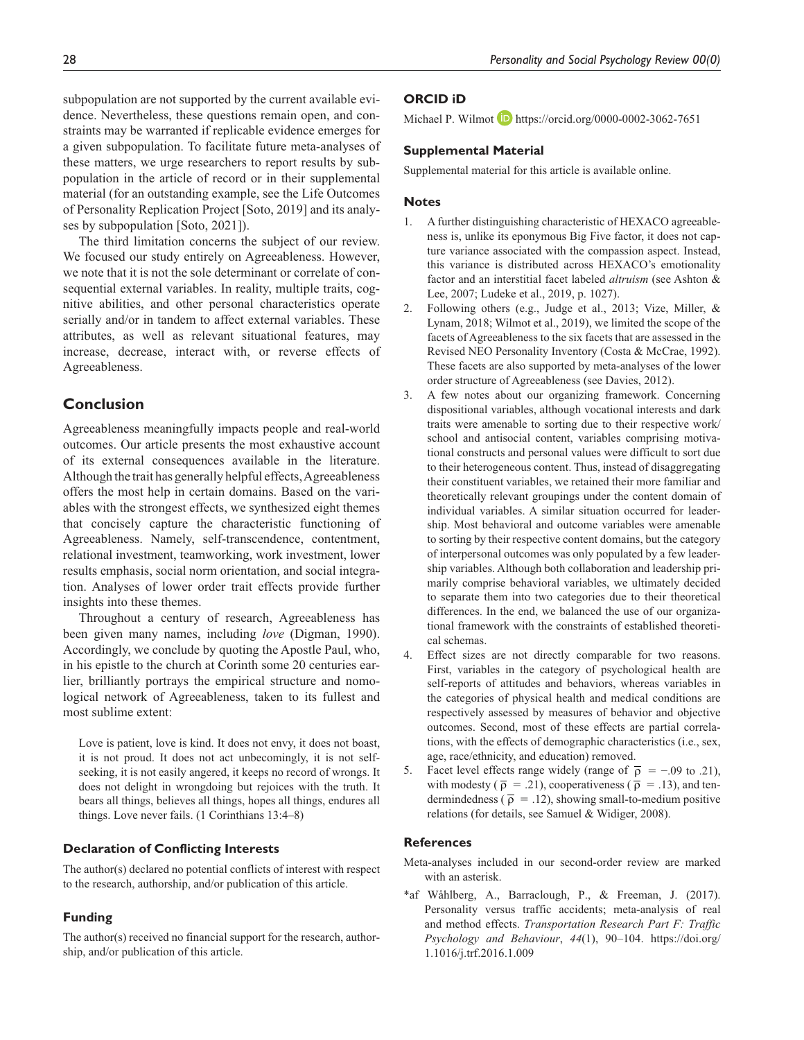subpopulation are not supported by the current available evidence. Nevertheless, these questions remain open, and constraints may be warranted if replicable evidence emerges for a given subpopulation. To facilitate future meta-analyses of these matters, we urge researchers to report results by subpopulation in the article of record or in their supplemental material (for an outstanding example, see the Life Outcomes of Personality Replication Project [Soto, 2019] and its analyses by subpopulation [Soto, 2021]).

The third limitation concerns the subject of our review. We focused our study entirely on Agreeableness. However, we note that it is not the sole determinant or correlate of consequential external variables. In reality, multiple traits, cognitive abilities, and other personal characteristics operate serially and/or in tandem to affect external variables. These attributes, as well as relevant situational features, may increase, decrease, interact with, or reverse effects of Agreeableness.

## Conclusion

Agreeableness meaningfully impacts people and real-world outcomes. Our article presents the most exhaustive account of its external consequences available in the literature. Although the trait has generally helpful effects, Agreeableness offers the most help in certain domains. Based on the variables with the strongest effects, we synthesized eight themes that concisely capture the characteristic functioning of Agreeableness. Namely, self-transcendence, contentment, relational investment, teamworking, work investment, lower results emphasis, social norm orientation, and social integration. Analyses of lower order trait effects provide further insights into these themes.

Throughout a century of research, Agreeableness has been given many names, including *love* (Digman, 1990). Accordingly, we conclude by quoting the Apostle Paul, who, in his epistle to the church at Corinth some 20 centuries earlier, brilliantly portrays the empirical structure and nomological network of Agreeableness, taken to its fullest and most sublime extent:

> Love is patient, love is kind. It does not envy, it does not boast, it is not proud. It does not act unbecomingly, it is not self-seeking, it is not easily angered, it keeps no record of wrongs. It does not delight in wrongdoing but rejoices with the truth. It bears all things, believes all things, hopes all things, endures all things. Love never fails. (1 Corinthians 13:4–8)

### Declaration of Conflicting Interests

The author(s) declared no potential conflicts of interest with respect to the research, authorship, and/or publication of this article.

### Funding

The author(s) received no financial support for the research, authorship, and/or publication of this article.

### ORCID iD

Michael P. Wilmot https://orcid.org/0000-0002-3062-7651

### Supplemental Material

Supplemental material for this article is available online.

### Notes

1. A further distinguishing characteristic of HEXACO agreeableness is, unlike its eponymous Big Five factor, it does not capture variance associated with the compassion aspect. Instead, this variance is distributed across HEXACO's emotionality factor and an interstitial facet labeled *altruism* (see Ashton & Lee, 2007; Ludeke et al., 2019, p. 1027).
2. Following others (e.g., Judge et al., 2013; Vize, Miller, & Lynam, 2018; Wilmot et al., 2019), we limited the scope of the facets of Agreeableness to the six facets that are assessed in the Revised NEO Personality Inventory (Costa & McCrae, 1992). These facets are also supported by meta-analyses of the lower order structure of Agreeableness (see Davies, 2012).
3. A few notes about our organizing framework. Concerning dispositional variables, although vocational interests and dark traits were amenable to sorting due to their respective work/school and antisocial content, variables comprising motivational constructs and personal values were difficult to sort due to their heterogeneous content. Thus, instead of disaggregating their constituent variables, we retained their more familiar and theoretically relevant groupings under the content domain of individual variables. A similar situation occurred for leadership. Most behavioral and outcome variables were amenable to sorting by their respective content domains, but the category of interpersonal outcomes was only populated by a few leadership variables. Although both collaboration and leadership primarily comprise behavioral variables, we ultimately decided to separate them into two categories due to their theoretical differences. In the end, we balanced the use of our organizational framework with the constraints of established theoretical schemas.
4. Effect sizes are not directly comparable for two reasons. First, variables in the category of psychological health are self-reports of attitudes and behaviors, whereas variables in the categories of physical health and medical conditions are respectively assessed by measures of behavior and objective outcomes. Second, most of these effects are partial correlations, with the effects of demographic characteristics (i.e., sex, age, race/ethnicity, and education) removed.
5. Facet level effects range widely (range of $\overline{\rho}$ = −.09 to .21), with modesty ($\overline{\rho}$ = .21), cooperativeness ($\overline{\rho}$ = .13), and tendermindedness ($\overline{\rho}$ = .12), showing small-to-medium positive relations (for details, see Samuel & Widiger, 2008).

### References

Meta-analyses included in our second-order review are marked with an asterisk.

*af Wåhlberg, A., Barraclough, P., & Freeman, J. (2017). Personality versus traffic accidents; meta-analysis of real and method effects. *Transportation Research Part F: Traffic Psychology and Behaviour*, *44*(1), 90–104. https://doi.org/1.1016/j.trf.2016.1.009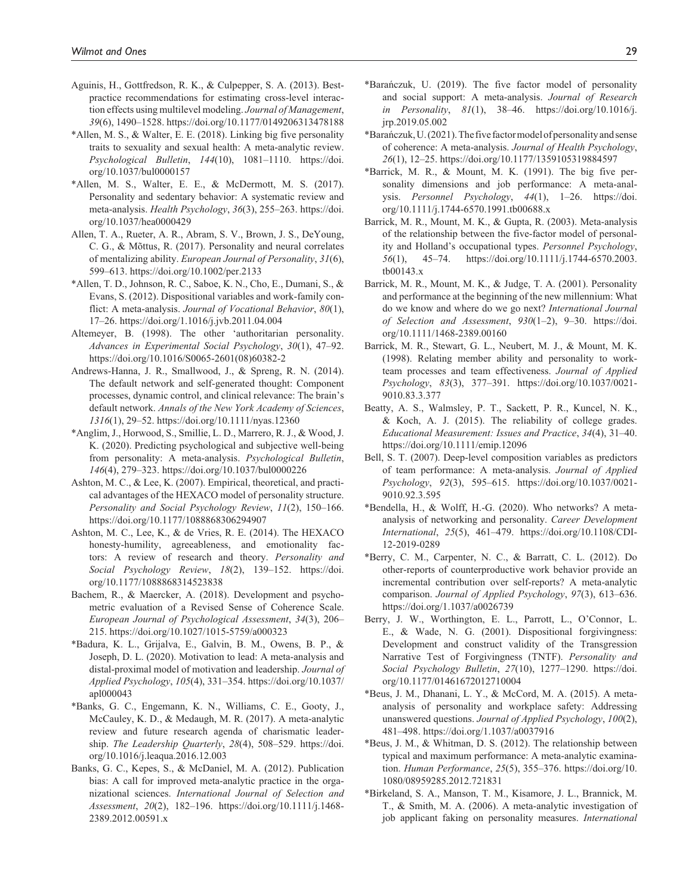Aguinis, H., Gottfredson, R. K., & Culpepper, S. A. (2013). Best-practice recommendations for estimating cross-level interaction effects using multilevel modeling. *Journal of Management*, *39*(6), 1490–1528. https://doi.org/10.1177/0149206313478188

*Allen, M. S., & Walter, E. E. (2018). Linking big five personality traits to sexuality and sexual health: A meta-analytic review. *Psychological Bulletin*, *144*(10), 1081–1110. https://doi.org/10.1037/bul0000157

*Allen, M. S., Walter, E. E., & McDermott, M. S. (2017). Personality and sedentary behavior: A systematic review and meta-analysis. *Health Psychology*, *36*(3), 255–263. https://doi.org/10.1037/hea0000429

Allen, T. A., Rueter, A. R., Abram, S. V., Brown, J. S., DeYoung, C. G., & Mõttus, R. (2017). Personality and neural correlates of mentalizing ability. *European Journal of Personality*, *31*(6), 599–613. https://doi.org/10.1002/per.2133

*Allen, T. D., Johnson, R. C., Saboe, K. N., Cho, E., Dumani, S., & Evans, S. (2012). Dispositional variables and work-family conflict: A meta-analysis. *Journal of Vocational Behavior*, *80*(1), 17–26. https://doi.org/10.1016/j.jvb.2011.04.004

Altemeyer, B. (1998). The other 'authoritarian personality. *Advances in Experimental Social Psychology*, *30*(1), 47–92. https://doi.org/10.1016/S0065-2601(08)60382-2

Andrews-Hanna, J. R., Smallwood, J., & Spreng, R. N. (2014). The default network and self-generated thought: Component processes, dynamic control, and clinical relevance: The brain's default network. *Annals of the New York Academy of Sciences*, *1316*(1), 29–52. https://doi.org/10.1111/nyas.12360

*Anglim, J., Horwood, S., Smillie, L. D., Marrero, R. J., & Wood, J. K. (2020). Predicting psychological and subjective well-being from personality: A meta-analysis. *Psychological Bulletin*, *146*(4), 279–323. https://doi.org/10.1037/bul0000226

Ashton, M. C., & Lee, K. (2007). Empirical, theoretical, and practical advantages of the HEXACO model of personality structure. *Personality and Social Psychology Review*, *11*(2), 150–166. https://doi.org/10.1177/1088868306294907

Ashton, M. C., Lee, K., & de Vries, R. E. (2014). The HEXACO honesty-humility, agreeableness, and emotionality factors: A review of research and theory. *Personality and Social Psychology Review*, *18*(2), 139–152. https://doi.org/10.1177/1088868314523838

Bachem, R., & Maercker, A. (2018). Development and psychometric evaluation of a Revised Sense of Coherence Scale. *European Journal of Psychological Assessment*, *34*(3), 206–215. https://doi.org/10.1027/1015-5759/a000323

*Badura, K. L., Grijalva, E., Galvin, B. M., Owens, B. P., & Joseph, D. L. (2020). Motivation to lead: A meta-analysis and distal-proximal model of motivation and leadership. *Journal of Applied Psychology*, *105*(4), 331–354. https://doi.org/10.1037/apl000043

*Banks, G. C., Engemann, K. N., Williams, C. E., Gooty, J., McCauley, K. D., & Medaugh, M. R. (2017). A meta-analytic review and future research agenda of charismatic leadership. *The Leadership Quarterly*, *28*(4), 508–529. https://doi.org/10.1016/j.leaqua.2016.12.003

Banks, G. C., Kepes, S., & McDaniel, M. A. (2012). Publication bias: A call for improved meta-analytic practice in the organizational sciences. *International Journal of Selection and Assessment*, *20*(2), 182–196. https://doi.org/10.1111/j.1468-2389.2012.00591.x

*Barańczuk, U. (2019). The five factor model of personality and social support: A meta-analysis. *Journal of Research in Personality*, *81*(1), 38–46. https://doi.org/10.1016/j.jrp.2019.05.002

*Barańczuk, U. (2021). The five factor model of personality and sense of coherence: A meta-analysis. *Journal of Health Psychology*, *26*(1), 12–25. https://doi.org/10.1177/1359105319884597

*Barrick, M. R., & Mount, M. K. (1991). The big five personality dimensions and job performance: A meta-analysis. *Personnel Psychology*, *44*(1), 1–26. https://doi.org/10.1111/j.1744-6570.1991.tb00688.x

Barrick, M. R., Mount, M. K., & Gupta, R. (2003). Meta-analysis of the relationship between the five-factor model of personality and Holland's occupational types. *Personnel Psychology*, *56*(1), 45–74. https://doi.org/10.1111/j.1744-6570.2003.tb00143.x

Barrick, M. R., Mount, M. K., & Judge, T. A. (2001). Personality and performance at the beginning of the new millennium: What do we know and where do we go next? *International Journal of Selection and Assessment*, *930*(1–2), 9–30. https://doi.org/10.1111/1468-2389.00160

Barrick, M. R., Stewart, G. L., Neubert, M. J., & Mount, M. K. (1998). Relating member ability and personality to work-team processes and team effectiveness. *Journal of Applied Psychology*, *83*(3), 377–391. https://doi.org/10.1037/0021-9010.83.3.377

Beatty, A. S., Walmsley, P. T., Sackett, P. R., Kuncel, N. K., & Koch, A. J. (2015). The reliability of college grades. *Educational Measurement: Issues and Practice*, *34*(4), 31–40. https://doi.org/10.1111/emip.12096

Bell, S. T. (2007). Deep-level composition variables as predictors of team performance: A meta-analysis. *Journal of Applied Psychology*, *92*(3), 595–615. https://doi.org/10.1037/0021-9010.92.3.595

*Bendella, H., & Wolff, H.-G. (2020). Who networks? A meta-analysis of networking and personality. *Career Development International*, *25*(5), 461–479. https://doi.org/10.1108/CDI-12-2019-0289

*Berry, C. M., Carpenter, N. C., & Barratt, C. L. (2012). Do other-reports of counterproductive work behavior provide an incremental contribution over self-reports? A meta-analytic comparison. *Journal of Applied Psychology*, *97*(3), 613–636. https://doi.org/10.1037/a0026739

Berry, J. W., Worthington, E. L., Parrott, L., O'Connor, L. E., & Wade, N. G. (2001). Dispositional forgivingness: Development and construct validity of the Transgression Narrative Test of Forgivingness (TNTF). *Personality and Social Psychology Bulletin*, *27*(10), 1277–1290. https://doi.org/10.1177/01461672012710004

*Beus, J. M., Dhanani, L. Y., & McCord, M. A. (2015). A meta-analysis of personality and workplace safety: Addressing unanswered questions. *Journal of Applied Psychology*, *100*(2), 481–498. https://doi.org/10.1037/a0037916

*Beus, J. M., & Whitman, D. S. (2012). The relationship between typical and maximum performance: A meta-analytic examination. *Human Performance*, *25*(5), 355–376. https://doi.org/10.1080/08959285.2012.721831

*Birkeland, S. A., Manson, T. M., Kisamore, J. L., Brannick, M. T., & Smith, M. A. (2006). A meta-analytic investigation of job applicant faking on personality measures. *International*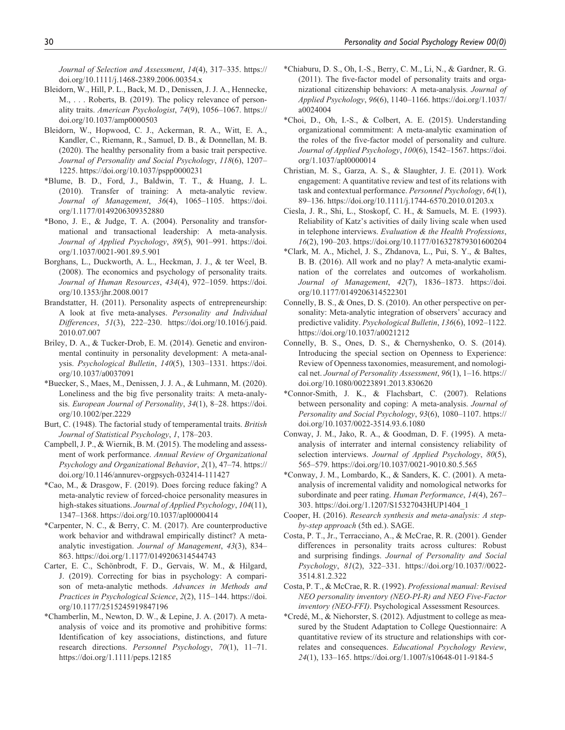*Journal of Selection and Assessment*, *14*(4), 317–335. https://doi.org/10.1111/j.1468-2389.2006.00354.x

Bleidorn, W., Hill, P. L., Back, M. D., Denissen, J. J. A., Hennecke, M., . . . Roberts, B. (2019). The policy relevance of personality traits. *American Psychologist*, *74*(9), 1056–1067. https://doi.org/10.1037/amp0000503

Bleidorn, W., Hopwood, C. J., Ackerman, R. A., Witt, E. A., Kandler, C., Riemann, R., Samuel, D. B., & Donnellan, M. B. (2020). The healthy personality from a basic trait perspective. *Journal of Personality and Social Psychology*, *118*(6), 1207–1225. https://doi.org/10.1037/pspp0000231

*Blume, B. D., Ford, J., Baldwin, T. T., & Huang, J. L. (2010). Transfer of training: A meta-analytic review. *Journal of Management*, *36*(4), 1065–1105. https://doi.org/1.1177/0149206309352880

*Bono, J. E., & Judge, T. A. (2004). Personality and transformational and transactional leadership: A meta-analysis. *Journal of Applied Psychology*, *89*(5), 901–991. https://doi.org/1.1037/0021-901.89.5.901

Borghans, L., Duckworth, A. L., Heckman, J. J., & ter Weel, B. (2008). The economics and psychology of personality traits. *Journal of Human Resources*, *434*(4), 972–1059. https://doi.org/10.1353/jhr.2008.0017

Brandstatter, H. (2011). Personality aspects of entrepreneurship: A look at five meta-analyses. *Personality and Individual Differences*, *51*(3), 222–230. https://doi.org/10.1016/j.paid.2010.07.007

Briley, D. A., & Tucker-Drob, E. M. (2014). Genetic and environmental continuity in personality development: A meta-analysis. *Psychological Bulletin*, *140*(5), 1303–1331. https://doi.org/10.1037/a0037091

*Buecker, S., Maes, M., Denissen, J. J. A., & Luhmann, M. (2020). Loneliness and the big five personality traits: A meta-analysis. *European Journal of Personality*, *34*(1), 8–28. https://doi.org/10.1002/per.2229

Burt, C. (1948). The factorial study of temperamental traits. *British Journal of Statistical Psychology*, *1*, 178–203.

Campbell, J. P., & Wiernik, B. M. (2015). The modeling and assessment of work performance. *Annual Review of Organizational Psychology and Organizational Behavior*, *2*(1), 47–74. https://doi.org/10.1146/annurev-orgpsych-032414-111427

*Cao, M., & Drasgow, F. (2019). Does forcing reduce faking? A meta-analytic review of forced-choice personality measures in high-stakes situations. *Journal of Applied Psychology*, *104*(11), 1347–1368. https://doi.org/10.1037/apl0000414

*Carpenter, N. C., & Berry, C. M. (2017). Are counterproductive work behavior and withdrawal empirically distinct? A meta-analytic investigation. *Journal of Management*, *43*(3), 834–863. https://doi.org/1.1177/0149206314544743

Carter, E. C., Schönbrodt, F. D., Gervais, W. M., & Hilgard, J. (2019). Correcting for bias in psychology: A comparison of meta-analytic methods. *Advances in Methods and Practices in Psychological Science*, *2*(2), 115–144. https://doi.org/10.1177/2515245919847196

*Chamberlin, M., Newton, D. W., & Lepine, J. A. (2017). A meta-analysis of voice and its promotive and prohibitive forms: Identification of key associations, distinctions, and future research directions. *Personnel Psychology*, *70*(1), 11–71. https://doi.org/1.1111/peps.12185

*Chiaburu, D. S., Oh, I.-S., Berry, C. M., Li, N., & Gardner, R. G. (2011). The five-factor model of personality traits and organizational citizenship behaviors: A meta-analysis. *Journal of Applied Psychology*, *96*(6), 1140–1166. https://doi.org/1.1037/a0024004

*Choi, D., Oh, I.-S., & Colbert, A. E. (2015). Understanding organizational commitment: A meta-analytic examination of the roles of the five-factor model of personality and culture. *Journal of Applied Psychology*, *100*(6), 1542–1567. https://doi.org/1.1037/apl0000014

Christian, M. S., Garza, A. S., & Slaughter, J. E. (2011). Work engagement: A quantitative review and test of its relations with task and contextual performance. *Personnel Psychology*, *64*(1), 89–136. https://doi.org/10.1111/j.1744-6570.2010.01203.x

Ciesla, J. R., Shi, L., Stoskopf, C. H., & Samuels, M. E. (1993). Reliability of Katz's activities of daily living scale when used in telephone interviews. *Evaluation & the Health Professions*, *16*(2), 190–203. https://doi.org/10.1177/016327879301600204

*Clark, M. A., Michel, J. S., Zhdanova, L., Pui, S. Y., & Baltes, B. B. (2016). All work and no play? A meta-analytic examination of the correlates and outcomes of workaholism. *Journal of Management*, *42*(7), 1836–1873. https://doi.org/10.1177/0149206314522301

Connelly, B. S., & Ones, D. S. (2010). An other perspective on personality: Meta-analytic integration of observers' accuracy and predictive validity. *Psychological Bulletin*, *136*(6), 1092–1122. https://doi.org/10.1037/a0021212

Connelly, B. S., Ones, D. S., & Chernyshenko, O. S. (2014). Introducing the special section on Openness to Experience: Review of Openness taxonomies, measurement, and nomological net. *Journal of Personality Assessment*, *96*(1), 1–16. https://doi.org/10.1080/00223891.2013.830620

*Connor-Smith, J. K., & Flachsbart, C. (2007). Relations between personality and coping: A meta-analysis. *Journal of Personality and Social Psychology*, *93*(6), 1080–1107. https://doi.org/10.1037/0022-3514.93.6.1080

Conway, J. M., Jako, R. A., & Goodman, D. F. (1995). A meta-analysis of interrater and internal consistency reliability of selection interviews. *Journal of Applied Psychology*, *80*(5), 565–579. https://doi.org/10.1037/0021-9010.80.5.565

*Conway, J. M., Lombardo, K., & Sanders, K. C. (2001). A meta-analysis of incremental validity and nomological networks for subordinate and peer rating. *Human Performance*, *14*(4), 267–303. https://doi.org/1.1207/S15327043HUP1404_1

Cooper, H. (2016). *Research synthesis and meta-analysis: A step-by-step approach* (5th ed.). SAGE.

Costa, P. T., Jr., Terracciano, A., & McCrae, R. R. (2001). Gender differences in personality traits across cultures: Robust and surprising findings. *Journal of Personality and Social Psychology*, *81*(2), 322–331. https://doi.org/10.1037//0022-3514.81.2.322

Costa, P. T., & McCrae, R. R. (1992). *Professional manual: Revised NEO personality inventory (NEO-PI-R) and NEO Five-Factor inventory (NEO-FFI)*. Psychological Assessment Resources.

*Credé, M., & Niehorster, S. (2012). Adjustment to college as measured by the Student Adaptation to College Questionnaire: A quantitative review of its structure and relationships with correlates and consequences. *Educational Psychology Review*, *24*(1), 133–165. https://doi.org/10.1007/s10648-011-9184-5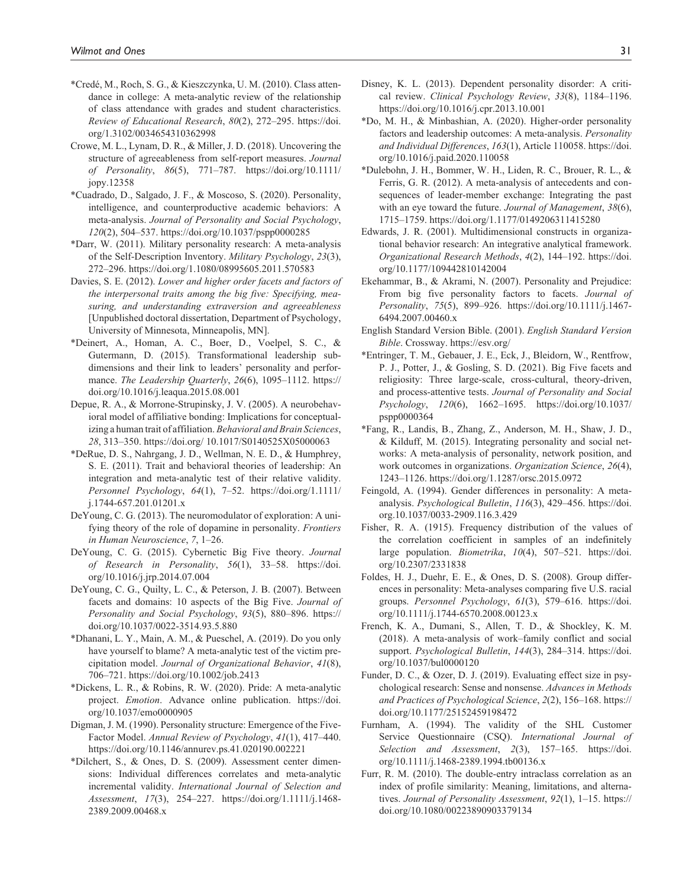*Credé, M., Roch, S. G., & Kieszczynka, U. M. (2010). Class attendance in college: A meta-analytic review of the relationship of class attendance with grades and student characteristics. *Review of Educational Research*, *80*(2), 272–295. https://doi.org/1.3102/0034654310362998

Crowe, M. L., Lynam, D. R., & Miller, J. D. (2018). Uncovering the structure of agreeableness from self-report measures. *Journal of Personality*, *86*(5), 771–787. https://doi.org/10.1111/jopy.12358

*Cuadrado, D., Salgado, J. F., & Moscoso, S. (2020). Personality, intelligence, and counterproductive academic behaviors: A meta-analysis. *Journal of Personality and Social Psychology*, *120*(2), 504–537. https://doi.org/10.1037/pspp0000285

*Darr, W. (2011). Military personality research: A meta-analysis of the Self-Description Inventory. *Military Psychology*, *23*(3), 272–296. https://doi.org/10.1080/08995605.2011.570583

Davies, S. E. (2012). *Lower and higher order facets and factors of the interpersonal traits among the big five: Specifying, measuring, and understanding extraversion and agreeableness* [Unpublished doctoral dissertation, Department of Psychology, University of Minnesota, Minneapolis, MN].

*Deinert, A., Homan, A. C., Boer, D., Voelpel, S. C., & Gutermann, D. (2015). Transformational leadership subdimensions and their link to leaders' personality and performance. *The Leadership Quarterly*, *26*(6), 1095–1112. https://doi.org/10.1016/j.leaqua.2015.08.001

Depue, R. A., & Morrone-Strupinsky, J. V. (2005). A neurobehavioral model of affiliative bonding: Implications for conceptualizing a human trait of affiliation. *Behavioral and Brain Sciences*, *28*, 313–350. https://doi.org/ 10.1017/S0140525X05000063

*DeRue, D. S., Nahrgang, J. D., Wellman, N. E. D., & Humphrey, S. E. (2011). Trait and behavioral theories of leadership: An integration and meta-analytic test of their relative validity. *Personnel Psychology*, *64*(1), 7–52. https://doi.org/1.1111/j.1744-657.201.01201.x

DeYoung, C. G. (2013). The neuromodulator of exploration: A unifying theory of the role of dopamine in personality. *Frontiers in Human Neuroscience*, *7*, 1–26.

DeYoung, C. G. (2015). Cybernetic Big Five theory. *Journal of Research in Personality*, *56*(1), 33–58. https://doi.org/10.1016/j.jrp.2014.07.004

DeYoung, C. G., Quilty, L. C., & Peterson, J. B. (2007). Between facets and domains: 10 aspects of the Big Five. *Journal of Personality and Social Psychology*, *93*(5), 880–896. https://doi.org/10.1037/0022-3514.93.5.880

*Dhanani, L. Y., Main, A. M., & Pueschel, A. (2019). Do you only have yourself to blame? A meta-analytic test of the victim precipitation model. *Journal of Organizational Behavior*, *41*(8), 706–721. https://doi.org/10.1002/job.2413

*Dickens, L. R., & Robins, R. W. (2020). Pride: A meta-analytic project. *Emotion*. Advance online publication. https://doi.org/10.1037/emo0000905

Digman, J. M. (1990). Personality structure: Emergence of the Five-Factor Model. *Annual Review of Psychology*, *41*(1), 417–440. https://doi.org/10.1146/annurev.ps.41.020190.002221

*Dilchert, S., & Ones, D. S. (2009). Assessment center dimensions: Individual differences correlates and meta-analytic incremental validity. *International Journal of Selection and Assessment*, *17*(3), 254–227. https://doi.org/1.1111/j.1468-2389.2009.00468.x

Disney, K. L. (2013). Dependent personality disorder: A critical review. *Clinical Psychology Review*, *33*(8), 1184–1196. https://doi.org/10.1016/j.cpr.2013.10.001

*Do, M. H., & Minbashian, A. (2020). Higher-order personality factors and leadership outcomes: A meta-analysis. *Personality and Individual Differences*, *163*(1), Article 110058. https://doi.org/10.1016/j.paid.2020.110058

*Dulebohn, J. H., Bommer, W. H., Liden, R. C., Brouer, R. L., & Ferris, G. R. (2012). A meta-analysis of antecedents and consequences of leader-member exchange: Integrating the past with an eye toward the future. *Journal of Management*, *38*(6), 1715–1759. https://doi.org/10.1177/0149206311415280

Edwards, J. R. (2001). Multidimensional constructs in organizational behavior research: An integrative analytical framework. *Organizational Research Methods*, *4*(2), 144–192. https://doi.org/10.1177/109442810142004

Ekehammar, B., & Akrami, N. (2007). Personality and Prejudice: From big five personality factors to facets. *Journal of Personality*, *75*(5), 899–926. https://doi.org/10.1111/j.1467-6494.2007.00460.x

English Standard Version Bible. (2001). *English Standard Version Bible*. Crossway. https://esv.org/

*Entringer, T. M., Gebauer, J. E., Eck, J., Bleidorn, W., Rentfrow, P. J., Potter, J., & Gosling, S. D. (2021). Big Five facets and religiosity: Three large-scale, cross-cultural, theory-driven, and process-attentive tests. *Journal of Personality and Social Psychology*, *120*(6), 1662–1695. https://doi.org/10.1037/pspp0000364

*Fang, R., Landis, B., Zhang, Z., Anderson, M. H., Shaw, J. D., & Kilduff, M. (2015). Integrating personality and social networks: A meta-analysis of personality, network position, and work outcomes in organizations. *Organization Science*, *26*(4), 1243–1126. https://doi.org/1.1287/orsc.2015.0972

Feingold, A. (1994). Gender differences in personality: A meta-analysis. *Psychological Bulletin*, *116*(3), 429–456. https://doi.org.10.1037/0033-2909.116.3.429

Fisher, R. A. (1915). Frequency distribution of the values of the correlation coefficient in samples of an indefinitely large population. *Biometrika*, *10*(4), 507–521. https://doi.org/10.2307/2331838

Foldes, H. J., Duehr, E. E., & Ones, D. S. (2008). Group differences in personality: Meta-analyses comparing five U.S. racial groups. *Personnel Psychology*, *61*(3), 579–616. https://doi.org/10.1111/j.1744-6570.2008.00123.x

French, K. A., Dumani, S., Allen, T. D., & Shockley, K. M. (2018). A meta-analysis of work–family conflict and social support. *Psychological Bulletin*, *144*(3), 284–314. https://doi.org/10.1037/bul0000120

Funder, D. C., & Ozer, D. J. (2019). Evaluating effect size in psychological research: Sense and nonsense. *Advances in Methods and Practices of Psychological Science*, *2*(2), 156–168. https://doi.org/10.1177/25152459198472

Furnham, A. (1994). The validity of the SHL Customer Service Questionnaire (CSQ). *International Journal of Selection and Assessment*, *2*(3), 157–165. https://doi.org/10.1111/j.1468-2389.1994.tb00136.x

Furr, R. M. (2010). The double-entry intraclass correlation as an index of profile similarity: Meaning, limitations, and alternatives. *Journal of Personality Assessment*, *92*(1), 1–15. https://doi.org/10.1080/00223890903379134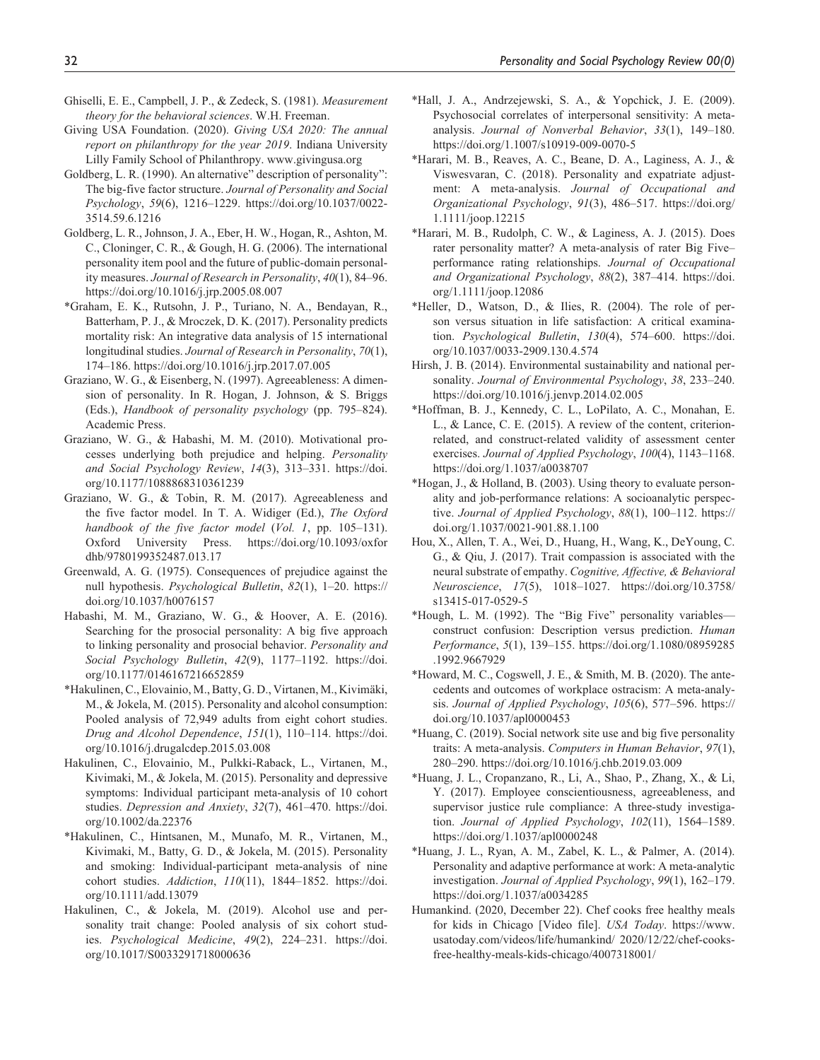Ghiselli, E. E., Campbell, J. P., & Zedeck, S. (1981). *Measurement theory for the behavioral sciences*. W.H. Freeman.

Giving USA Foundation. (2020). *Giving USA 2020: The annual report on philanthropy for the year 2019*. Indiana University Lilly Family School of Philanthropy. www.givingusa.org

Goldberg, L. R. (1990). An alternative" description of personality": The big-five factor structure. *Journal of Personality and Social Psychology*, *59*(6), 1216–1229. https://doi.org/10.1037/0022-3514.59.6.1216

Goldberg, L. R., Johnson, J. A., Eber, H. W., Hogan, R., Ashton, M. C., Cloninger, C. R., & Gough, H. G. (2006). The international personality item pool and the future of public-domain personality measures. *Journal of Research in Personality*, *40*(1), 84–96. https://doi.org/10.1016/j.jrp.2005.08.007

*Graham, E. K., Rutsohn, J. P., Turiano, N. A., Bendayan, R., Batterham, P. J., & Mroczek, D. K. (2017). Personality predicts mortality risk: An integrative data analysis of 15 international longitudinal studies. *Journal of Research in Personality*, *70*(1), 174–186. https://doi.org/10.1016/j.jrp.2017.07.005

Graziano, W. G., & Eisenberg, N. (1997). Agreeableness: A dimension of personality. In R. Hogan, J. Johnson, & S. Briggs (Eds.), *Handbook of personality psychology* (pp. 795–824). Academic Press.

Graziano, W. G., & Habashi, M. M. (2010). Motivational processes underlying both prejudice and helping. *Personality and Social Psychology Review*, *14*(3), 313–331. https://doi.org/10.1177/1088868310361239

Graziano, W. G., & Tobin, R. M. (2017). Agreeableness and the five factor model. In T. A. Widiger (Ed.), *The Oxford handbook of the five factor model* (*Vol. 1*, pp. 105–131). Oxford University Press. https://doi.org/10.1093/oxfordhb/9780199352487.013.17

Greenwald, A. G. (1975). Consequences of prejudice against the null hypothesis. *Psychological Bulletin*, *82*(1), 1–20. https://doi.org/10.1037/h0076157

Habashi, M. M., Graziano, W. G., & Hoover, A. E. (2016). Searching for the prosocial personality: A big five approach to linking personality and prosocial behavior. *Personality and Social Psychology Bulletin*, *42*(9), 1177–1192. https://doi.org/10.1177/0146167216652859

*Hakulinen, C., Elovainio, M., Batty, G. D., Virtanen, M., Kivimäki, M., & Jokela, M. (2015). Personality and alcohol consumption: Pooled analysis of 72,949 adults from eight cohort studies. *Drug and Alcohol Dependence*, *151*(1), 110–114. https://doi.org/10.1016/j.drugalcdep.2015.03.008

Hakulinen, C., Elovainio, M., Pulkki-Raback, L., Virtanen, M., Kivimaki, M., & Jokela, M. (2015). Personality and depressive symptoms: Individual participant meta-analysis of 10 cohort studies. *Depression and Anxiety*, *32*(7), 461–470. https://doi.org/10.1002/da.22376

*Hakulinen, C., Hintsanen, M., Munafo, M. R., Virtanen, M., Kivimaki, M., Batty, G. D., & Jokela, M. (2015). Personality and smoking: Individual-participant meta-analysis of nine cohort studies. *Addiction*, *110*(11), 1844–1852. https://doi.org/10.1111/add.13079

Hakulinen, C., & Jokela, M. (2019). Alcohol use and personality trait change: Pooled analysis of six cohort studies. *Psychological Medicine*, *49*(2), 224–231. https://doi.org/10.1017/S0033291718000636

*Hall, J. A., Andrzejewski, S. A., & Yopchick, J. E. (2009). Psychosocial correlates of interpersonal sensitivity: A meta-analysis. *Journal of Nonverbal Behavior*, *33*(1), 149–180. https://doi.org/10.1007/s10919-009-0070-5

*Harari, M. B., Reaves, A. C., Beane, D. A., Laginess, A. J., & Viswesvaran, C. (2018). Personality and expatriate adjustment: A meta-analysis. *Journal of Occupational and Organizational Psychology*, *91*(3), 486–517. https://doi.org/1.1111/joop.12215

*Harari, M. B., Rudolph, C. W., & Laginess, A. J. (2015). Does rater personality matter? A meta-analysis of rater Big Five–performance rating relationships. *Journal of Occupational and Organizational Psychology*, *88*(2), 387–414. https://doi.org/1.1111/joop.12086

*Heller, D., Watson, D., & Ilies, R. (2004). The role of person versus situation in life satisfaction: A critical examination. *Psychological Bulletin*, *130*(4), 574–600. https://doi.org/10.1037/0033-2909.130.4.574

Hirsh, J. B. (2014). Environmental sustainability and national personality. *Journal of Environmental Psychology*, *38*, 233–240. https://doi.org/10.1016/j.jenvp.2014.02.005

*Hoffman, B. J., Kennedy, C. L., LoPilato, A. C., Monahan, E. L., & Lance, C. E. (2015). A review of the content, criterion-related, and construct-related validity of assessment center exercises. *Journal of Applied Psychology*, *100*(4), 1143–1168. https://doi.org/10.1037/a0038707

*Hogan, J., & Holland, B. (2003). Using theory to evaluate personality and job-performance relations: A socioanalytic perspective. *Journal of Applied Psychology*, *88*(1), 100–112. https://doi.org/10.1037/0021-901.88.1.100

Hou, X., Allen, T. A., Wei, D., Huang, H., Wang, K., DeYoung, C. G., & Qiu, J. (2017). Trait compassion is associated with the neural substrate of empathy. *Cognitive, Affective, & Behavioral Neuroscience*, *17*(5), 1018–1027. https://doi.org/10.3758/s13415-017-0529-5

*Hough, L. M. (1992). The "Big Five" personality variables—construct confusion: Description versus prediction. *Human Performance*, *5*(1), 139–155. https://doi.org/10.1080/08959285.1992.9667929

*Howard, M. C., Cogswell, J. E., & Smith, M. B. (2020). The antecedents and outcomes of workplace ostracism: A meta-analysis. *Journal of Applied Psychology*, *105*(6), 577–596. https://doi.org/10.1037/apl0000453

*Huang, C. (2019). Social network site use and big five personality traits: A meta-analysis. *Computers in Human Behavior*, *97*(1), 280–290. https://doi.org/10.1016/j.chb.2019.03.009

*Huang, J. L., Cropanzano, R., Li, A., Shao, P., Zhang, X., & Li, Y. (2017). Employee conscientiousness, agreeableness, and supervisor justice rule compliance: A three-study investigation. *Journal of Applied Psychology*, *102*(11), 1564–1589. https://doi.org/10.1037/apl0000248

*Huang, J. L., Ryan, A. M., Zabel, K. L., & Palmer, A. (2014). Personality and adaptive performance at work: A meta-analytic investigation. *Journal of Applied Psychology*, *99*(1), 162–179. https://doi.org/10.1037/a0034285

Humankind. (2020, December 22). Chef cooks free healthy meals for kids in Chicago [Video file]. *USA Today*. https://www.usatoday.com/videos/life/humankind/ 2020/12/22/chef-cooks-free-healthy-meals-kids-chicago/4007318001/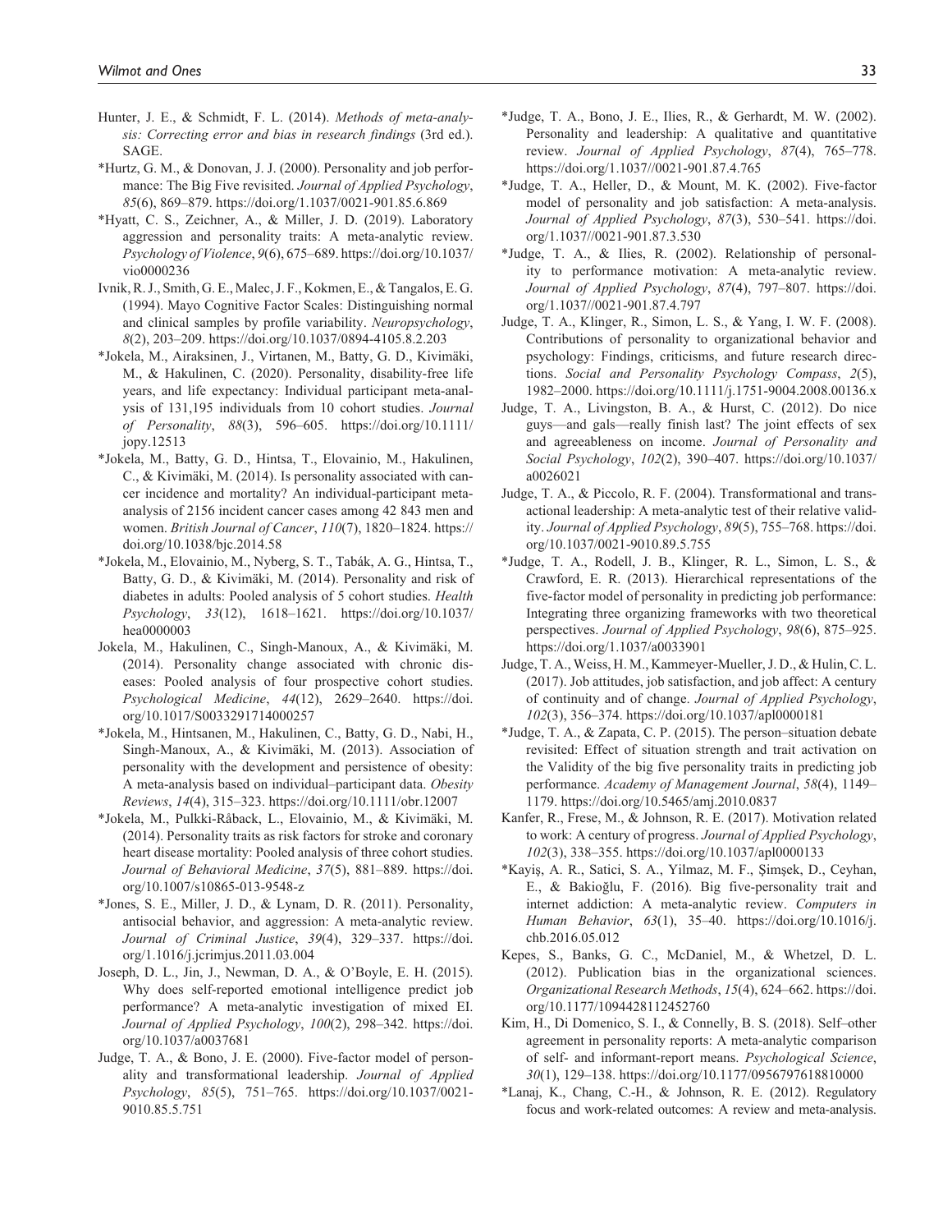Hunter, J. E., & Schmidt, F. L. (2014). *Methods of meta-analysis: Correcting error and bias in research findings* (3rd ed.). SAGE.

*Hurtz, G. M., & Donovan, J. J. (2000). Personality and job performance: The Big Five revisited. *Journal of Applied Psychology*, *85*(6), 869–879. https://doi.org/10.1037/0021-901.85.6.869

*Hyatt, C. S., Zeichner, A., & Miller, J. D. (2019). Laboratory aggression and personality traits: A meta-analytic review. *Psychology of Violence*, *9*(6), 675–689. https://doi.org/10.1037/vio0000236

Ivnik, R. J., Smith, G. E., Malec, J. F., Kokmen, E., & Tangalos, E. G. (1994). Mayo Cognitive Factor Scales: Distinguishing normal and clinical samples by profile variability. *Neuropsychology*, *8*(2), 203–209. https://doi.org/10.1037/0894-4105.8.2.203

*Jokela, M., Airaksinen, J., Virtanen, M., Batty, G. D., Kivimäki, M., & Hakulinen, C. (2020). Personality, disability-free life years, and life expectancy: Individual participant meta-analysis of 131,195 individuals from 10 cohort studies. *Journal of Personality*, *88*(3), 596–605. https://doi.org/10.1111/jopy.12513

*Jokela, M., Batty, G. D., Hintsa, T., Elovainio, M., Hakulinen, C., & Kivimäki, M. (2014). Is personality associated with cancer incidence and mortality? An individual-participant meta-analysis of 2156 incident cancer cases among 42 843 men and women. *British Journal of Cancer*, *110*(7), 1820–1824. https://doi.org/10.1038/bjc.2014.58

*Jokela, M., Elovainio, M., Nyberg, S. T., Tabák, A. G., Hintsa, T., Batty, G. D., & Kivimäki, M. (2014). Personality and risk of diabetes in adults: Pooled analysis of 5 cohort studies. *Health Psychology*, *33*(12), 1618–1621. https://doi.org/10.1037/hea0000003

Jokela, M., Hakulinen, C., Singh-Manoux, A., & Kivimäki, M. (2014). Personality change associated with chronic diseases: Pooled analysis of four prospective cohort studies. *Psychological Medicine*, *44*(12), 2629–2640. https://doi.org/10.1017/S0033291714000257

*Jokela, M., Hintsanen, M., Hakulinen, C., Batty, G. D., Nabi, H., Singh-Manoux, A., & Kivimäki, M. (2013). Association of personality with the development and persistence of obesity: A meta-analysis based on individual–participant data. *Obesity Reviews*, *14*(4), 315–323. https://doi.org/10.1111/obr.12007

*Jokela, M., Pulkki-Råback, L., Elovainio, M., & Kivimäki, M. (2014). Personality traits as risk factors for stroke and coronary heart disease mortality: Pooled analysis of three cohort studies. *Journal of Behavioral Medicine*, *37*(5), 881–889. https://doi.org/10.1007/s10865-013-9548-z

*Jones, S. E., Miller, J. D., & Lynam, D. R. (2011). Personality, antisocial behavior, and aggression: A meta-analytic review. *Journal of Criminal Justice*, *39*(4), 329–337. https://doi.org/1.1016/j.jcrimjus.2011.03.004

Joseph, D. L., Jin, J., Newman, D. A., & O'Boyle, E. H. (2015). Why does self-reported emotional intelligence predict job performance? A meta-analytic investigation of mixed EI. *Journal of Applied Psychology*, *100*(2), 298–342. https://doi.org/10.1037/a0037681

Judge, T. A., & Bono, J. E. (2000). Five-factor model of personality and transformational leadership. *Journal of Applied Psychology*, *85*(5), 751–765. https://doi.org/10.1037/0021-9010.85.5.751

*Judge, T. A., Bono, J. E., Ilies, R., & Gerhardt, M. W. (2002). Personality and leadership: A qualitative and quantitative review. *Journal of Applied Psychology*, *87*(4), 765–778. https://doi.org/1.1037//0021-901.87.4.765

*Judge, T. A., Heller, D., & Mount, M. K. (2002). Five-factor model of personality and job satisfaction: A meta-analysis. *Journal of Applied Psychology*, *87*(3), 530–541. https://doi.org/1.1037//0021-901.87.3.530

*Judge, T. A., & Ilies, R. (2002). Relationship of personality to performance motivation: A meta-analytic review. *Journal of Applied Psychology*, *87*(4), 797–807. https://doi.org/1.1037//0021-901.87.4.797

Judge, T. A., Klinger, R., Simon, L. S., & Yang, I. W. F. (2008). Contributions of personality to organizational behavior and psychology: Findings, criticisms, and future research directions. *Social and Personality Psychology Compass*, *2*(5), 1982–2000. https://doi.org/10.1111/j.1751-9004.2008.00136.x

Judge, T. A., Livingston, B. A., & Hurst, C. (2012). Do nice guys—and gals—really finish last? The joint effects of sex and agreeableness on income. *Journal of Personality and Social Psychology*, *102*(2), 390–407. https://doi.org/10.1037/a0026021

Judge, T. A., & Piccolo, R. F. (2004). Transformational and transactional leadership: A meta-analytic test of their relative validity. *Journal of Applied Psychology*, *89*(5), 755–768. https://doi.org/10.1037/0021-9010.89.5.755

*Judge, T. A., Rodell, J. B., Klinger, R. L., Simon, L. S., & Crawford, E. R. (2013). Hierarchical representations of the five-factor model of personality in predicting job performance: Integrating three organizing frameworks with two theoretical perspectives. *Journal of Applied Psychology*, *98*(6), 875–925. https://doi.org/1.1037/a0033901

Judge, T. A., Weiss, H. M., Kammeyer-Mueller, J. D., & Hulin, C. L. (2017). Job attitudes, job satisfaction, and job affect: A century of continuity and of change. *Journal of Applied Psychology*, *102*(3), 356–374. https://doi.org/10.1037/apl0000181

*Judge, T. A., & Zapata, C. P. (2015). The person–situation debate revisited: Effect of situation strength and trait activation on the Validity of the big five personality traits in predicting job performance. *Academy of Management Journal*, *58*(4), 1149–1179. https://doi.org/10.5465/amj.2010.0837

Kanfer, R., Frese, M., & Johnson, R. E. (2017). Motivation related to work: A century of progress. *Journal of Applied Psychology*, *102*(3), 338–355. https://doi.org/10.1037/apl0000133

*Kayiş, A. R., Satici, S. A., Yilmaz, M. F., Şimşek, D., Ceyhan, E., & Bakioğlu, F. (2016). Big five-personality trait and internet addiction: A meta-analytic review. *Computers in Human Behavior*, *63*(1), 35–40. https://doi.org/10.1016/j.chb.2016.05.012

Kepes, S., Banks, G. C., McDaniel, M., & Whetzel, D. L. (2012). Publication bias in the organizational sciences. *Organizational Research Methods*, *15*(4), 624–662. https://doi.org/10.1177/1094428112452760

Kim, H., Di Domenico, S. I., & Connelly, B. S. (2018). Self–other agreement in personality reports: A meta-analytic comparison of self- and informant-report means. *Psychological Science*, *30*(1), 129–138. https://doi.org/10.1177/0956797618810000

*Lanaj, K., Chang, C.-H., & Johnson, R. E. (2012). Regulatory focus and work-related outcomes: A review and meta-analysis.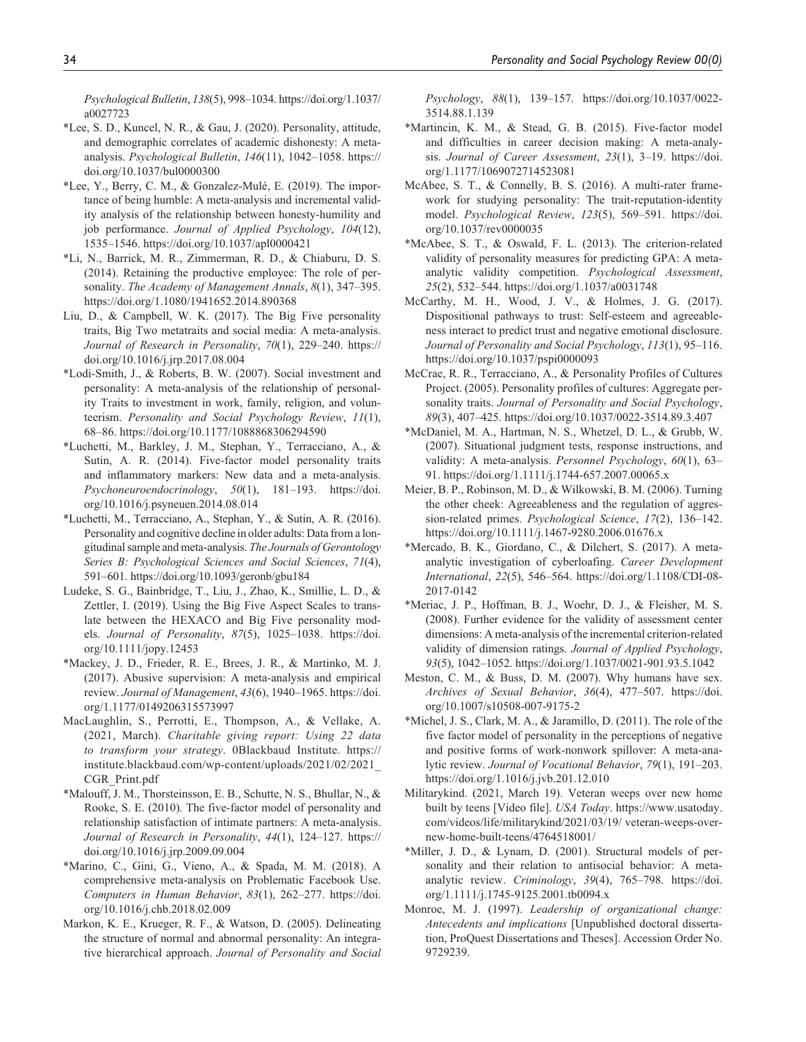*Psychological Bulletin*, *138*(5), 998–1034. https://doi.org/1.1037/a0027723

*Lee, S. D., Kuncel, N. R., & Gau, J. (2020). Personality, attitude, and demographic correlates of academic dishonesty: A meta-analysis. *Psychological Bulletin*, *146*(11), 1042–1058. https://doi.org/10.1037/bul0000300

*Lee, Y., Berry, C. M., & Gonzalez-Mulé, E. (2019). The importance of being humble: A meta-analysis and incremental validity analysis of the relationship between honesty-humility and job performance. *Journal of Applied Psychology*, *104*(12), 1535–1546. https://doi.org/10.1037/apl0000421

*Li, N., Barrick, M. R., Zimmerman, R. D., & Chiaburu, D. S. (2014). Retaining the productive employee: The role of personality. *The Academy of Management Annals*, *8*(1), 347–395. https://doi.org/1.1080/1941652.2014.890368

Liu, D., & Campbell, W. K. (2017). The Big Five personality traits, Big Two metatraits and social media: A meta-analysis. *Journal of Research in Personality*, *70*(1), 229–240. https://doi.org/10.1016/j.jrp.2017.08.004

*Lodi-Smith, J., & Roberts, B. W. (2007). Social investment and personality: A meta-analysis of the relationship of personality Traits to investment in work, family, religion, and volunteerism. *Personality and Social Psychology Review*, *11*(1), 68–86. https://doi.org/10.1177/1088868306294590

*Luchetti, M., Barkley, J. M., Stephan, Y., Terracciano, A., & Sutin, A. R. (2014). Five-factor model personality traits and inflammatory markers: New data and a meta-analysis. *Psychoneuroendocrinology*, *50*(1), 181–193. https://doi.org/10.1016/j.psyneuen.2014.08.014

*Luchetti, M., Terracciano, A., Stephan, Y., & Sutin, A. R. (2016). Personality and cognitive decline in older adults: Data from a longitudinal sample and meta-analysis. *The Journals of Gerontology Series B: Psychological Sciences and Social Sciences*, *71*(4), 591–601. https://doi.org/10.1093/geronb/gbu184

Ludeke, S. G., Bainbridge, T., Liu, J., Zhao, K., Smillie, L. D., & Zettler, I. (2019). Using the Big Five Aspect Scales to translate between the HEXACO and Big Five personality models. *Journal of Personality*, *87*(5), 1025–1038. https://doi.org/10.1111/jopy.12453

*Mackey, J. D., Frieder, R. E., Brees, J. R., & Martinko, M. J. (2017). Abusive supervision: A meta-analysis and empirical review. *Journal of Management*, *43*(6), 1940–1965. https://doi.org/1.1177/0149206315573997

MacLaughlin, S., Perrotti, E., Thompson, A., & Vellake, A. (2021, March). *Charitable giving report: Using 22 data to transform your strategy*. 0Blackbaud Institute. https://institute.blackbaud.com/wp-content/uploads/2021/02/2021_CGR_Print.pdf

*Malouff, J. M., Thorsteinsson, E. B., Schutte, N. S., Bhullar, N., & Rooke, S. E. (2010). The five-factor model of personality and relationship satisfaction of intimate partners: A meta-analysis. *Journal of Research in Personality*, *44*(1), 124–127. https://doi.org/10.1016/j.jrp.2009.09.004

*Marino, C., Gini, G., Vieno, A., & Spada, M. M. (2018). A comprehensive meta-analysis on Problematic Facebook Use. *Computers in Human Behavior*, *83*(1), 262–277. https://doi.org/10.1016/j.chb.2018.02.009

Markon, K. E., Krueger, R. F., & Watson, D. (2005). Delineating the structure of normal and abnormal personality: An integrative hierarchical approach. *Journal of Personality and Social Psychology*, *88*(1), 139–157. https://doi.org/10.1037/0022-3514.88.1.139

*Martincin, K. M., & Stead, G. B. (2015). Five-factor model and difficulties in career decision making: A meta-analysis. *Journal of Career Assessment*, *23*(1), 3–19. https://doi.org/1.1177/1069072714523081

McAbee, S. T., & Connelly, B. S. (2016). A multi-rater framework for studying personality: The trait-reputation-identity model. *Psychological Review*, *123*(5), 569–591. https://doi.org/10.1037/rev0000035

*McAbee, S. T., & Oswald, F. L. (2013). The criterion-related validity of personality measures for predicting GPA: A meta-analytic validity competition. *Psychological Assessment*, *25*(2), 532–544. https://doi.org/1.1037/a0031748

McCarthy, M. H., Wood, J. V., & Holmes, J. G. (2017). Dispositional pathways to trust: Self-esteem and agreeableness interact to predict trust and negative emotional disclosure. *Journal of Personality and Social Psychology*, *113*(1), 95–116. https://doi.org/10.1037/pspi0000093

McCrae, R. R., Terracciano, A., & Personality Profiles of Cultures Project. (2005). Personality profiles of cultures: Aggregate personality traits. *Journal of Personality and Social Psychology*, *89*(3), 407–425. https://doi.org/10.1037/0022-3514.89.3.407

*McDaniel, M. A., Hartman, N. S., Whetzel, D. L., & Grubb, W. (2007). Situational judgment tests, response instructions, and validity: A meta-analysis. *Personnel Psychology*, *60*(1), 63–91. https://doi.org/1.1111/j.1744-657.2007.00065.x

Meier, B. P., Robinson, M. D., & Wilkowski, B. M. (2006). Turning the other cheek: Agreeableness and the regulation of aggression-related primes. *Psychological Science*, *17*(2), 136–142. https://doi.org/10.1111/j.1467-9280.2006.01676.x

*Mercado, B. K., Giordano, C., & Dilchert, S. (2017). A meta-analytic investigation of cyberloafing. *Career Development International*, *22*(5), 546–564. https://doi.org/1.1108/CDI-08-2017-0142

*Meriac, J. P., Hoffman, B. J., Woehr, D. J., & Fleisher, M. S. (2008). Further evidence for the validity of assessment center dimensions: A meta-analysis of the incremental criterion-related validity of dimension ratings. *Journal of Applied Psychology*, *93*(5), 1042–1052. https://doi.org/1.1037/0021-901.93.5.1042

Meston, C. M., & Buss, D. M. (2007). Why humans have sex. *Archives of Sexual Behavior*, *36*(4), 477–507. https://doi.org/10.1007/s10508-007-9175-2

*Michel, J. S., Clark, M. A., & Jaramillo, D. (2011). The role of the five factor model of personality in the perceptions of negative and positive forms of work-nonwork spillover: A meta-analytic review. *Journal of Vocational Behavior*, *79*(1), 191–203. https://doi.org/1.1016/j.jvb.201.12.010

Militarykind. (2021, March 19). Veteran weeps over new home built by teens [Video file]. *USA Today*. https://www.usatoday.com/videos/life/militarykind/2021/03/19/ veteran-weeps-over-new-home-built-teens/4764518001/

*Miller, J. D., & Lynam, D. (2001). Structural models of personality and their relation to antisocial behavior: A meta-analytic review. *Criminology*, *39*(4), 765–798. https://doi.org/1.1111/j.1745-9125.2001.tb0094.x

Monroe, M. J. (1997). *Leadership of organizational change: Antecedents and implications* [Unpublished doctoral dissertation, ProQuest Dissertations and Theses]. Accession Order No. 9729239.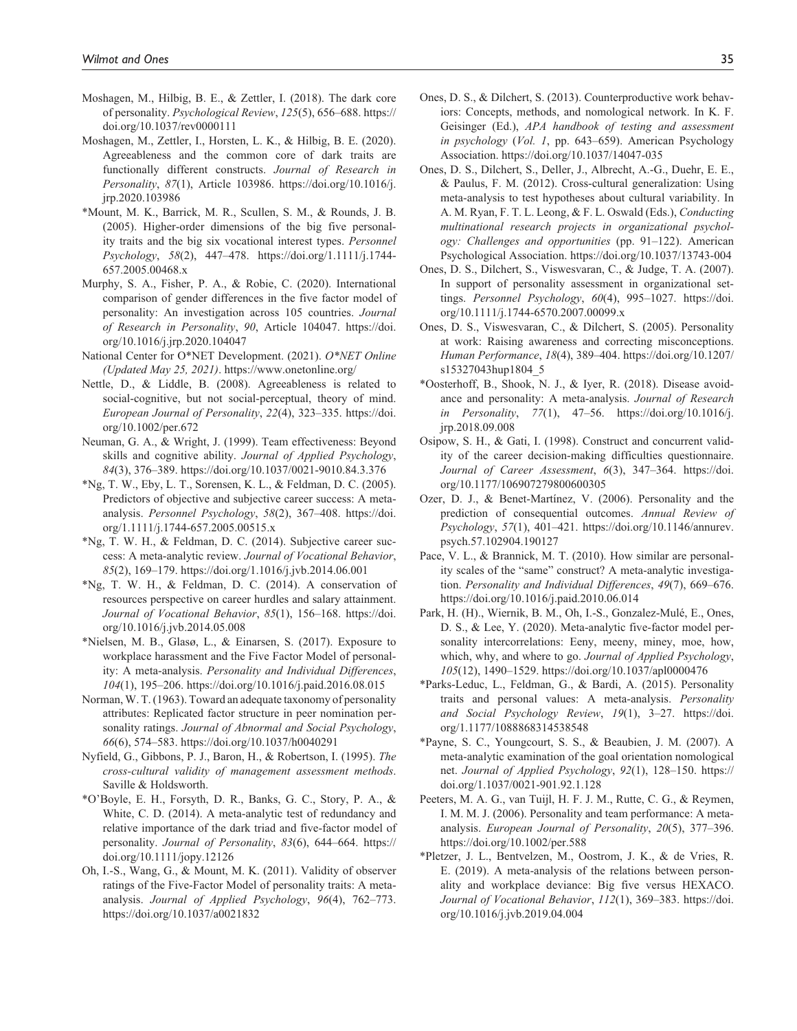Moshagen, M., Hilbig, B. E., & Zettler, I. (2018). The dark core of personality. *Psychological Review*, *125*(5), 656–688. https://doi.org/10.1037/rev0000111

Moshagen, M., Zettler, I., Horsten, L. K., & Hilbig, B. E. (2020). Agreeableness and the common core of dark traits are functionally different constructs. *Journal of Research in Personality*, *87*(1), Article 103986. https://doi.org/10.1016/j.jrp.2020.103986

*Mount, M. K., Barrick, M. R., Scullen, S. M., & Rounds, J. B. (2005). Higher-order dimensions of the big five personality traits and the big six vocational interest types. *Personnel Psychology*, *58*(2), 447–478. https://doi.org/1.1111/j.1744-657.2005.00468.x

Murphy, S. A., Fisher, P. A., & Robie, C. (2020). International comparison of gender differences in the five factor model of personality: An investigation across 105 countries. *Journal of Research in Personality*, *90*, Article 104047. https://doi.org/10.1016/j.jrp.2020.104047

National Center for O*NET Development. (2021). *O*NET Online (Updated May 25, 2021)*. https://www.onetonline.org/

Nettle, D., & Liddle, B. (2008). Agreeableness is related to social-cognitive, but not social-perceptual, theory of mind. *European Journal of Personality*, *22*(4), 323–335. https://doi.org/10.1002/per.672

Neuman, G. A., & Wright, J. (1999). Team effectiveness: Beyond skills and cognitive ability. *Journal of Applied Psychology*, *84*(3), 376–389. https://doi.org/10.1037/0021-9010.84.3.376

*Ng, T. W., Eby, L. T., Sorensen, K. L., & Feldman, D. C. (2005). Predictors of objective and subjective career success: A meta-analysis. *Personnel Psychology*, *58*(2), 367–408. https://doi.org/1.1111/j.1744-657.2005.00515.x

*Ng, T. W. H., & Feldman, D. C. (2014). Subjective career success: A meta-analytic review. *Journal of Vocational Behavior*, *85*(2), 169–179. https://doi.org/1.1016/j.jvb.2014.06.001

*Ng, T. W. H., & Feldman, D. C. (2014). A conservation of resources perspective on career hurdles and salary attainment. *Journal of Vocational Behavior*, *85*(1), 156–168. https://doi.org/10.1016/j.jvb.2014.05.008

*Nielsen, M. B., Glasø, L., & Einarsen, S. (2017). Exposure to workplace harassment and the Five Factor Model of personality: A meta-analysis. *Personality and Individual Differences*, *104*(1), 195–206. https://doi.org/10.1016/j.paid.2016.08.015

Norman, W. T. (1963). Toward an adequate taxonomy of personality attributes: Replicated factor structure in peer nomination personality ratings. *Journal of Abnormal and Social Psychology*, *66*(6), 574–583. https://doi.org/10.1037/h0040291

Nyfield, G., Gibbons, P. J., Baron, H., & Robertson, I. (1995). *The cross-cultural validity of management assessment methods*. Saville & Holdsworth.

*O'Boyle, E. H., Forsyth, D. R., Banks, G. C., Story, P. A., & White, C. D. (2014). A meta-analytic test of redundancy and relative importance of the dark triad and five-factor model of personality. *Journal of Personality*, *83*(6), 644–664. https://doi.org/10.1111/jopy.12126

Oh, I.-S., Wang, G., & Mount, M. K. (2011). Validity of observer ratings of the Five-Factor Model of personality traits: A meta-analysis. *Journal of Applied Psychology*, *96*(4), 762–773. https://doi.org/10.1037/a0021832

Ones, D. S., & Dilchert, S. (2013). Counterproductive work behaviors: Concepts, methods, and nomological network. In K. F. Geisinger (Ed.), *APA handbook of testing and assessment in psychology* (*Vol. 1*, pp. 643–659). American Psychology Association. https://doi.org/10.1037/14047-035

Ones, D. S., Dilchert, S., Deller, J., Albrecht, A.-G., Duehr, E. E., & Paulus, F. M. (2012). Cross-cultural generalization: Using meta-analysis to test hypotheses about cultural variability. In A. M. Ryan, F. T. L. Leong, & F. L. Oswald (Eds.), *Conducting multinational research projects in organizational psychology: Challenges and opportunities* (pp. 91–122). American Psychological Association. https://doi.org/10.1037/13743-004

Ones, D. S., Dilchert, S., Viswesvaran, C., & Judge, T. A. (2007). In support of personality assessment in organizational settings. *Personnel Psychology*, *60*(4), 995–1027. https://doi.org/10.1111/j.1744-6570.2007.00099.x

Ones, D. S., Viswesvaran, C., & Dilchert, S. (2005). Personality at work: Raising awareness and correcting misconceptions. *Human Performance*, *18*(4), 389–404. https://doi.org/10.1207/s15327043hup1804_5

*Oosterhoff, B., Shook, N. J., & Iyer, R. (2018). Disease avoidance and personality: A meta-analysis. *Journal of Research in Personality*, *77*(1), 47–56. https://doi.org/10.1016/j.jrp.2018.09.008

Osipow, S. H., & Gati, I. (1998). Construct and concurrent validity of the career decision-making difficulties questionnaire. *Journal of Career Assessment*, *6*(3), 347–364. https://doi.org/10.1177/106907279800600305

Ozer, D. J., & Benet-Martínez, V. (2006). Personality and the prediction of consequential outcomes. *Annual Review of Psychology*, *57*(1), 401–421. https://doi.org/10.1146/annurev.psych.57.102904.190127

Pace, V. L., & Brannick, M. T. (2010). How similar are personality scales of the "same" construct? A meta-analytic investigation. *Personality and Individual Differences*, *49*(7), 669–676. https://doi.org/10.1016/j.paid.2010.06.014

Park, H. (H)., Wiernik, B. M., Oh, I.-S., Gonzalez-Mulé, E., Ones, D. S., & Lee, Y. (2020). Meta-analytic five-factor model personality intercorrelations: Eeny, meeny, miney, moe, how, which, why, and where to go. *Journal of Applied Psychology*, *105*(12), 1490–1529. https://doi.org/10.1037/apl0000476

*Parks-Leduc, L., Feldman, G., & Bardi, A. (2015). Personality traits and personal values: A meta-analysis. *Personality and Social Psychology Review*, *19*(1), 3–27. https://doi.org/1.1177/1088868314538548

*Payne, S. C., Youngcourt, S. S., & Beaubien, J. M. (2007). A meta-analytic examination of the goal orientation nomological net. *Journal of Applied Psychology*, *92*(1), 128–150. https://doi.org/1.1037/0021-901.92.1.128

Peeters, M. A. G., van Tuijl, H. F. J. M., Rutte, C. G., & Reymen, I. M. M. J. (2006). Personality and team performance: A meta-analysis. *European Journal of Personality*, *20*(5), 377–396. https://doi.org/10.1002/per.588

*Pletzer, J. L., Bentvelzen, M., Oostrom, J. K., & de Vries, R. E. (2019). A meta-analysis of the relations between personality and workplace deviance: Big five versus HEXACO. *Journal of Vocational Behavior*, *112*(1), 369–383. https://doi.org/10.1016/j.jvb.2019.04.004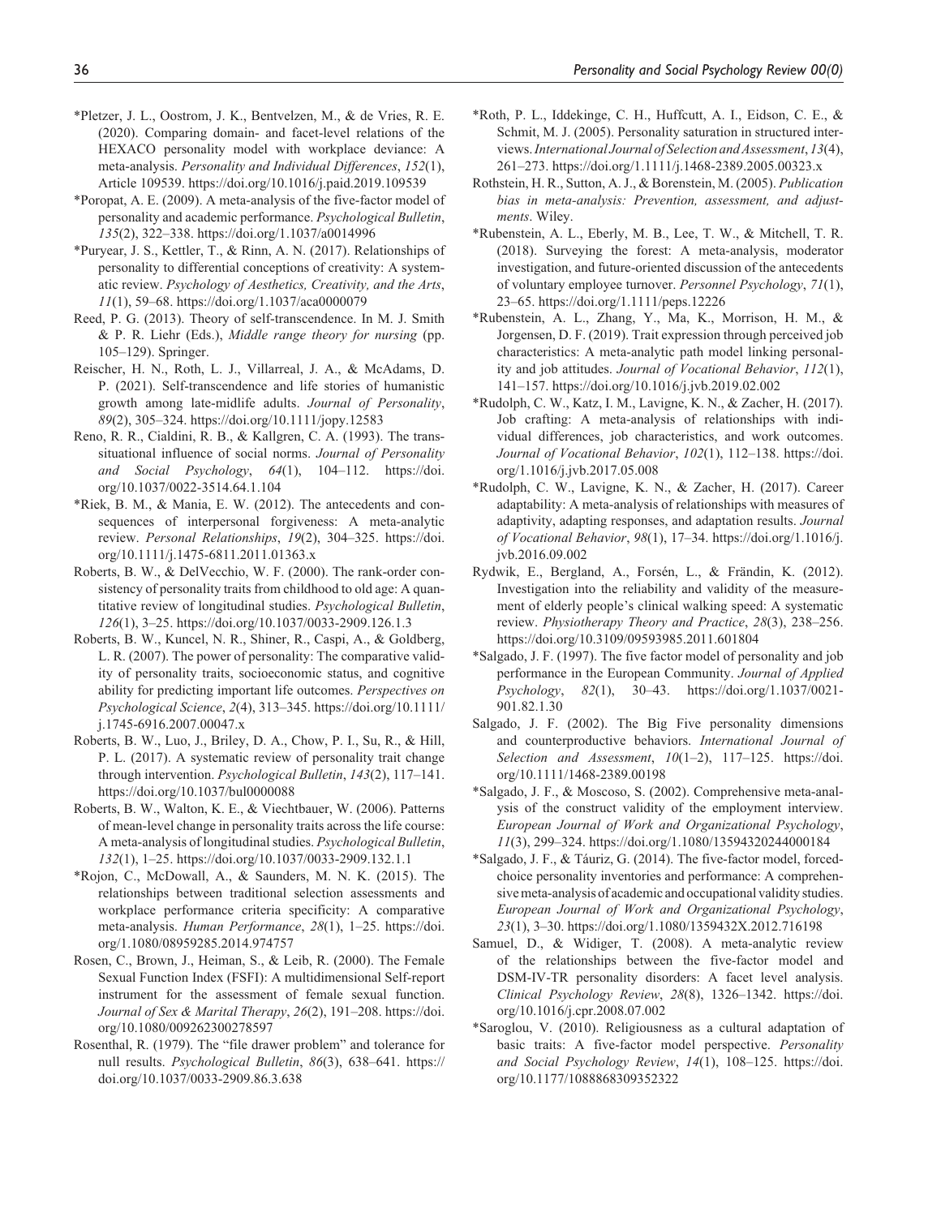*Pletzer, J. L., Oostrom, J. K., Bentvelzen, M., & de Vries, R. E. (2020). Comparing domain- and facet-level relations of the HEXACO personality model with workplace deviance: A meta-analysis. *Personality and Individual Differences*, *152*(1), Article 109539. https://doi.org/10.1016/j.paid.2019.109539

*Poropat, A. E. (2009). A meta-analysis of the five-factor model of personality and academic performance. *Psychological Bulletin*, *135*(2), 322–338. https://doi.org/10.1037/a0014996

*Puryear, J. S., Kettler, T., & Rinn, A. N. (2017). Relationships of personality to differential conceptions of creativity: A systematic review. *Psychology of Aesthetics, Creativity, and the Arts*, *11*(1), 59–68. https://doi.org/10.1037/aca0000079

Reed, P. G. (2013). Theory of self-transcendence. In M. J. Smith & P. R. Liehr (Eds.), *Middle range theory for nursing* (pp. 105–129). Springer.

Reischer, H. N., Roth, L. J., Villarreal, J. A., & McAdams, D. P. (2021). Self-transcendence and life stories of humanistic growth among late-midlife adults. *Journal of Personality*, *89*(2), 305–324. https://doi.org/10.1111/jopy.12583

Reno, R. R., Cialdini, R. B., & Kallgren, C. A. (1993). The transsituational influence of social norms. *Journal of Personality and Social Psychology*, *64*(1), 104–112. https://doi.org/10.1037/0022-3514.64.1.104

*Riek, B. M., & Mania, E. W. (2012). The antecedents and consequences of interpersonal forgiveness: A meta-analytic review. *Personal Relationships*, *19*(2), 304–325. https://doi.org/10.1111/j.1475-6811.2011.01363.x

Roberts, B. W., & DelVecchio, W. F. (2000). The rank-order consistency of personality traits from childhood to old age: A quantitative review of longitudinal studies. *Psychological Bulletin*, *126*(1), 3–25. https://doi.org/10.1037/0033-2909.126.1.3

Roberts, B. W., Kuncel, N. R., Shiner, R., Caspi, A., & Goldberg, L. R. (2007). The power of personality: The comparative validity of personality traits, socioeconomic status, and cognitive ability for predicting important life outcomes. *Perspectives on Psychological Science*, *2*(4), 313–345. https://doi.org/10.1111/j.1745-6916.2007.00047.x

Roberts, B. W., Luo, J., Briley, D. A., Chow, P. I., Su, R., & Hill, P. L. (2017). A systematic review of personality trait change through intervention. *Psychological Bulletin*, *143*(2), 117–141. https://doi.org/10.1037/bul0000088

Roberts, B. W., Walton, K. E., & Viechtbauer, W. (2006). Patterns of mean-level change in personality traits across the life course: A meta-analysis of longitudinal studies. *Psychological Bulletin*, *132*(1), 1–25. https://doi.org/10.1037/0033-2909.132.1.1

*Rojon, C., McDowall, A., & Saunders, M. N. K. (2015). The relationships between traditional selection assessments and workplace performance criteria specificity: A comparative meta-analysis. *Human Performance*, *28*(1), 1–25. https://doi.org/1.1080/08959285.2014.974757

Rosen, C., Brown, J., Heiman, S., & Leib, R. (2000). The Female Sexual Function Index (FSFI): A multidimensional Self-report instrument for the assessment of female sexual function. *Journal of Sex & Marital Therapy*, *26*(2), 191–208. https://doi.org/10.1080/009262300278597

Rosenthal, R. (1979). The "file drawer problem" and tolerance for null results. *Psychological Bulletin*, *86*(3), 638–641. https://doi.org/10.1037/0033-2909.86.3.638

*Roth, P. L., Iddekinge, C. H., Huffcutt, A. I., Eidson, C. E., & Schmit, M. J. (2005). Personality saturation in structured interviews. *International Journal of Selection and Assessment*, *13*(4), 261–273. https://doi.org/1.1111/j.1468-2389.2005.00323.x

Rothstein, H. R., Sutton, A. J., & Borenstein, M. (2005). *Publication bias in meta-analysis: Prevention, assessment, and adjustments*. Wiley.

*Rubenstein, A. L., Eberly, M. B., Lee, T. W., & Mitchell, T. R. (2018). Surveying the forest: A meta-analysis, moderator investigation, and future-oriented discussion of the antecedents of voluntary employee turnover. *Personnel Psychology*, *71*(1), 23–65. https://doi.org/1.1111/peps.12226

*Rubenstein, A. L., Zhang, Y., Ma, K., Morrison, H. M., & Jorgensen, D. F. (2019). Trait expression through perceived job characteristics: A meta-analytic path model linking personality and job attitudes. *Journal of Vocational Behavior*, *112*(1), 141–157. https://doi.org/10.1016/j.jvb.2019.02.002

*Rudolph, C. W., Katz, I. M., Lavigne, K. N., & Zacher, H. (2017). Job crafting: A meta-analysis of relationships with individual differences, job characteristics, and work outcomes. *Journal of Vocational Behavior*, *102*(1), 112–138. https://doi.org/1.1016/j.jvb.2017.05.008

*Rudolph, C. W., Lavigne, K. N., & Zacher, H. (2017). Career adaptability: A meta-analysis of relationships with measures of adaptivity, adapting responses, and adaptation results. *Journal of Vocational Behavior*, *98*(1), 17–34. https://doi.org/1.1016/j.jvb.2016.09.002

Rydwik, E., Bergland, A., Forsén, L., & Frändin, K. (2012). Investigation into the reliability and validity of the measurement of elderly people's clinical walking speed: A systematic review. *Physiotherapy Theory and Practice*, *28*(3), 238–256. https://doi.org/10.3109/09593985.2011.601804

*Salgado, J. F. (1997). The five factor model of personality and job performance in the European Community. *Journal of Applied Psychology*, *82*(1), 30–43. https://doi.org/1.1037/0021-901.82.1.30

Salgado, J. F. (2002). The Big Five personality dimensions and counterproductive behaviors. *International Journal of Selection and Assessment*, *10*(1–2), 117–125. https://doi.org/10.1111/1468-2389.00198

*Salgado, J. F., & Moscoso, S. (2002). Comprehensive meta-analysis of the construct validity of the employment interview. *European Journal of Work and Organizational Psychology*, *11*(3), 299–324. https://doi.org/1.1080/13594320244000184

*Salgado, J. F., & Táuriz, G. (2014). The five-factor model, forced-choice personality inventories and performance: A comprehensive meta-analysis of academic and occupational validity studies. *European Journal of Work and Organizational Psychology*, *23*(1), 3–30. https://doi.org/1.1080/1359432X.2012.716198

Samuel, D., & Widiger, T. (2008). A meta-analytic review of the relationships between the five-factor model and DSM-IV-TR personality disorders: A facet level analysis. *Clinical Psychology Review*, *28*(8), 1326–1342. https://doi.org/10.1016/j.cpr.2008.07.002

*Saroglou, V. (2010). Religiousness as a cultural adaptation of basic traits: A five-factor model perspective. *Personality and Social Psychology Review*, *14*(1), 108–125. https://doi.org/10.1177/1088868309352322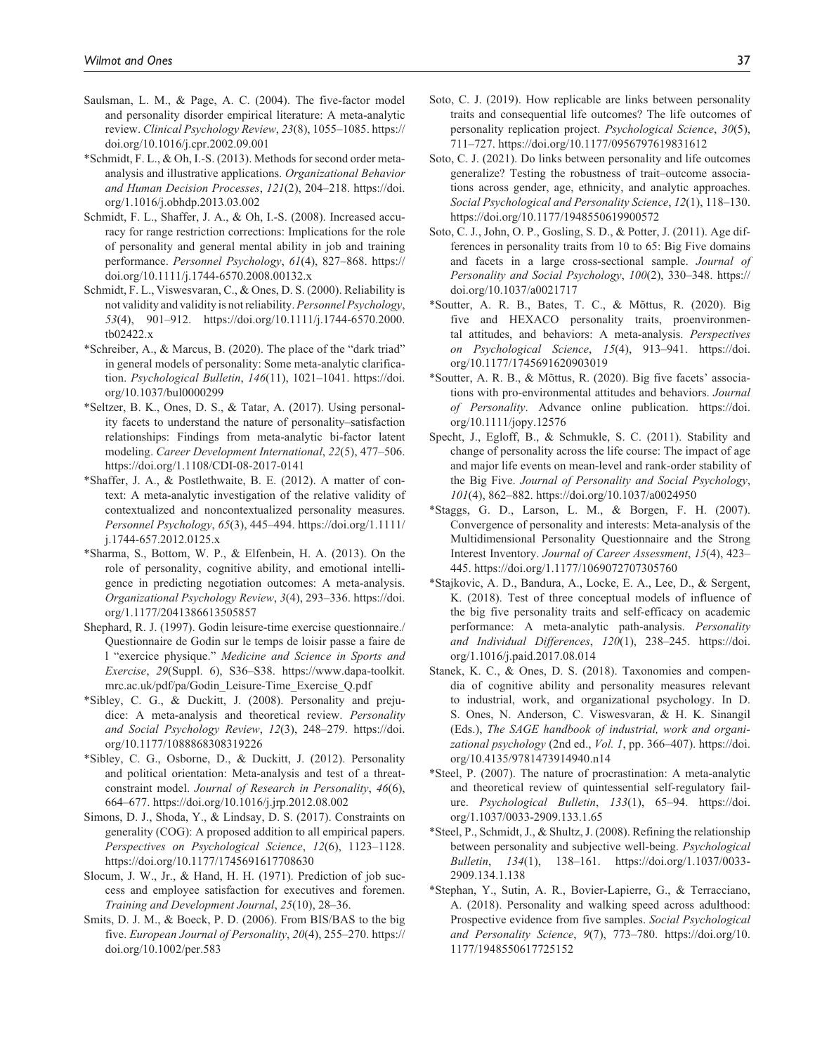Saulsman, L. M., & Page, A. C. (2004). The five-factor model and personality disorder empirical literature: A meta-analytic review. *Clinical Psychology Review*, *23*(8), 1055–1085. https://doi.org/10.1016/j.cpr.2002.09.001

*Schmidt, F. L., & Oh, I.-S. (2013). Methods for second order meta-analysis and illustrative applications. *Organizational Behavior and Human Decision Processes*, *121*(2), 204–218. https://doi.org/1.1016/j.obhdp.2013.03.002

Schmidt, F. L., Shaffer, J. A., & Oh, I.-S. (2008). Increased accuracy for range restriction corrections: Implications for the role of personality and general mental ability in job and training performance. *Personnel Psychology*, *61*(4), 827–868. https://doi.org/10.1111/j.1744-6570.2008.00132.x

Schmidt, F. L., Viswesvaran, C., & Ones, D. S. (2000). Reliability is not validity and validity is not reliability. *Personnel Psychology*, *53*(4), 901–912. https://doi.org/10.1111/j.1744-6570.2000.tb02422.x

*Schreiber, A., & Marcus, B. (2020). The place of the "dark triad" in general models of personality: Some meta-analytic clarification. *Psychological Bulletin*, *146*(11), 1021–1041. https://doi.org/10.1037/bul0000299

*Seltzer, B. K., Ones, D. S., & Tatar, A. (2017). Using personality facets to understand the nature of personality–satisfaction relationships: Findings from meta-analytic bi-factor latent modeling. *Career Development International*, *22*(5), 477–506. https://doi.org/1.1108/CDI-08-2017-0141

*Shaffer, J. A., & Postlethwaite, B. E. (2012). A matter of context: A meta-analytic investigation of the relative validity of contextualized and noncontextualized personality measures. *Personnel Psychology*, *65*(3), 445–494. https://doi.org/1.1111/j.1744-657.2012.0125.x

*Sharma, S., Bottom, W. P., & Elfenbein, H. A. (2013). On the role of personality, cognitive ability, and emotional intelligence in predicting negotiation outcomes: A meta-analysis. *Organizational Psychology Review*, *3*(4), 293–336. https://doi.org/1.1177/2041386613505857

Shephard, R. J. (1997). Godin leisure-time exercise questionnaire./Questionnaire de Godin sur le temps de loisir passe a faire de l "exercice physique." *Medicine and Science in Sports and Exercise*, *29*(Suppl. 6), S36–S38. https://www.dapa-toolkit.mrc.ac.uk/pdf/pa/Godin_Leisure-Time_Exercise_Q.pdf

*Sibley, C. G., & Duckitt, J. (2008). Personality and prejudice: A meta-analysis and theoretical review. *Personality and Social Psychology Review*, *12*(3), 248–279. https://doi.org/10.1177/1088868308319226

*Sibley, C. G., Osborne, D., & Duckitt, J. (2012). Personality and political orientation: Meta-analysis and test of a threat-constraint model. *Journal of Research in Personality*, *46*(6), 664–677. https://doi.org/10.1016/j.jrp.2012.08.002

Simons, D. J., Shoda, Y., & Lindsay, D. S. (2017). Constraints on generality (COG): A proposed addition to all empirical papers. *Perspectives on Psychological Science*, *12*(6), 1123–1128. https://doi.org/10.1177/1745691617708630

Slocum, J. W., Jr., & Hand, H. H. (1971). Prediction of job success and employee satisfaction for executives and foremen. *Training and Development Journal*, *25*(10), 28–36.

Smits, D. J. M., & Boeck, P. D. (2006). From BIS/BAS to the big five. *European Journal of Personality*, *20*(4), 255–270. https://doi.org/10.1002/per.583

Soto, C. J. (2019). How replicable are links between personality traits and consequential life outcomes? The life outcomes of personality replication project. *Psychological Science*, *30*(5), 711–727. https://doi.org/10.1177/0956797619831612

Soto, C. J. (2021). Do links between personality and life outcomes generalize? Testing the robustness of trait–outcome associations across gender, age, ethnicity, and analytic approaches. *Social Psychological and Personality Science*, *12*(1), 118–130. https://doi.org/10.1177/1948550619900572

Soto, C. J., John, O. P., Gosling, S. D., & Potter, J. (2011). Age differences in personality traits from 10 to 65: Big Five domains and facets in a large cross-sectional sample. *Journal of Personality and Social Psychology*, *100*(2), 330–348. https://doi.org/10.1037/a0021717

*Soutter, A. R. B., Bates, T. C., & Mõttus, R. (2020). Big five and HEXACO personality traits, proenvironmental attitudes, and behaviors: A meta-analysis. *Perspectives on Psychological Science*, *15*(4), 913–941. https://doi.org/10.1177/1745691620903019

*Soutter, A. R. B., & Mõttus, R. (2020). Big five facets' associations with pro-environmental attitudes and behaviors. *Journal of Personality*. Advance online publication. https://doi.org/10.1111/jopy.12576

Specht, J., Egloff, B., & Schmukle, S. C. (2011). Stability and change of personality across the life course: The impact of age and major life events on mean-level and rank-order stability of the Big Five. *Journal of Personality and Social Psychology*, *101*(4), 862–882. https://doi.org/10.1037/a0024950

*Staggs, G. D., Larson, L. M., & Borgen, F. H. (2007). Convergence of personality and interests: Meta-analysis of the Multidimensional Personality Questionnaire and the Strong Interest Inventory. *Journal of Career Assessment*, *15*(4), 423–445. https://doi.org/1.1177/1069072707305760

*Stajkovic, A. D., Bandura, A., Locke, E. A., Lee, D., & Sergent, K. (2018). Test of three conceptual models of influence of the big five personality traits and self-efficacy on academic performance: A meta-analytic path-analysis. *Personality and Individual Differences*, *120*(1), 238–245. https://doi.org/1.1016/j.paid.2017.08.014

Stanek, K. C., & Ones, D. S. (2018). Taxonomies and compendia of cognitive ability and personality measures relevant to industrial, work, and organizational psychology. In D. S. Ones, N. Anderson, C. Viswesvaran, & H. K. Sinangil (Eds.), *The SAGE handbook of industrial, work and organizational psychology* (2nd ed., *Vol. 1*, pp. 366–407). https://doi.org/10.4135/9781473914940.n14

*Steel, P. (2007). The nature of procrastination: A meta-analytic and theoretical review of quintessential self-regulatory failure. *Psychological Bulletin*, *133*(1), 65–94. https://doi.org/1.1037/0033-2909.133.1.65

*Steel, P., Schmidt, J., & Shultz, J. (2008). Refining the relationship between personality and subjective well-being. *Psychological Bulletin*, *134*(1), 138–161. https://doi.org/1.1037/0033-2909.134.1.138

*Stephan, Y., Sutin, A. R., Bovier-Lapierre, G., & Terracciano, A. (2018). Personality and walking speed across adulthood: Prospective evidence from five samples. *Social Psychological and Personality Science*, *9*(7), 773–780. https://doi.org/10.1177/1948550617725152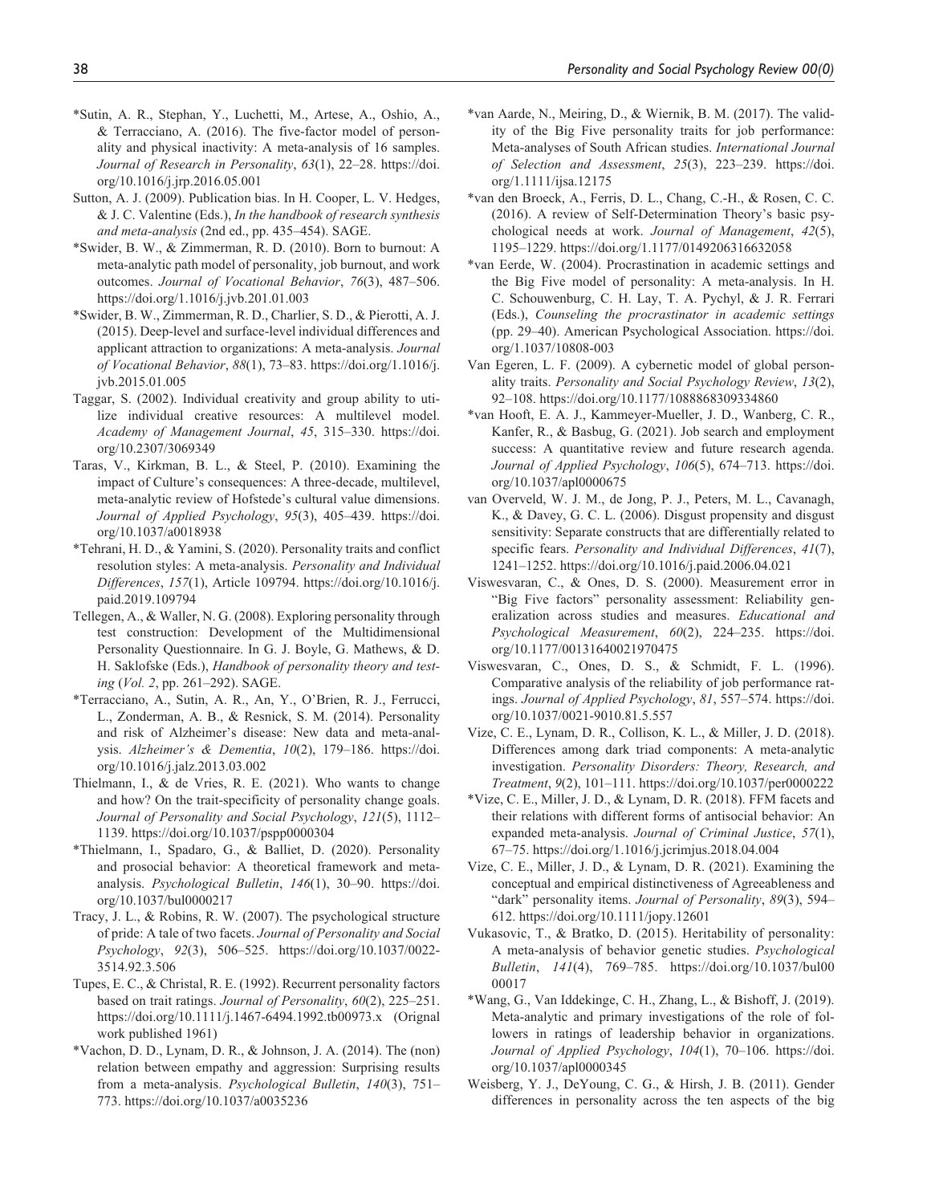*Sutin, A. R., Stephan, Y., Luchetti, M., Artese, A., Oshio, A., & Terracciano, A. (2016). The five-factor model of personality and physical inactivity: A meta-analysis of 16 samples. *Journal of Research in Personality*, *63*(1), 22–28. https://doi.org/10.1016/j.jrp.2016.05.001

Sutton, A. J. (2009). Publication bias. In H. Cooper, L. V. Hedges, & J. C. Valentine (Eds.), *In the handbook of research synthesis and meta-analysis* (2nd ed., pp. 435–454). SAGE.

*Swider, B. W., & Zimmerman, R. D. (2010). Born to burnout: A meta-analytic path model of personality, job burnout, and work outcomes. *Journal of Vocational Behavior*, *76*(3), 487–506. https://doi.org/1.1016/j.jvb.201.01.003

*Swider, B. W., Zimmerman, R. D., Charlier, S. D., & Pierotti, A. J. (2015). Deep-level and surface-level individual differences and applicant attraction to organizations: A meta-analysis. *Journal of Vocational Behavior*, *88*(1), 73–83. https://doi.org/1.1016/j.jvb.2015.01.005

Taggar, S. (2002). Individual creativity and group ability to utilize individual creative resources: A multilevel model. *Academy of Management Journal*, *45*, 315–330. https://doi.org/10.2307/3069349

Taras, V., Kirkman, B. L., & Steel, P. (2010). Examining the impact of Culture's consequences: A three-decade, multilevel, meta-analytic review of Hofstede's cultural value dimensions. *Journal of Applied Psychology*, *95*(3), 405–439. https://doi.org/10.1037/a0018938

*Tehrani, H. D., & Yamini, S. (2020). Personality traits and conflict resolution styles: A meta-analysis. *Personality and Individual Differences*, *157*(1), Article 109794. https://doi.org/10.1016/j.paid.2019.109794

Tellegen, A., & Waller, N. G. (2008). Exploring personality through test construction: Development of the Multidimensional Personality Questionnaire. In G. J. Boyle, G. Mathews, & D. H. Saklofske (Eds.), *Handbook of personality theory and testing* (*Vol. 2*, pp. 261–292). SAGE.

*Terracciano, A., Sutin, A. R., An, Y., O'Brien, R. J., Ferrucci, L., Zonderman, A. B., & Resnick, S. M. (2014). Personality and risk of Alzheimer's disease: New data and meta-analysis. *Alzheimer's & Dementia*, *10*(2), 179–186. https://doi.org/10.1016/j.jalz.2013.03.002

Thielmann, I., & de Vries, R. E. (2021). Who wants to change and how? On the trait-specificity of personality change goals. *Journal of Personality and Social Psychology*, *121*(5), 1112–1139. https://doi.org/10.1037/pspp0000304

*Thielmann, I., Spadaro, G., & Balliet, D. (2020). Personality and prosocial behavior: A theoretical framework and meta-analysis. *Psychological Bulletin*, *146*(1), 30–90. https://doi.org/10.1037/bul0000217

Tracy, J. L., & Robins, R. W. (2007). The psychological structure of pride: A tale of two facets. *Journal of Personality and Social Psychology*, *92*(3), 506–525. https://doi.org/10.1037/0022-3514.92.3.506

Tupes, E. C., & Christal, R. E. (1992). Recurrent personality factors based on trait ratings. *Journal of Personality*, *60*(2), 225–251. https://doi.org/10.1111/j.1467-6494.1992.tb00973.x (Orignal work published 1961)

*Vachon, D. D., Lynam, D. R., & Johnson, J. A. (2014). The (non) relation between empathy and aggression: Surprising results from a meta-analysis. *Psychological Bulletin*, *140*(3), 751–773. https://doi.org/10.1037/a0035236

*van Aarde, N., Meiring, D., & Wiernik, B. M. (2017). The validity of the Big Five personality traits for job performance: Meta-analyses of South African studies. *International Journal of Selection and Assessment*, *25*(3), 223–239. https://doi.org/1.1111/ijsa.12175

*van den Broeck, A., Ferris, D. L., Chang, C.-H., & Rosen, C. C. (2016). A review of Self-Determination Theory's basic psychological needs at work. *Journal of Management*, *42*(5), 1195–1229. https://doi.org/1.1177/0149206316632058

*van Eerde, W. (2004). Procrastination in academic settings and the Big Five model of personality: A meta-analysis. In H. C. Schouwenburg, C. H. Lay, T. A. Pychyl, & J. R. Ferrari (Eds.), *Counseling the procrastinator in academic settings* (pp. 29–40). American Psychological Association. https://doi.org/1.1037/10808-003

Van Egeren, L. F. (2009). A cybernetic model of global personality traits. *Personality and Social Psychology Review*, *13*(2), 92–108. https://doi.org/10.1177/1088868309334860

*van Hooft, E. A. J., Kammeyer-Mueller, J. D., Wanberg, C. R., Kanfer, R., & Basbug, G. (2021). Job search and employment success: A quantitative review and future research agenda. *Journal of Applied Psychology*, *106*(5), 674–713. https://doi.org/10.1037/apl0000675

van Overveld, W. J. M., de Jong, P. J., Peters, M. L., Cavanagh, K., & Davey, G. C. L. (2006). Disgust propensity and disgust sensitivity: Separate constructs that are differentially related to specific fears. *Personality and Individual Differences*, *41*(7), 1241–1252. https://doi.org/10.1016/j.paid.2006.04.021

Viswesvaran, C., & Ones, D. S. (2000). Measurement error in "Big Five factors" personality assessment: Reliability generalization across studies and measures. *Educational and Psychological Measurement*, *60*(2), 224–235. https://doi.org/10.1177/00131640021970475

Viswesvaran, C., Ones, D. S., & Schmidt, F. L. (1996). Comparative analysis of the reliability of job performance ratings. *Journal of Applied Psychology*, *81*, 557–574. https://doi.org/10.1037/0021-9010.81.5.557

Vize, C. E., Lynam, D. R., Collison, K. L., & Miller, J. D. (2018). Differences among dark triad components: A meta-analytic investigation. *Personality Disorders: Theory, Research, and Treatment*, *9*(2), 101–111. https://doi.org/10.1037/per0000222

*Vize, C. E., Miller, J. D., & Lynam, D. R. (2018). FFM facets and their relations with different forms of antisocial behavior: An expanded meta-analysis. *Journal of Criminal Justice*, *57*(1), 67–75. https://doi.org/1.1016/j.jcrimjus.2018.04.004

Vize, C. E., Miller, J. D., & Lynam, D. R. (2021). Examining the conceptual and empirical distinctiveness of Agreeableness and "dark" personality items. *Journal of Personality*, *89*(3), 594–612. https://doi.org/10.1111/jopy.12601

Vukasovic, T., & Bratko, D. (2015). Heritability of personality: A meta-analysis of behavior genetic studies. *Psychological Bulletin*, *141*(4), 769–785. https://doi.org/10.1037/bul0000017

*Wang, G., Van Iddekinge, C. H., Zhang, L., & Bishoff, J. (2019). Meta-analytic and primary investigations of the role of followers in ratings of leadership behavior in organizations. *Journal of Applied Psychology*, *104*(1), 70–106. https://doi.org/10.1037/apl0000345

Weisberg, Y. J., DeYoung, C. G., & Hirsh, J. B. (2011). Gender differences in personality across the ten aspects of the big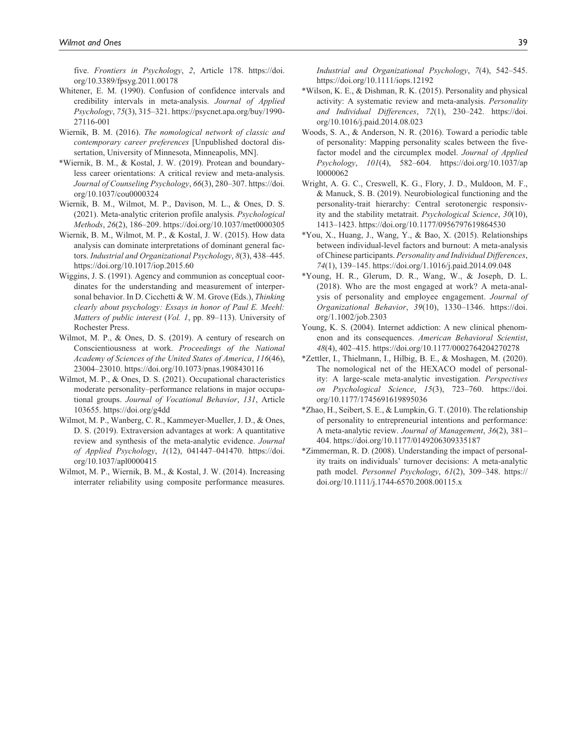five. *Frontiers in Psychology*, *2*, Article 178. https://doi.org/10.3389/fpsyg.2011.00178

Whitener, E. M. (1990). Confusion of confidence intervals and credibility intervals in meta-analysis. *Journal of Applied Psychology*, *75*(3), 315–321. https://psycnet.apa.org/buy/1990-27116-001

Wiernik, B. M. (2016). *The nomological network of classic and contemporary career preferences* [Unpublished doctoral dissertation, University of Minnesota, Minneapolis, MN].

*Wiernik, B. M., & Kostal, J. W. (2019). Protean and boundaryless career orientations: A critical review and meta-analysis. *Journal of Counseling Psychology*, *66*(3), 280–307. https://doi.org/10.1037/cou0000324

Wiernik, B. M., Wilmot, M. P., Davison, M. L., & Ones, D. S. (2021). Meta-analytic criterion profile analysis. *Psychological Methods*, *26*(2), 186–209. https://doi.org/10.1037/met0000305

Wiernik, B. M., Wilmot, M. P., & Kostal, J. W. (2015). How data analysis can dominate interpretations of dominant general factors. *Industrial and Organizational Psychology*, *8*(3), 438–445. https://doi.org/10.1017/iop.2015.60

Wiggins, J. S. (1991). Agency and communion as conceptual coordinates for the understanding and measurement of interpersonal behavior. In D. Cicchetti & W. M. Grove (Eds.), *Thinking clearly about psychology: Essays in honor of Paul E. Meehl: Matters of public interest* (*Vol. 1*, pp. 89–113). University of Rochester Press.

Wilmot, M. P., & Ones, D. S. (2019). A century of research on Conscientiousness at work. *Proceedings of the National Academy of Sciences of the United States of America*, *116*(46), 23004–23010. https://doi.org/10.1073/pnas.1908430116

Wilmot, M. P., & Ones, D. S. (2021). Occupational characteristics moderate personality–performance relations in major occupational groups. *Journal of Vocational Behavior*, *131*, Article 103655. https://doi.org/g4dd

Wilmot, M. P., Wanberg, C. R., Kammeyer-Mueller, J. D., & Ones, D. S. (2019). Extraversion advantages at work: A quantitative review and synthesis of the meta-analytic evidence. *Journal of Applied Psychology*, *1*(12), 041447–041470. https://doi.org/10.1037/apl0000415

Wilmot, M. P., Wiernik, B. M., & Kostal, J. W. (2014). Increasing interrater reliability using composite performance measures. *Industrial and Organizational Psychology*, *7*(4), 542–545. https://doi.org/10.1111/iops.12192

*Wilson, K. E., & Dishman, R. K. (2015). Personality and physical activity: A systematic review and meta-analysis. *Personality and Individual Differences*, *72*(1), 230–242. https://doi.org/10.1016/j.paid.2014.08.023

Woods, S. A., & Anderson, N. R. (2016). Toward a periodic table of personality: Mapping personality scales between the five-factor model and the circumplex model. *Journal of Applied Psychology*, *101*(4), 582–604. https://doi.org/10.1037/apl0000062

Wright, A. G. C., Creswell, K. G., Flory, J. D., Muldoon, M. F., & Manuck, S. B. (2019). Neurobiological functioning and the personality-trait hierarchy: Central serotonergic responsivity and the stability metatrait. *Psychological Science*, *30*(10), 1413–1423. https://doi.org/10.1177/0956797619864530

*You, X., Huang, J., Wang, Y., & Bao, X. (2015). Relationships between individual-level factors and burnout: A meta-analysis of Chinese participants. *Personality and Individual Differences*, *74*(1), 139–145. https://doi.org/1.1016/j.paid.2014.09.048

*Young, H. R., Glerum, D. R., Wang, W., & Joseph, D. L. (2018). Who are the most engaged at work? A meta-analysis of personality and employee engagement. *Journal of Organizational Behavior*, *39*(10), 1330–1346. https://doi.org/1.1002/job.2303

Young, K. S. (2004). Internet addiction: A new clinical phenomenon and its consequences. *American Behavioral Scientist*, *48*(4), 402–415. https://doi.org/10.1177/0002764204270278

*Zettler, I., Thielmann, I., Hilbig, B. E., & Moshagen, M. (2020). The nomological net of the HEXACO model of personality: A large-scale meta-analytic investigation. *Perspectives on Psychological Science*, *15*(3), 723–760. https://doi.org/10.1177/1745691619895036

*Zhao, H., Seibert, S. E., & Lumpkin, G. T. (2010). The relationship of personality to entrepreneurial intentions and performance: A meta-analytic review. *Journal of Management*, *36*(2), 381–404. https://doi.org/10.1177/0149206309335187

*Zimmerman, R. D. (2008). Understanding the impact of personality traits on individuals' turnover decisions: A meta-analytic path model. *Personnel Psychology*, *61*(2), 309–348. https://doi.org/10.1111/j.1744-6570.2008.00115.x